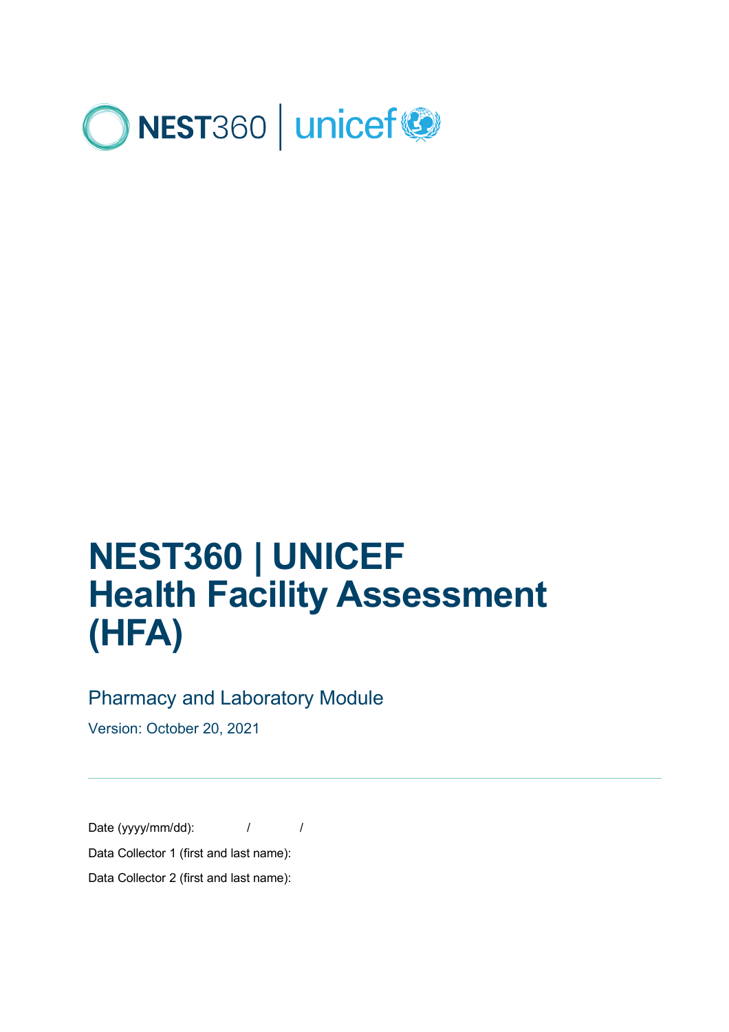# NEST360 | UNICEF
# Health Facility Assessment (HFA)

## Pharmacy and Laboratory Module

Version: October 20, 2021

---

Date (yyyy/mm/dd): / /

Data Collector 1 (first and last name):

Data Collector 2 (first and last name):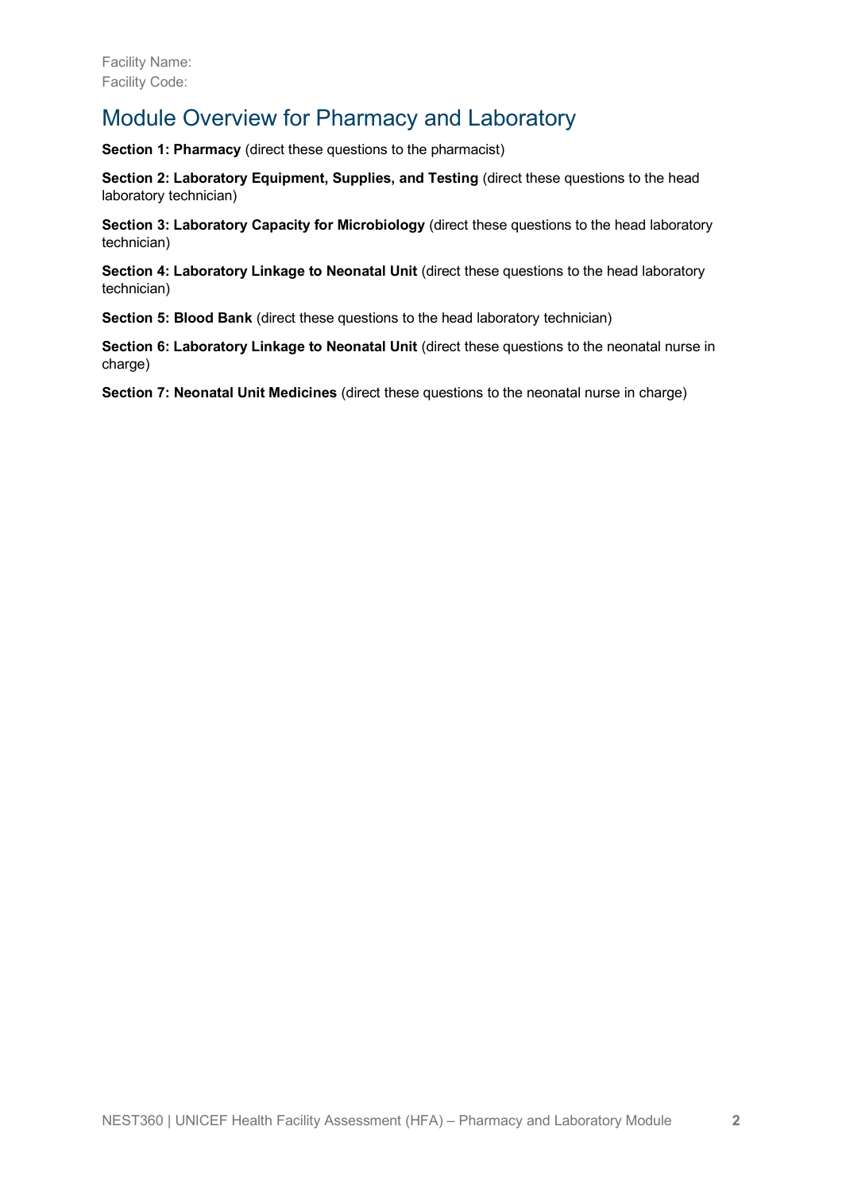Facility Name:
Facility Code:

## Module Overview for Pharmacy and Laboratory

**Section 1: Pharmacy** (direct these questions to the pharmacist)

**Section 2: Laboratory Equipment, Supplies, and Testing** (direct these questions to the head laboratory technician)

**Section 3: Laboratory Capacity for Microbiology** (direct these questions to the head laboratory technician)

**Section 4: Laboratory Linkage to Neonatal Unit** (direct these questions to the head laboratory technician)

**Section 5: Blood Bank** (direct these questions to the head laboratory technician)

**Section 6: Laboratory Linkage to Neonatal Unit** (direct these questions to the neonatal nurse in charge)

**Section 7: Neonatal Unit Medicines** (direct these questions to the neonatal nurse in charge)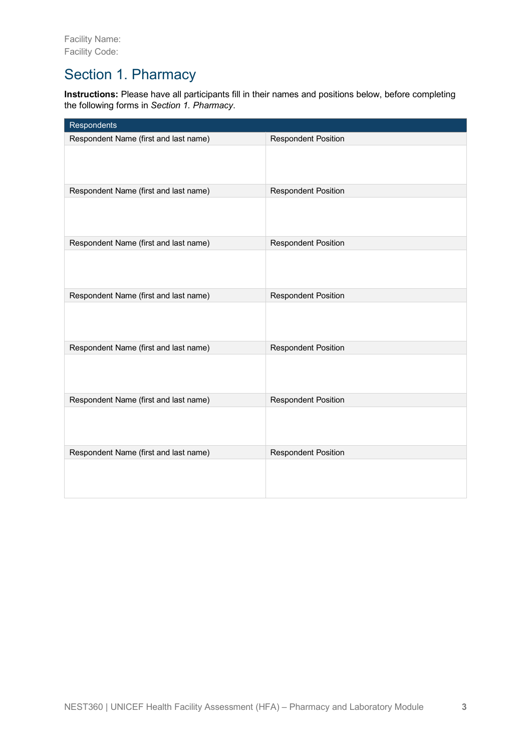Facility Name:
Facility Code:

## Section 1. Pharmacy

**Instructions:** Please have all participants fill in their names and positions below, before completing the following forms in *Section 1. Pharmacy*.

| Respondents | |
|---|---|
| Respondent Name (first and last name) | Respondent Position |
| | |
| Respondent Name (first and last name) | Respondent Position |
| | |
| Respondent Name (first and last name) | Respondent Position |
| | |
| Respondent Name (first and last name) | Respondent Position |
| | |
| Respondent Name (first and last name) | Respondent Position |
| | |
| Respondent Name (first and last name) | Respondent Position |
| | |
| Respondent Name (first and last name) | Respondent Position |
| | |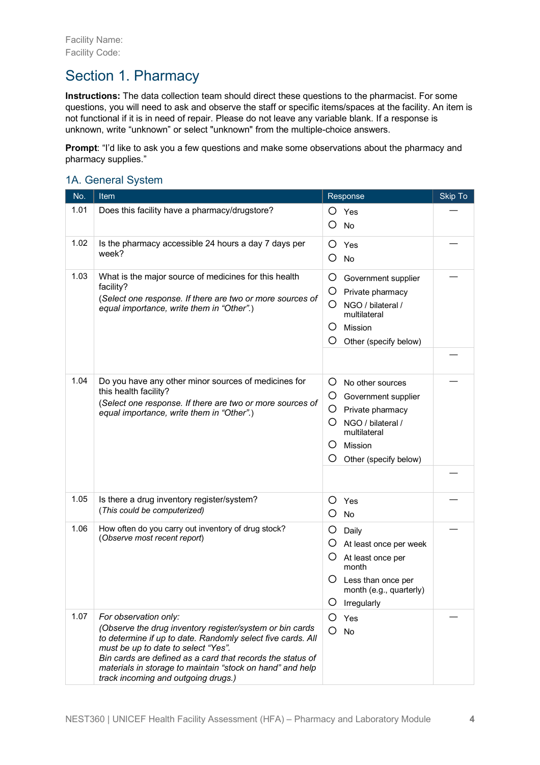Facility Name:
Facility Code:

# Section 1. Pharmacy

**Instructions:** The data collection team should direct these questions to the pharmacist. For some questions, you will need to ask and observe the staff or specific items/spaces at the facility. An item is not functional if it is in need of repair. Please do not leave any variable blank. If a response is unknown, write "unknown" or select "unknown" from the multiple-choice answers.

**Prompt**: "I'd like to ask you a few questions and make some observations about the pharmacy and pharmacy supplies."

## 1A. General System

| No. | Item | Response | Skip To |
|---|---|---|---|
| 1.01 | Does this facility have a pharmacy/drugstore? | ○ Yes<br>○ No | — |
| 1.02 | Is the pharmacy accessible 24 hours a day 7 days per week? | ○ Yes<br>○ No | — |
| 1.03 | What is the major source of medicines for this health facility?<br>(*Select one response. If there are two or more sources of equal importance, write them in "Other".*) | ○ Government supplier<br>○ Private pharmacy<br>○ NGO / bilateral / multilateral<br>○ Mission<br>○ Other (specify below) | — |
| | | | — |
| 1.04 | Do you have any other minor sources of medicines for this health facility?<br>(*Select one response. If there are two or more sources of equal importance, write them in "Other".*) | ○ No other sources<br>○ Government supplier<br>○ Private pharmacy<br>○ NGO / bilateral / multilateral<br>○ Mission<br>○ Other (specify below) | — |
| | | | — |
| 1.05 | Is there a drug inventory register/system?<br>(*This could be computerized*) | ○ Yes<br>○ No | — |
| 1.06 | How often do you carry out inventory of drug stock?<br>(*Observe most recent report*) | ○ Daily<br>○ At least once per week<br>○ At least once per month<br>○ Less than once per month (e.g., quarterly)<br>○ Irregularly | — |
| 1.07 | *For observation only:*<br>*(Observe the drug inventory register/system or bin cards to determine if up to date. Randomly select five cards. All must be up to date to select "Yes".*<br>*Bin cards are defined as a card that records the status of materials in storage to maintain "stock on hand" and help track incoming and outgoing drugs.)* | ○ Yes<br>○ No | — |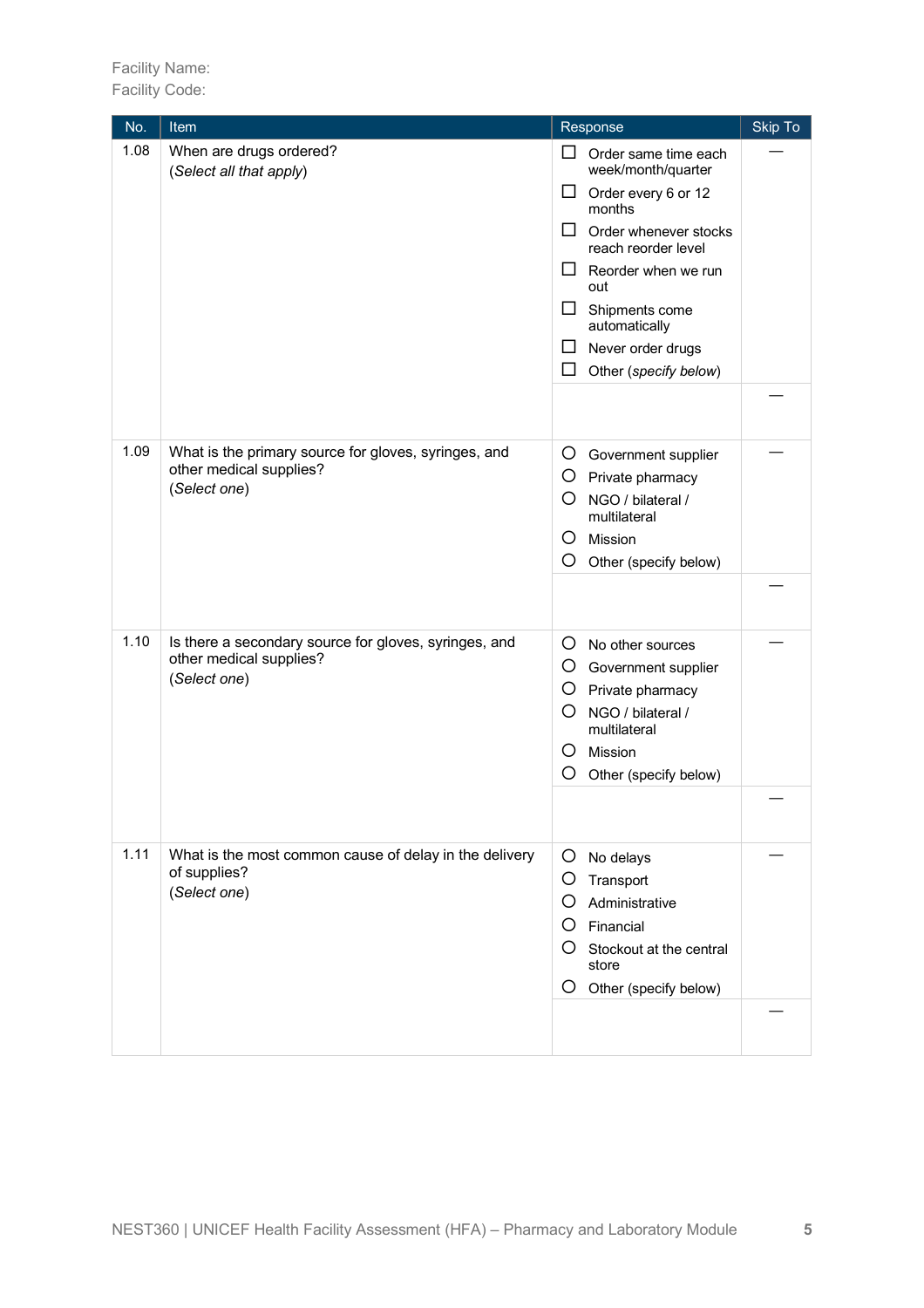Facility Name:
Facility Code:

| No. | Item | Response | Skip To |
|---|---|---|---|
| 1.08 | When are drugs ordered?<br>(*Select all that apply*) | ☐ Order same time each week/month/quarter<br>☐ Order every 6 or 12 months<br>☐ Order whenever stocks reach reorder level<br>☐ Reorder when we run out<br>☐ Shipments come automatically<br>☐ Never order drugs<br>☐ Other (*specify below*) | — |
| | | | — |
| 1.09 | What is the primary source for gloves, syringes, and other medical supplies?<br>(*Select one*) | ○ Government supplier<br>○ Private pharmacy<br>○ NGO / bilateral / multilateral<br>○ Mission<br>○ Other (specify below) | — |
| | | | — |
| 1.10 | Is there a secondary source for gloves, syringes, and other medical supplies?<br>(*Select one*) | ○ No other sources<br>○ Government supplier<br>○ Private pharmacy<br>○ NGO / bilateral / multilateral<br>○ Mission<br>○ Other (specify below) | — |
| | | | — |
| 1.11 | What is the most common cause of delay in the delivery of supplies?<br>(*Select one*) | ○ No delays<br>○ Transport<br>○ Administrative<br>○ Financial<br>○ Stockout at the central store<br>○ Other (specify below) | — |
| | | | — |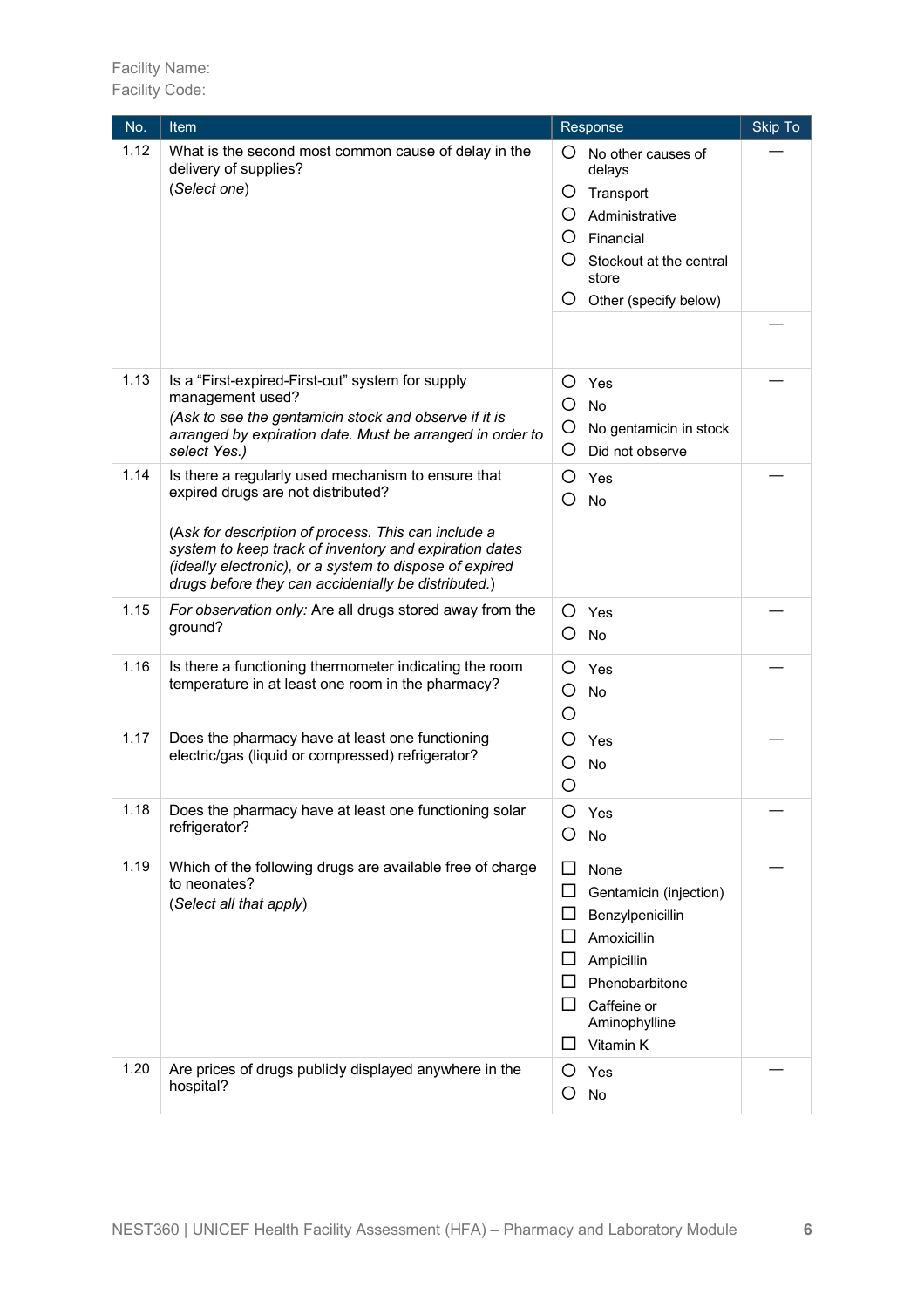Facility Name:
Facility Code:

| No. | Item | Response | Skip To |
|---|---|---|---|
| 1.12 | What is the second most common cause of delay in the delivery of supplies?<br>(*Select one*) | ○ No other causes of delays<br>○ Transport<br>○ Administrative<br>○ Financial<br>○ Stockout at the central store<br>○ Other (specify below) | — |
| | | | — |
| 1.13 | Is a "First-expired-First-out" system for supply management used?<br>*(Ask to see the gentamicin stock and observe if it is arranged by expiration date. Must be arranged in order to select Yes.)* | ○ Yes<br>○ No<br>○ No gentamicin in stock<br>○ Did not observe | — |
| 1.14 | Is there a regularly used mechanism to ensure that expired drugs are not distributed?<br><br>(*Ask for description of process. This can include a system to keep track of inventory and expiration dates (ideally electronic), or a system to dispose of expired drugs before they can accidentally be distributed.*) | ○ Yes<br>○ No | — |
| 1.15 | *For observation only:* Are all drugs stored away from the ground? | ○ Yes<br>○ No | — |
| 1.16 | Is there a functioning thermometer indicating the room temperature in at least one room in the pharmacy? | ○ Yes<br>○ No<br>○ | — |
| 1.17 | Does the pharmacy have at least one functioning electric/gas (liquid or compressed) refrigerator? | ○ Yes<br>○ No<br>○ | — |
| 1.18 | Does the pharmacy have at least one functioning solar refrigerator? | ○ Yes<br>○ No | — |
| 1.19 | Which of the following drugs are available free of charge to neonates?<br>(*Select all that apply*) | ☐ None<br>☐ Gentamicin (injection)<br>☐ Benzylpenicillin<br>☐ Amoxicillin<br>☐ Ampicillin<br>☐ Phenobarbitone<br>☐ Caffeine or Aminophylline<br>☐ Vitamin K | — |
| 1.20 | Are prices of drugs publicly displayed anywhere in the hospital? | ○ Yes<br>○ No | — |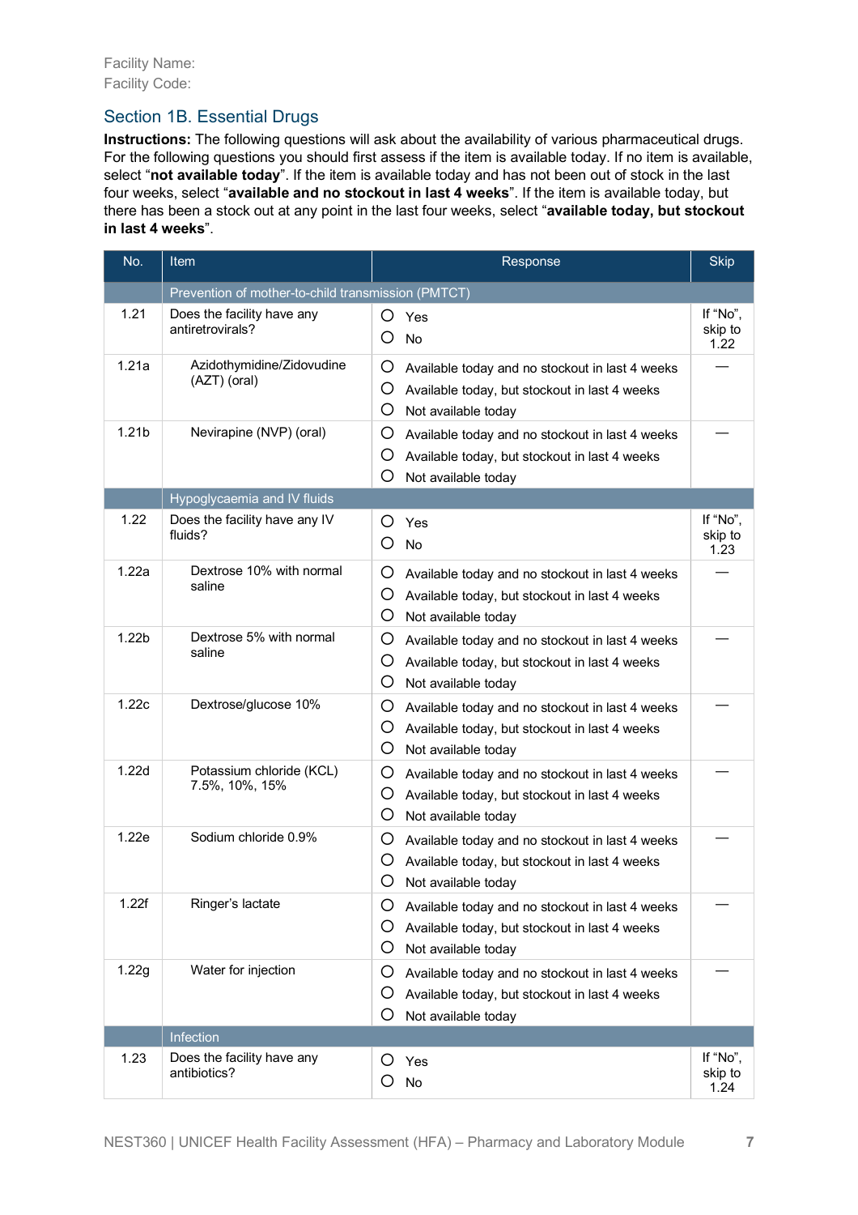Facility Name:
Facility Code:

## Section 1B. Essential Drugs

**Instructions:** The following questions will ask about the availability of various pharmaceutical drugs. For the following questions you should first assess if the item is available today. If no item is available, select "**not available today**". If the item is available today and has not been out of stock in the last four weeks, select "**available and no stockout in last 4 weeks**". If the item is available today, but there has been a stock out at any point in the last four weeks, select "**available today, but stockout in last 4 weeks**".

| No. | Item | Response | Skip |
|---|---|---|---|
| | Prevention of mother-to-child transmission (PMTCT) | | |
| 1.21 | Does the facility have any antiretrovirals? | ○ Yes<br>○ No | If "No", skip to 1.22 |
| 1.21a | Azidothymidine/Zidovudine (AZT) (oral) | ○ Available today and no stockout in last 4 weeks<br>○ Available today, but stockout in last 4 weeks<br>○ Not available today | — |
| 1.21b | Nevirapine (NVP) (oral) | ○ Available today and no stockout in last 4 weeks<br>○ Available today, but stockout in last 4 weeks<br>○ Not available today | — |
| | Hypoglycaemia and IV fluids | | |
| 1.22 | Does the facility have any IV fluids? | ○ Yes<br>○ No | If "No", skip to 1.23 |
| 1.22a | Dextrose 10% with normal saline | ○ Available today and no stockout in last 4 weeks<br>○ Available today, but stockout in last 4 weeks<br>○ Not available today | — |
| 1.22b | Dextrose 5% with normal saline | ○ Available today and no stockout in last 4 weeks<br>○ Available today, but stockout in last 4 weeks<br>○ Not available today | — |
| 1.22c | Dextrose/glucose 10% | ○ Available today and no stockout in last 4 weeks<br>○ Available today, but stockout in last 4 weeks<br>○ Not available today | — |
| 1.22d | Potassium chloride (KCL) 7.5%, 10%, 15% | ○ Available today and no stockout in last 4 weeks<br>○ Available today, but stockout in last 4 weeks<br>○ Not available today | — |
| 1.22e | Sodium chloride 0.9% | ○ Available today and no stockout in last 4 weeks<br>○ Available today, but stockout in last 4 weeks<br>○ Not available today | — |
| 1.22f | Ringer's lactate | ○ Available today and no stockout in last 4 weeks<br>○ Available today, but stockout in last 4 weeks<br>○ Not available today | — |
| 1.22g | Water for injection | ○ Available today and no stockout in last 4 weeks<br>○ Available today, but stockout in last 4 weeks<br>○ Not available today | — |
| | Infection | | |
| 1.23 | Does the facility have any antibiotics? | ○ Yes<br>○ No | If "No", skip to 1.24 |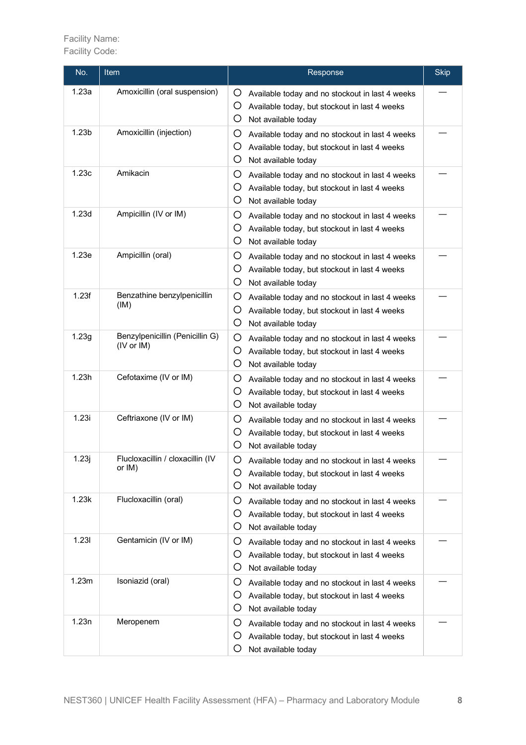Facility Name:
Facility Code:

| No. | Item | Response | Skip |
|---|---|---|---|
| 1.23a | Amoxicillin (oral suspension) | ○ Available today and no stockout in last 4 weeks<br>○ Available today, but stockout in last 4 weeks<br>○ Not available today | — |
| 1.23b | Amoxicillin (injection) | ○ Available today and no stockout in last 4 weeks<br>○ Available today, but stockout in last 4 weeks<br>○ Not available today | — |
| 1.23c | Amikacin | ○ Available today and no stockout in last 4 weeks<br>○ Available today, but stockout in last 4 weeks<br>○ Not available today | — |
| 1.23d | Ampicillin (IV or IM) | ○ Available today and no stockout in last 4 weeks<br>○ Available today, but stockout in last 4 weeks<br>○ Not available today | — |
| 1.23e | Ampicillin (oral) | ○ Available today and no stockout in last 4 weeks<br>○ Available today, but stockout in last 4 weeks<br>○ Not available today | — |
| 1.23f | Benzathine benzylpenicillin (IM) | ○ Available today and no stockout in last 4 weeks<br>○ Available today, but stockout in last 4 weeks<br>○ Not available today | — |
| 1.23g | Benzylpenicillin (Penicillin G) (IV or IM) | ○ Available today and no stockout in last 4 weeks<br>○ Available today, but stockout in last 4 weeks<br>○ Not available today | — |
| 1.23h | Cefotaxime (IV or IM) | ○ Available today and no stockout in last 4 weeks<br>○ Available today, but stockout in last 4 weeks<br>○ Not available today | — |
| 1.23i | Ceftriaxone (IV or IM) | ○ Available today and no stockout in last 4 weeks<br>○ Available today, but stockout in last 4 weeks<br>○ Not available today | — |
| 1.23j | Flucloxacillin / cloxacillin (IV or IM) | ○ Available today and no stockout in last 4 weeks<br>○ Available today, but stockout in last 4 weeks<br>○ Not available today | — |
| 1.23k | Flucloxacillin (oral) | ○ Available today and no stockout in last 4 weeks<br>○ Available today, but stockout in last 4 weeks<br>○ Not available today | — |
| 1.23l | Gentamicin (IV or IM) | ○ Available today and no stockout in last 4 weeks<br>○ Available today, but stockout in last 4 weeks<br>○ Not available today | — |
| 1.23m | Isoniazid (oral) | ○ Available today and no stockout in last 4 weeks<br>○ Available today, but stockout in last 4 weeks<br>○ Not available today | — |
| 1.23n | Meropenem | ○ Available today and no stockout in last 4 weeks<br>○ Available today, but stockout in last 4 weeks<br>○ Not available today | — |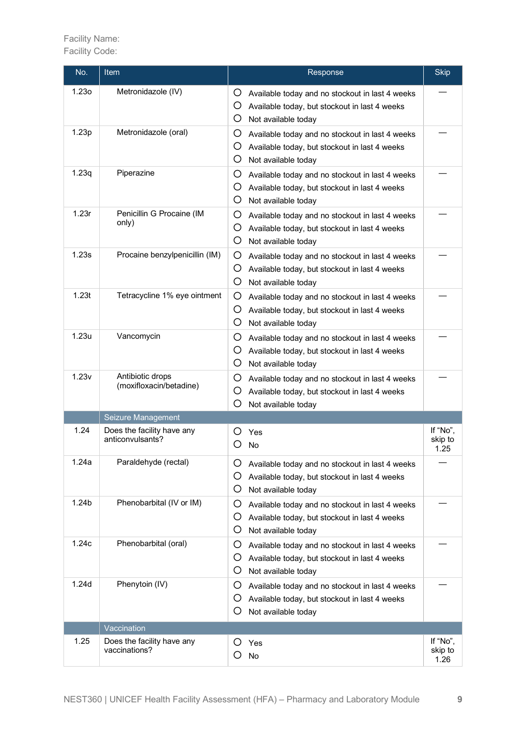Facility Name:
Facility Code:

| No. | Item | Response | Skip |
| --- | --- | --- | --- |
| 1.23o | Metronidazole (IV) | ○ Available today and no stockout in last 4 weeks<br>○ Available today, but stockout in last 4 weeks<br>○ Not available today | — |
| 1.23p | Metronidazole (oral) | ○ Available today and no stockout in last 4 weeks<br>○ Available today, but stockout in last 4 weeks<br>○ Not available today | — |
| 1.23q | Piperazine | ○ Available today and no stockout in last 4 weeks<br>○ Available today, but stockout in last 4 weeks<br>○ Not available today | — |
| 1.23r | Penicillin G Procaine (IM only) | ○ Available today and no stockout in last 4 weeks<br>○ Available today, but stockout in last 4 weeks<br>○ Not available today | — |
| 1.23s | Procaine benzylpenicillin (IM) | ○ Available today and no stockout in last 4 weeks<br>○ Available today, but stockout in last 4 weeks<br>○ Not available today | — |
| 1.23t | Tetracycline 1% eye ointment | ○ Available today and no stockout in last 4 weeks<br>○ Available today, but stockout in last 4 weeks<br>○ Not available today | — |
| 1.23u | Vancomycin | ○ Available today and no stockout in last 4 weeks<br>○ Available today, but stockout in last 4 weeks<br>○ Not available today | — |
| 1.23v | Antibiotic drops (moxifloxacin/betadine) | ○ Available today and no stockout in last 4 weeks<br>○ Available today, but stockout in last 4 weeks<br>○ Not available today | — |
| | **Seizure Management** | | |
| 1.24 | Does the facility have any anticonvulsants? | ○ Yes<br>○ No | If "No", skip to 1.25 |
| 1.24a | Paraldehyde (rectal) | ○ Available today and no stockout in last 4 weeks<br>○ Available today, but stockout in last 4 weeks<br>○ Not available today | — |
| 1.24b | Phenobarbital (IV or IM) | ○ Available today and no stockout in last 4 weeks<br>○ Available today, but stockout in last 4 weeks<br>○ Not available today | — |
| 1.24c | Phenobarbital (oral) | ○ Available today and no stockout in last 4 weeks<br>○ Available today, but stockout in last 4 weeks<br>○ Not available today | — |
| 1.24d | Phenytoin (IV) | ○ Available today and no stockout in last 4 weeks<br>○ Available today, but stockout in last 4 weeks<br>○ Not available today | — |
| | **Vaccination** | | |
| 1.25 | Does the facility have any vaccinations? | ○ Yes<br>○ No | If "No", skip to 1.26 |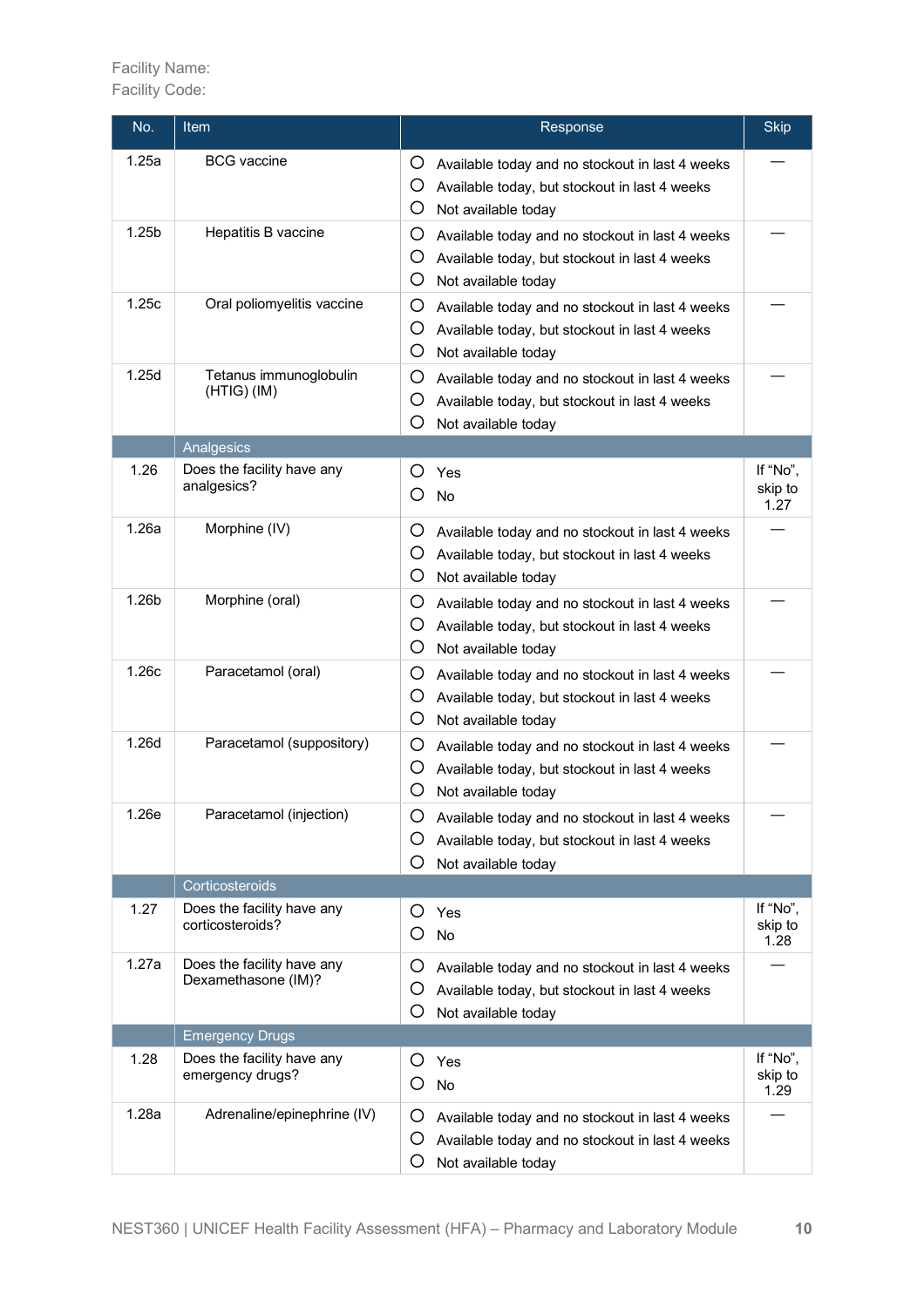Facility Name:
Facility Code:

| No. | Item | Response | Skip |
|---|---|---|---|
| 1.25a | BCG vaccine | ○ Available today and no stockout in last 4 weeks<br>○ Available today, but stockout in last 4 weeks<br>○ Not available today | — |
| 1.25b | Hepatitis B vaccine | ○ Available today and no stockout in last 4 weeks<br>○ Available today, but stockout in last 4 weeks<br>○ Not available today | — |
| 1.25c | Oral poliomyelitis vaccine | ○ Available today and no stockout in last 4 weeks<br>○ Available today, but stockout in last 4 weeks<br>○ Not available today | — |
| 1.25d | Tetanus immunoglobulin (HTIG) (IM) | ○ Available today and no stockout in last 4 weeks<br>○ Available today, but stockout in last 4 weeks<br>○ Not available today | — |
| | **Analgesics** | | |
| 1.26 | Does the facility have any analgesics? | ○ Yes<br>○ No | If "No", skip to 1.27 |
| 1.26a | Morphine (IV) | ○ Available today and no stockout in last 4 weeks<br>○ Available today, but stockout in last 4 weeks<br>○ Not available today | — |
| 1.26b | Morphine (oral) | ○ Available today and no stockout in last 4 weeks<br>○ Available today, but stockout in last 4 weeks<br>○ Not available today | — |
| 1.26c | Paracetamol (oral) | ○ Available today and no stockout in last 4 weeks<br>○ Available today, but stockout in last 4 weeks<br>○ Not available today | — |
| 1.26d | Paracetamol (suppository) | ○ Available today and no stockout in last 4 weeks<br>○ Available today, but stockout in last 4 weeks<br>○ Not available today | — |
| 1.26e | Paracetamol (injection) | ○ Available today and no stockout in last 4 weeks<br>○ Available today, but stockout in last 4 weeks<br>○ Not available today | — |
| | **Corticosteroids** | | |
| 1.27 | Does the facility have any corticosteroids? | ○ Yes<br>○ No | If "No", skip to 1.28 |
| 1.27a | Does the facility have any Dexamethasone (IM)? | ○ Available today and no stockout in last 4 weeks<br>○ Available today, but stockout in last 4 weeks<br>○ Not available today | — |
| | **Emergency Drugs** | | |
| 1.28 | Does the facility have any emergency drugs? | ○ Yes<br>○ No | If "No", skip to 1.29 |
| 1.28a | Adrenaline/epinephrine (IV) | ○ Available today and no stockout in last 4 weeks<br>○ Available today and no stockout in last 4 weeks<br>○ Not available today | — |

NEST360 | UNICEF Health Facility Assessment (HFA) – Pharmacy and Laboratory Module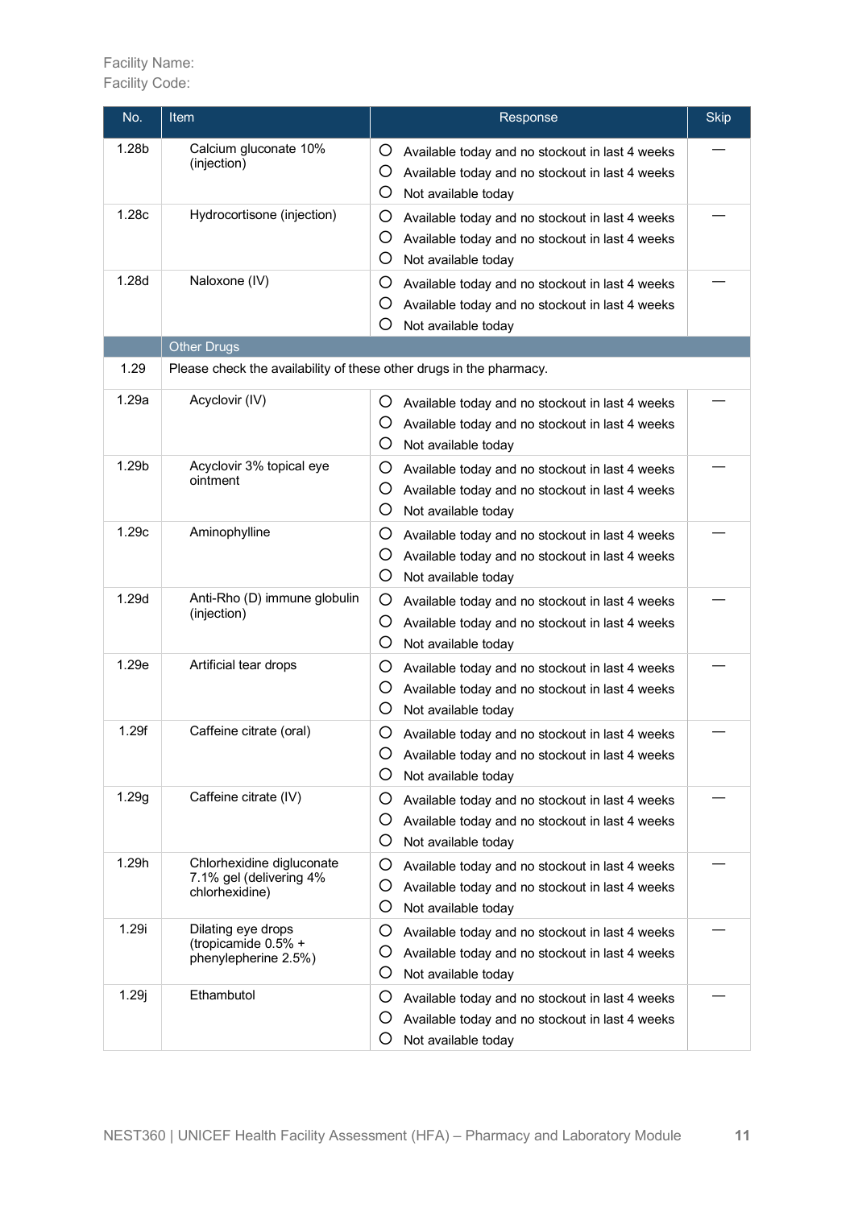Facility Name:
Facility Code:

| No. | Item | Response | Skip |
|---|---|---|---|
| 1.28b | Calcium gluconate 10% (injection) | ○ Available today and no stockout in last 4 weeks<br>○ Available today and no stockout in last 4 weeks<br>○ Not available today | — |
| 1.28c | Hydrocortisone (injection) | ○ Available today and no stockout in last 4 weeks<br>○ Available today and no stockout in last 4 weeks<br>○ Not available today | — |
| 1.28d | Naloxone (IV) | ○ Available today and no stockout in last 4 weeks<br>○ Available today and no stockout in last 4 weeks<br>○ Not available today | — |
| | Other Drugs | | |
| 1.29 | Please check the availability of these other drugs in the pharmacy. | | |
| 1.29a | Acyclovir (IV) | ○ Available today and no stockout in last 4 weeks<br>○ Available today and no stockout in last 4 weeks<br>○ Not available today | — |
| 1.29b | Acyclovir 3% topical eye ointment | ○ Available today and no stockout in last 4 weeks<br>○ Available today and no stockout in last 4 weeks<br>○ Not available today | — |
| 1.29c | Aminophylline | ○ Available today and no stockout in last 4 weeks<br>○ Available today and no stockout in last 4 weeks<br>○ Not available today | — |
| 1.29d | Anti-Rho (D) immune globulin (injection) | ○ Available today and no stockout in last 4 weeks<br>○ Available today and no stockout in last 4 weeks<br>○ Not available today | — |
| 1.29e | Artificial tear drops | ○ Available today and no stockout in last 4 weeks<br>○ Available today and no stockout in last 4 weeks<br>○ Not available today | — |
| 1.29f | Caffeine citrate (oral) | ○ Available today and no stockout in last 4 weeks<br>○ Available today and no stockout in last 4 weeks<br>○ Not available today | — |
| 1.29g | Caffeine citrate (IV) | ○ Available today and no stockout in last 4 weeks<br>○ Available today and no stockout in last 4 weeks<br>○ Not available today | — |
| 1.29h | Chlorhexidine digluconate 7.1% gel (delivering 4% chlorhexidine) | ○ Available today and no stockout in last 4 weeks<br>○ Available today and no stockout in last 4 weeks<br>○ Not available today | — |
| 1.29i | Dilating eye drops (tropicamide 0.5% + phenylepherine 2.5%) | ○ Available today and no stockout in last 4 weeks<br>○ Available today and no stockout in last 4 weeks<br>○ Not available today | — |
| 1.29j | Ethambutol | ○ Available today and no stockout in last 4 weeks<br>○ Available today and no stockout in last 4 weeks<br>○ Not available today | — |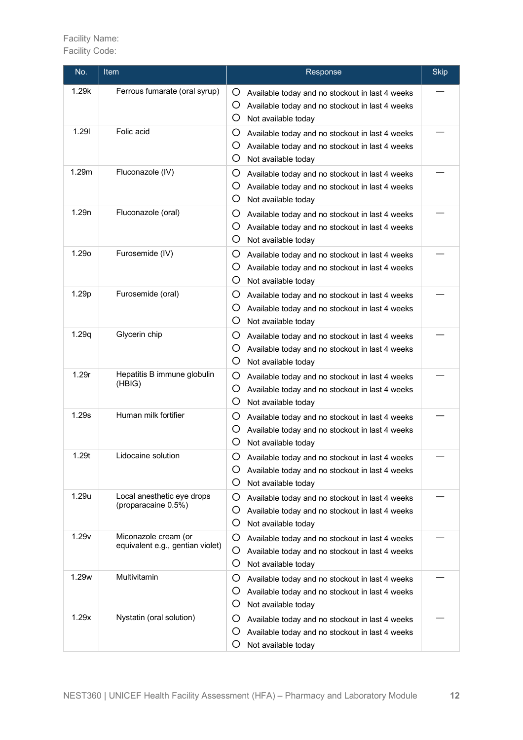Facility Name:
Facility Code:

| No. | Item | Response | Skip |
|---|---|---|---|
| 1.29k | Ferrous fumarate (oral syrup) | ○ Available today and no stockout in last 4 weeks<br>○ Available today and no stockout in last 4 weeks<br>○ Not available today | — |
| 1.29l | Folic acid | ○ Available today and no stockout in last 4 weeks<br>○ Available today and no stockout in last 4 weeks<br>○ Not available today | — |
| 1.29m | Fluconazole (IV) | ○ Available today and no stockout in last 4 weeks<br>○ Available today and no stockout in last 4 weeks<br>○ Not available today | — |
| 1.29n | Fluconazole (oral) | ○ Available today and no stockout in last 4 weeks<br>○ Available today and no stockout in last 4 weeks<br>○ Not available today | — |
| 1.29o | Furosemide (IV) | ○ Available today and no stockout in last 4 weeks<br>○ Available today and no stockout in last 4 weeks<br>○ Not available today | — |
| 1.29p | Furosemide (oral) | ○ Available today and no stockout in last 4 weeks<br>○ Available today and no stockout in last 4 weeks<br>○ Not available today | — |
| 1.29q | Glycerin chip | ○ Available today and no stockout in last 4 weeks<br>○ Available today and no stockout in last 4 weeks<br>○ Not available today | — |
| 1.29r | Hepatitis B immune globulin (HBIG) | ○ Available today and no stockout in last 4 weeks<br>○ Available today and no stockout in last 4 weeks<br>○ Not available today | — |
| 1.29s | Human milk fortifier | ○ Available today and no stockout in last 4 weeks<br>○ Available today and no stockout in last 4 weeks<br>○ Not available today | — |
| 1.29t | Lidocaine solution | ○ Available today and no stockout in last 4 weeks<br>○ Available today and no stockout in last 4 weeks<br>○ Not available today | — |
| 1.29u | Local anesthetic eye drops (proparacaine 0.5%) | ○ Available today and no stockout in last 4 weeks<br>○ Available today and no stockout in last 4 weeks<br>○ Not available today | — |
| 1.29v | Miconazole cream (or equivalent e.g., gentian violet) | ○ Available today and no stockout in last 4 weeks<br>○ Available today and no stockout in last 4 weeks<br>○ Not available today | — |
| 1.29w | Multivitamin | ○ Available today and no stockout in last 4 weeks<br>○ Available today and no stockout in last 4 weeks<br>○ Not available today | — |
| 1.29x | Nystatin (oral solution) | ○ Available today and no stockout in last 4 weeks<br>○ Available today and no stockout in last 4 weeks<br>○ Not available today | — |

NEST360 | UNICEF Health Facility Assessment (HFA) – Pharmacy and Laboratory Module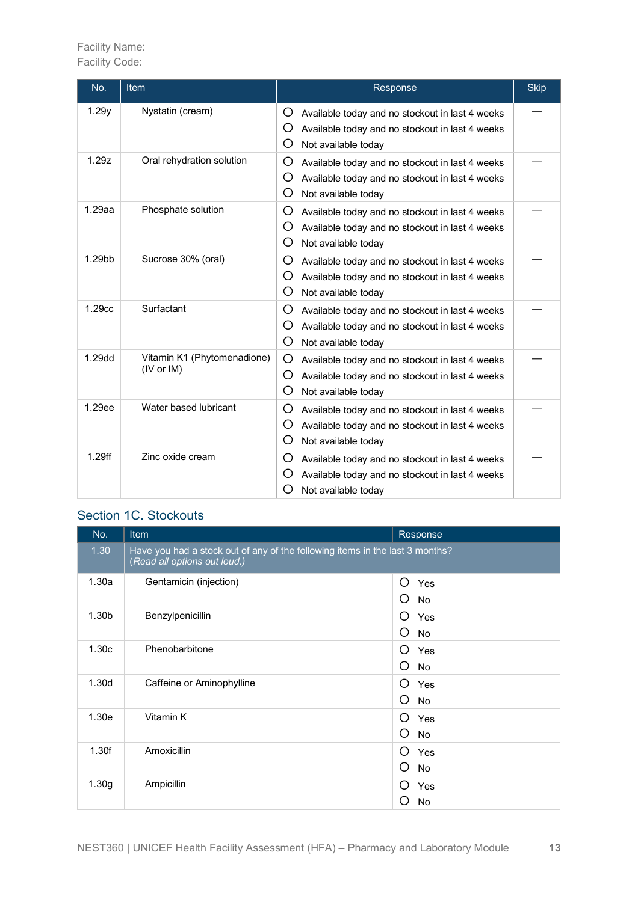Facility Name:
Facility Code:

| No. | Item | Response | Skip |
|---|---|---|---|
| 1.29y | Nystatin (cream) | ○ Available today and no stockout in last 4 weeks<br>○ Available today and no stockout in last 4 weeks<br>○ Not available today | — |
| 1.29z | Oral rehydration solution | ○ Available today and no stockout in last 4 weeks<br>○ Available today and no stockout in last 4 weeks<br>○ Not available today | — |
| 1.29aa | Phosphate solution | ○ Available today and no stockout in last 4 weeks<br>○ Available today and no stockout in last 4 weeks<br>○ Not available today | — |
| 1.29bb | Sucrose 30% (oral) | ○ Available today and no stockout in last 4 weeks<br>○ Available today and no stockout in last 4 weeks<br>○ Not available today | — |
| 1.29cc | Surfactant | ○ Available today and no stockout in last 4 weeks<br>○ Available today and no stockout in last 4 weeks<br>○ Not available today | — |
| 1.29dd | Vitamin K1 (Phytomenadione) (IV or IM) | ○ Available today and no stockout in last 4 weeks<br>○ Available today and no stockout in last 4 weeks<br>○ Not available today | — |
| 1.29ee | Water based lubricant | ○ Available today and no stockout in last 4 weeks<br>○ Available today and no stockout in last 4 weeks<br>○ Not available today | — |
| 1.29ff | Zinc oxide cream | ○ Available today and no stockout in last 4 weeks<br>○ Available today and no stockout in last 4 weeks<br>○ Not available today | — |

## Section 1C. Stockouts

| No. | Item | Response |
|---|---|---|
| 1.30 | Have you had a stock out of any of the following items in the last 3 months? *(Read all options out loud.)* | |
| 1.30a | Gentamicin (injection) | ○ Yes<br>○ No |
| 1.30b | Benzylpenicillin | ○ Yes<br>○ No |
| 1.30c | Phenobarbitone | ○ Yes<br>○ No |
| 1.30d | Caffeine or Aminophylline | ○ Yes<br>○ No |
| 1.30e | Vitamin K | ○ Yes<br>○ No |
| 1.30f | Amoxicillin | ○ Yes<br>○ No |
| 1.30g | Ampicillin | ○ Yes<br>○ No |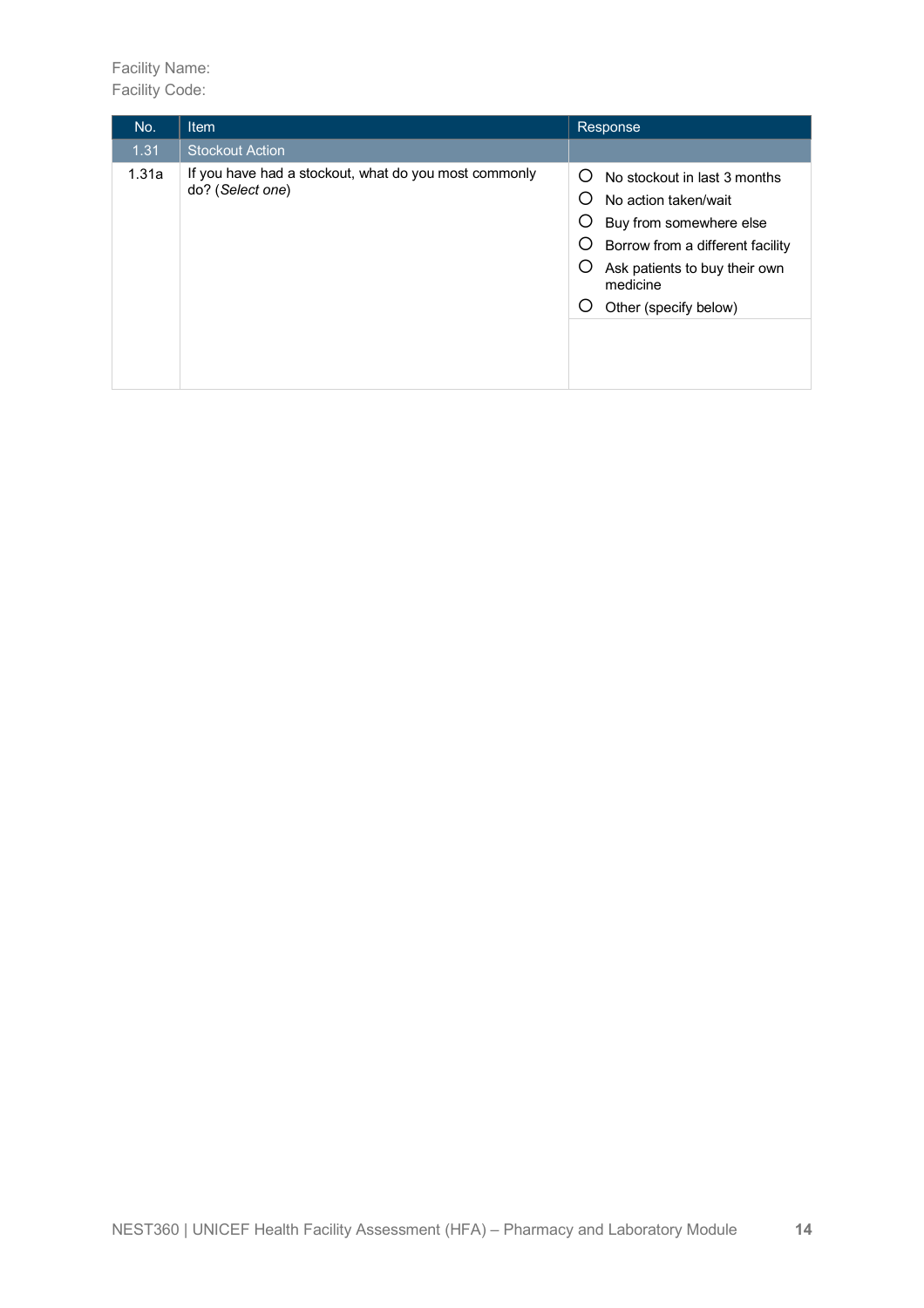Facility Name:
Facility Code:

| No. | Item | Response |
|---|---|---|
| 1.31 | Stockout Action | |
| 1.31a | If you have had a stockout, what do you most commonly do? (*Select one*) | ○ No stockout in last 3 months<br>○ No action taken/wait<br>○ Buy from somewhere else<br>○ Borrow from a different facility<br>○ Ask patients to buy their own medicine<br>○ Other (specify below) |
| | | |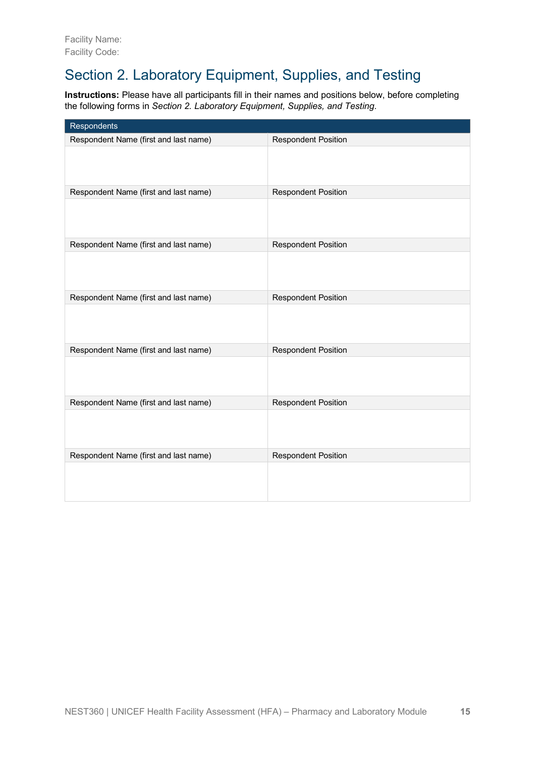Facility Name:
Facility Code:

# Section 2. Laboratory Equipment, Supplies, and Testing

**Instructions:** Please have all participants fill in their names and positions below, before completing the following forms in *Section 2. Laboratory Equipment, Supplies, and Testing*.

| Respondents | |
|---|---|
| Respondent Name (first and last name) | Respondent Position |
| | |
| Respondent Name (first and last name) | Respondent Position |
| | |
| Respondent Name (first and last name) | Respondent Position |
| | |
| Respondent Name (first and last name) | Respondent Position |
| | |
| Respondent Name (first and last name) | Respondent Position |
| | |
| Respondent Name (first and last name) | Respondent Position |
| | |
| Respondent Name (first and last name) | Respondent Position |
| | |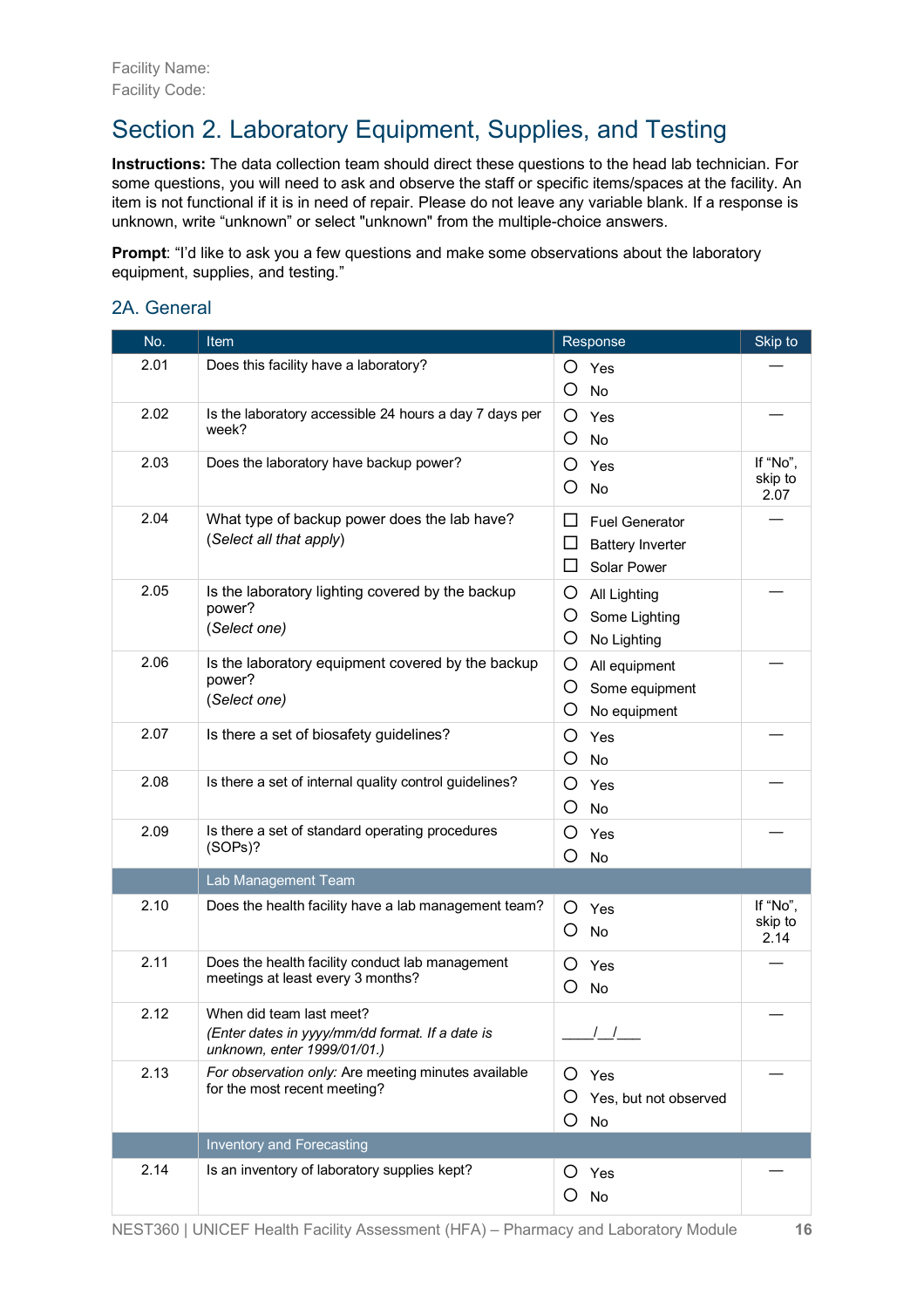Facility Name:
Facility Code:

# Section 2. Laboratory Equipment, Supplies, and Testing

**Instructions:** The data collection team should direct these questions to the head lab technician. For some questions, you will need to ask and observe the staff or specific items/spaces at the facility. An item is not functional if it is in need of repair. Please do not leave any variable blank. If a response is unknown, write "unknown" or select "unknown" from the multiple-choice answers.

**Prompt**: "I'd like to ask you a few questions and make some observations about the laboratory equipment, supplies, and testing."

## 2A. General

| No. | Item | Response | Skip to |
|---|---|---|---|
| 2.01 | Does this facility have a laboratory? | ○ Yes<br>○ No | — |
| 2.02 | Is the laboratory accessible 24 hours a day 7 days per week? | ○ Yes<br>○ No | — |
| 2.03 | Does the laboratory have backup power? | ○ Yes<br>○ No | If "No", skip to 2.07 |
| 2.04 | What type of backup power does the lab have?<br>(*Select all that apply*) | ☐ Fuel Generator<br>☐ Battery Inverter<br>☐ Solar Power | — |
| 2.05 | Is the laboratory lighting covered by the backup power?<br>(*Select one)* | ○ All Lighting<br>○ Some Lighting<br>○ No Lighting | — |
| 2.06 | Is the laboratory equipment covered by the backup power?<br>(*Select one)* | ○ All equipment<br>○ Some equipment<br>○ No equipment | — |
| 2.07 | Is there a set of biosafety guidelines? | ○ Yes<br>○ No | — |
| 2.08 | Is there a set of internal quality control guidelines? | ○ Yes<br>○ No | — |
| 2.09 | Is there a set of standard operating procedures (SOPs)? | ○ Yes<br>○ No | — |
| | **Lab Management Team** | | |
| 2.10 | Does the health facility have a lab management team? | ○ Yes<br>○ No | If "No", skip to 2.14 |
| 2.11 | Does the health facility conduct lab management meetings at least every 3 months? | ○ Yes<br>○ No | — |
| 2.12 | When did team last meet?<br>*(Enter dates in yyyy/mm/dd format. If a date is unknown, enter 1999/01/01.)* | ____/__/___ | — |
| 2.13 | *For observation only:* Are meeting minutes available for the most recent meeting? | ○ Yes<br>○ Yes, but not observed<br>○ No | — |
| | **Inventory and Forecasting** | | |
| 2.14 | Is an inventory of laboratory supplies kept? | ○ Yes<br>○ No | — |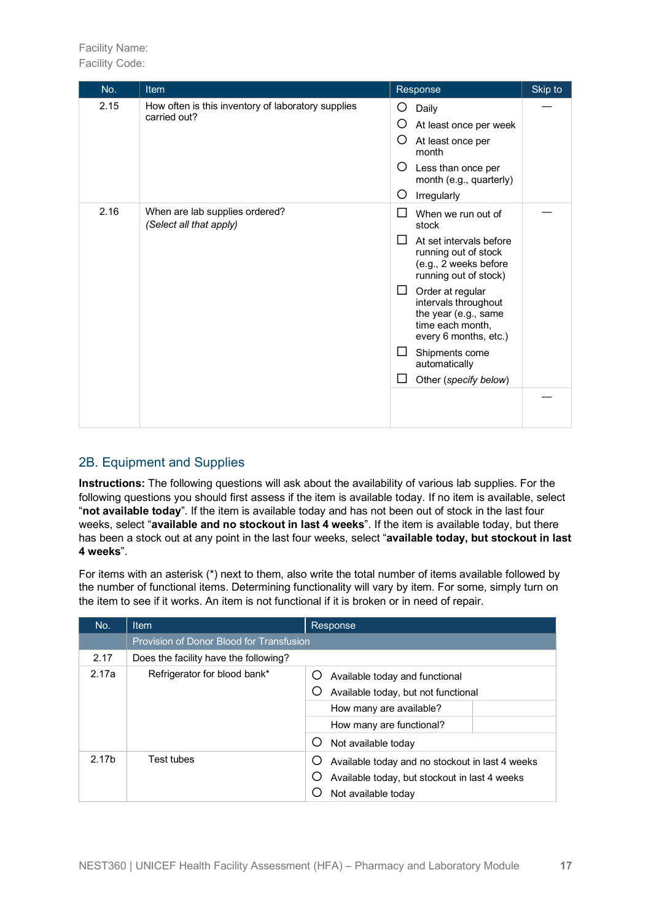Facility Name:
Facility Code:

| No. | Item | Response | Skip to |
|---|---|---|---|
| 2.15 | How often is this inventory of laboratory supplies carried out? | ○ Daily<br>○ At least once per week<br>○ At least once per month<br>○ Less than once per month (e.g., quarterly)<br>○ Irregularly | — |
| 2.16 | When are lab supplies ordered?<br>*(Select all that apply)* | ☐ When we run out of stock<br>☐ At set intervals before running out of stock (e.g., 2 weeks before running out of stock)<br>☐ Order at regular intervals throughout the year (e.g., same time each month, every 6 months, etc.)<br>☐ Shipments come automatically<br>☐ Other (*specify below*) | — |
| | | | — |

## 2B. Equipment and Supplies

**Instructions:** The following questions will ask about the availability of various lab supplies. For the following questions you should first assess if the item is available today. If no item is available, select "**not available today**". If the item is available today and has not been out of stock in the last four weeks, select "**available and no stockout in last 4 weeks**". If the item is available today, but there has been a stock out at any point in the last four weeks, select "**available today, but stockout in last 4 weeks**".

For items with an asterisk (*) next to them, also write the total number of items available followed by the number of functional items. Determining functionality will vary by item. For some, simply turn on the item to see if it works. An item is not functional if it is broken or in need of repair.

| No. | Item | Response | |
|---|---|---|---|
| | Provision of Donor Blood for Transfusion | | |
| 2.17 | Does the facility have the following? | | |
| 2.17a | Refrigerator for blood bank* | ○ Available today and functional<br>○ Available today, but not functional | |
| | | How many are available? | |
| | | How many are functional? | |
| | | ○ Not available today | |
| 2.17b | Test tubes | ○ Available today and no stockout in last 4 weeks<br>○ Available today, but stockout in last 4 weeks<br>○ Not available today | |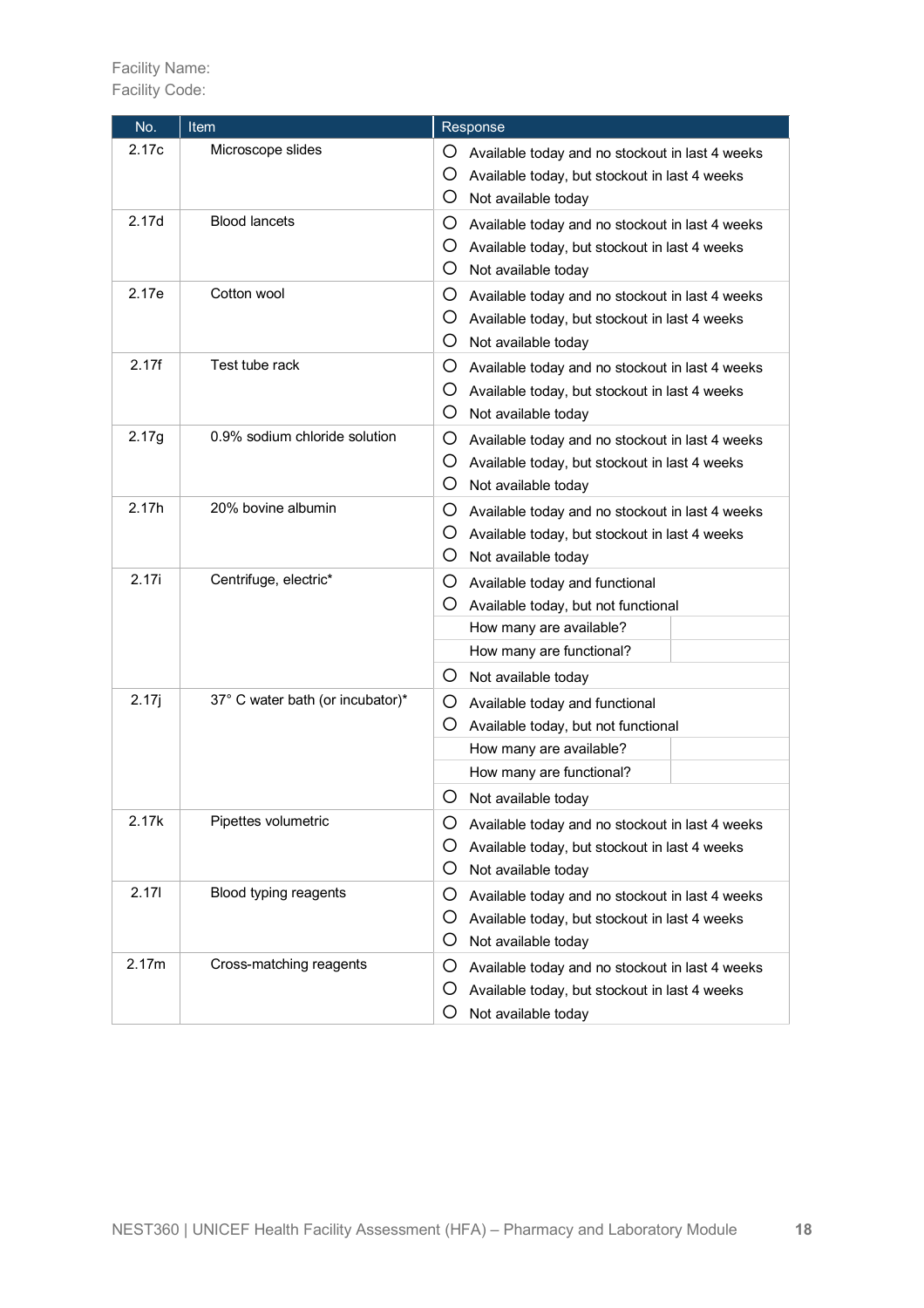Facility Name:
Facility Code:

| No. | Item | Response |
|---|---|---|
| 2.17c | Microscope slides | ○ Available today and no stockout in last 4 weeks<br>○ Available today, but stockout in last 4 weeks<br>○ Not available today |
| 2.17d | Blood lancets | ○ Available today and no stockout in last 4 weeks<br>○ Available today, but stockout in last 4 weeks<br>○ Not available today |
| 2.17e | Cotton wool | ○ Available today and no stockout in last 4 weeks<br>○ Available today, but stockout in last 4 weeks<br>○ Not available today |
| 2.17f | Test tube rack | ○ Available today and no stockout in last 4 weeks<br>○ Available today, but stockout in last 4 weeks<br>○ Not available today |
| 2.17g | 0.9% sodium chloride solution | ○ Available today and no stockout in last 4 weeks<br>○ Available today, but stockout in last 4 weeks<br>○ Not available today |
| 2.17h | 20% bovine albumin | ○ Available today and no stockout in last 4 weeks<br>○ Available today, but stockout in last 4 weeks<br>○ Not available today |
| 2.17i | Centrifuge, electric* | ○ Available today and functional<br>○ Available today, but not functional<br>How many are available? \_\_\_<br>How many are functional? \_\_\_<br>○ Not available today |
| 2.17j | 37° C water bath (or incubator)* | ○ Available today and functional<br>○ Available today, but not functional<br>How many are available? \_\_\_<br>How many are functional? \_\_\_<br>○ Not available today |
| 2.17k | Pipettes volumetric | ○ Available today and no stockout in last 4 weeks<br>○ Available today, but stockout in last 4 weeks<br>○ Not available today |
| 2.17l | Blood typing reagents | ○ Available today and no stockout in last 4 weeks<br>○ Available today, but stockout in last 4 weeks<br>○ Not available today |
| 2.17m | Cross-matching reagents | ○ Available today and no stockout in last 4 weeks<br>○ Available today, but stockout in last 4 weeks<br>○ Not available today |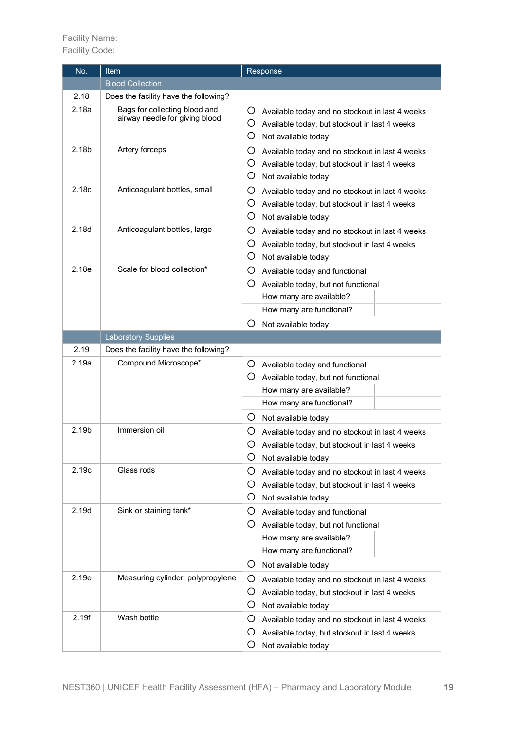Facility Name:
Facility Code:

| No. | Item | Response | |
|---|---|---|---|
| | **Blood Collection** | | |
| 2.18 | Does the facility have the following? | | |
| 2.18a | Bags for collecting blood and airway needle for giving blood | ○ Available today and no stockout in last 4 weeks<br>○ Available today, but stockout in last 4 weeks<br>○ Not available today | |
| 2.18b | Artery forceps | ○ Available today and no stockout in last 4 weeks<br>○ Available today, but stockout in last 4 weeks<br>○ Not available today | |
| 2.18c | Anticoagulant bottles, small | ○ Available today and no stockout in last 4 weeks<br>○ Available today, but stockout in last 4 weeks<br>○ Not available today | |
| 2.18d | Anticoagulant bottles, large | ○ Available today and no stockout in last 4 weeks<br>○ Available today, but stockout in last 4 weeks<br>○ Not available today | |
| 2.18e | Scale for blood collection* | ○ Available today and functional<br>○ Available today, but not functional | |
| | | How many are available? | |
| | | How many are functional? | |
| | | ○ Not available today | |
| | **Laboratory Supplies** | | |
| 2.19 | Does the facility have the following? | | |
| 2.19a | Compound Microscope* | ○ Available today and functional<br>○ Available today, but not functional | |
| | | How many are available? | |
| | | How many are functional? | |
| | | ○ Not available today | |
| 2.19b | Immersion oil | ○ Available today and no stockout in last 4 weeks<br>○ Available today, but stockout in last 4 weeks<br>○ Not available today | |
| 2.19c | Glass rods | ○ Available today and no stockout in last 4 weeks<br>○ Available today, but stockout in last 4 weeks<br>○ Not available today | |
| 2.19d | Sink or staining tank* | ○ Available today and functional<br>○ Available today, but not functional | |
| | | How many are available? | |
| | | How many are functional? | |
| | | ○ Not available today | |
| 2.19e | Measuring cylinder, polypropylene | ○ Available today and no stockout in last 4 weeks<br>○ Available today, but stockout in last 4 weeks<br>○ Not available today | |
| 2.19f | Wash bottle | ○ Available today and no stockout in last 4 weeks<br>○ Available today, but stockout in last 4 weeks<br>○ Not available today | |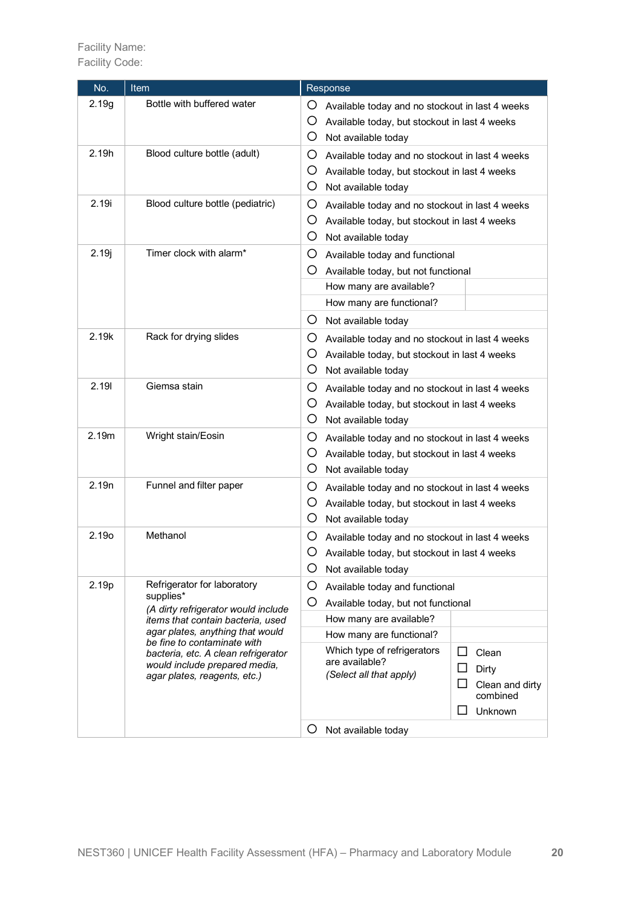Facility Name:
Facility Code:

| No. | Item | Response |
|---|---|---|
| 2.19g | Bottle with buffered water | ○ Available today and no stockout in last 4 weeks<br>○ Available today, but stockout in last 4 weeks<br>○ Not available today |
| 2.19h | Blood culture bottle (adult) | ○ Available today and no stockout in last 4 weeks<br>○ Available today, but stockout in last 4 weeks<br>○ Not available today |
| 2.19i | Blood culture bottle (pediatric) | ○ Available today and no stockout in last 4 weeks<br>○ Available today, but stockout in last 4 weeks<br>○ Not available today |
| 2.19j | Timer clock with alarm* | ○ Available today and functional<br>○ Available today, but not functional<br>How many are available? \_\_\_<br>How many are functional? \_\_\_<br>○ Not available today |
| 2.19k | Rack for drying slides | ○ Available today and no stockout in last 4 weeks<br>○ Available today, but stockout in last 4 weeks<br>○ Not available today |
| 2.19l | Giemsa stain | ○ Available today and no stockout in last 4 weeks<br>○ Available today, but stockout in last 4 weeks<br>○ Not available today |
| 2.19m | Wright stain/Eosin | ○ Available today and no stockout in last 4 weeks<br>○ Available today, but stockout in last 4 weeks<br>○ Not available today |
| 2.19n | Funnel and filter paper | ○ Available today and no stockout in last 4 weeks<br>○ Available today, but stockout in last 4 weeks<br>○ Not available today |
| 2.19o | Methanol | ○ Available today and no stockout in last 4 weeks<br>○ Available today, but stockout in last 4 weeks<br>○ Not available today |
| 2.19p | Refrigerator for laboratory supplies*<br>*(A dirty refrigerator would include items that contain bacteria, used agar plates, anything that would be fine to contaminate with bacteria, etc. A clean refrigerator would include prepared media, agar plates, reagents, etc.)* | ○ Available today and functional<br>○ Available today, but not functional<br>How many are available? \_\_\_<br>How many are functional? \_\_\_<br>Which type of refrigerators are available? *(Select all that apply)*: ☐ Clean ☐ Dirty ☐ Clean and dirty combined ☐ Unknown<br>○ Not available today |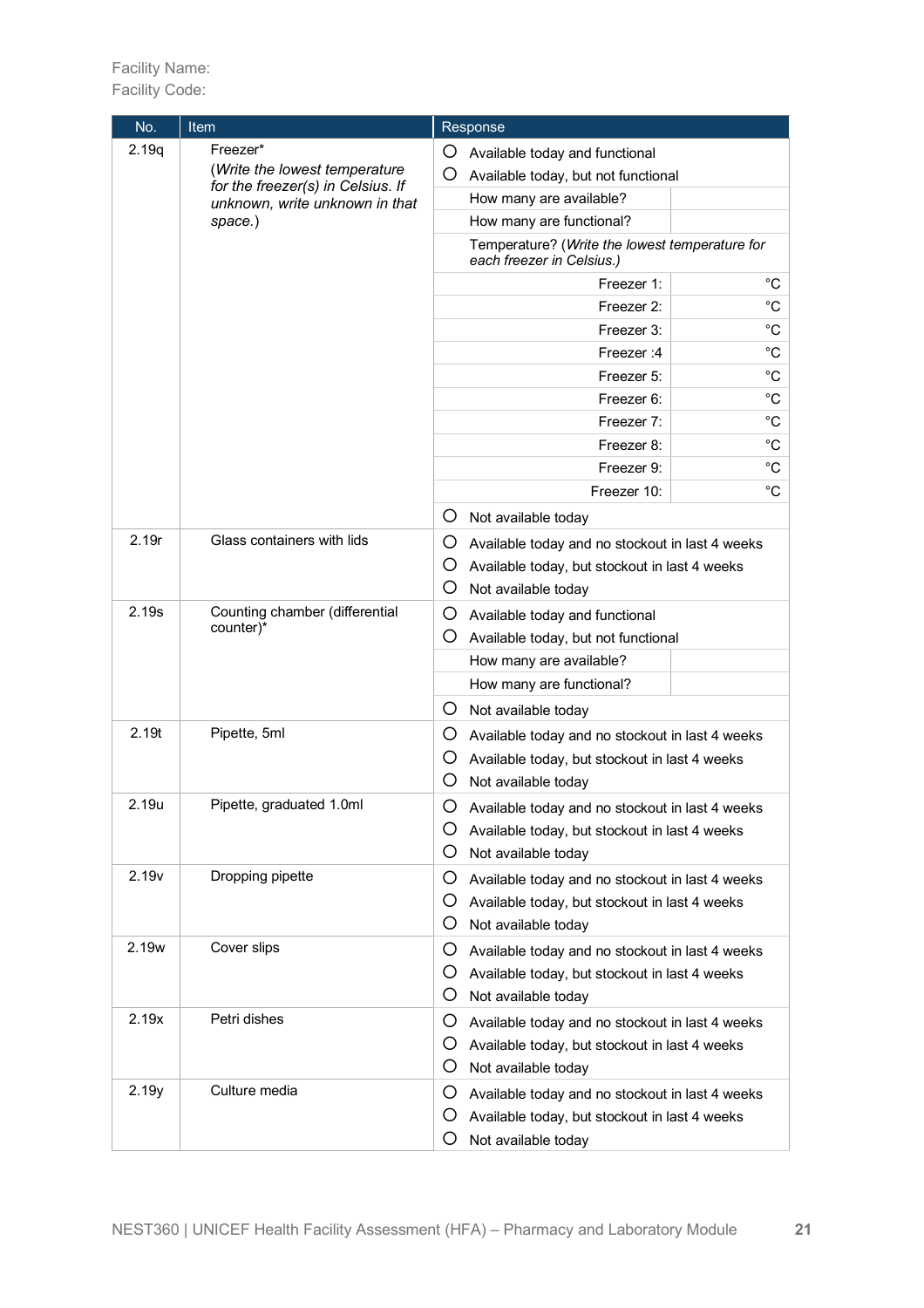Facility Name:
Facility Code:

| No. | Item | Response | |
|---|---|---|---|
| 2.19q | Freezer* | ○ Available today and functional | |
| | (*Write the lowest temperature for the freezer(s) in Celsius. If unknown, write unknown in that space.*) | ○ Available today, but not functional | |
| | | How many are available? | |
| | | How many are functional? | |
| | | Temperature? (*Write the lowest temperature for each freezer in Celsius.*) | |
| | | Freezer 1: | °C |
| | | Freezer 2: | °C |
| | | Freezer 3: | °C |
| | | Freezer :4 | °C |
| | | Freezer 5: | °C |
| | | Freezer 6: | °C |
| | | Freezer 7: | °C |
| | | Freezer 8: | °C |
| | | Freezer 9: | °C |
| | | Freezer 10: | °C |
| | | ○ Not available today | |
| 2.19r | Glass containers with lids | ○ Available today and no stockout in last 4 weeks | |
| | | ○ Available today, but stockout in last 4 weeks | |
| | | ○ Not available today | |
| 2.19s | Counting chamber (differential counter)* | ○ Available today and functional | |
| | | ○ Available today, but not functional | |
| | | How many are available? | |
| | | How many are functional? | |
| | | ○ Not available today | |
| 2.19t | Pipette, 5ml | ○ Available today and no stockout in last 4 weeks | |
| | | ○ Available today, but stockout in last 4 weeks | |
| | | ○ Not available today | |
| 2.19u | Pipette, graduated 1.0ml | ○ Available today and no stockout in last 4 weeks | |
| | | ○ Available today, but stockout in last 4 weeks | |
| | | ○ Not available today | |
| 2.19v | Dropping pipette | ○ Available today and no stockout in last 4 weeks | |
| | | ○ Available today, but stockout in last 4 weeks | |
| | | ○ Not available today | |
| 2.19w | Cover slips | ○ Available today and no stockout in last 4 weeks | |
| | | ○ Available today, but stockout in last 4 weeks | |
| | | ○ Not available today | |
| 2.19x | Petri dishes | ○ Available today and no stockout in last 4 weeks | |
| | | ○ Available today, but stockout in last 4 weeks | |
| | | ○ Not available today | |
| 2.19y | Culture media | ○ Available today and no stockout in last 4 weeks | |
| | | ○ Available today, but stockout in last 4 weeks | |
| | | ○ Not available today | |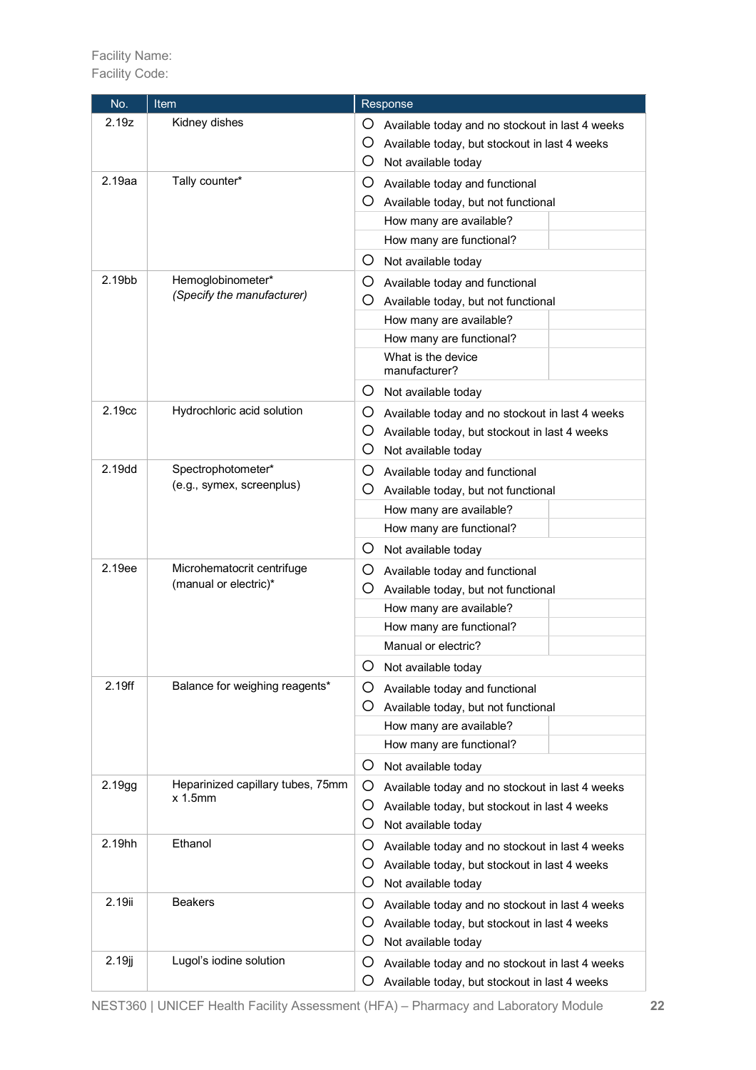Facility Name:
Facility Code:

| No. | Item | Response | |
|---|---|---|---|
| 2.19z | Kidney dishes | ○ Available today and no stockout in last 4 weeks<br>○ Available today, but stockout in last 4 weeks<br>○ Not available today | |
| 2.19aa | Tally counter* | ○ Available today and functional<br>○ Available today, but not functional | |
| | | How many are available? | |
| | | How many are functional? | |
| | | ○ Not available today | |
| 2.19bb | Hemoglobinometer*<br>*(Specify the manufacturer)* | ○ Available today and functional<br>○ Available today, but not functional | |
| | | How many are available? | |
| | | How many are functional? | |
| | | What is the device manufacturer? | |
| | | ○ Not available today | |
| 2.19cc | Hydrochloric acid solution | ○ Available today and no stockout in last 4 weeks<br>○ Available today, but stockout in last 4 weeks<br>○ Not available today | |
| 2.19dd | Spectrophotometer*<br>(e.g., symex, screenplus) | ○ Available today and functional<br>○ Available today, but not functional | |
| | | How many are available? | |
| | | How many are functional? | |
| | | ○ Not available today | |
| 2.19ee | Microhematocrit centrifuge (manual or electric)* | ○ Available today and functional<br>○ Available today, but not functional | |
| | | How many are available? | |
| | | How many are functional? | |
| | | Manual or electric? | |
| | | ○ Not available today | |
| 2.19ff | Balance for weighing reagents* | ○ Available today and functional<br>○ Available today, but not functional | |
| | | How many are available? | |
| | | How many are functional? | |
| | | ○ Not available today | |
| 2.19gg | Heparinized capillary tubes, 75mm x 1.5mm | ○ Available today and no stockout in last 4 weeks<br>○ Available today, but stockout in last 4 weeks<br>○ Not available today | |
| 2.19hh | Ethanol | ○ Available today and no stockout in last 4 weeks<br>○ Available today, but stockout in last 4 weeks<br>○ Not available today | |
| 2.19ii | Beakers | ○ Available today and no stockout in last 4 weeks<br>○ Available today, but stockout in last 4 weeks<br>○ Not available today | |
| 2.19jj | Lugol's iodine solution | ○ Available today and no stockout in last 4 weeks<br>○ Available today, but stockout in last 4 weeks | |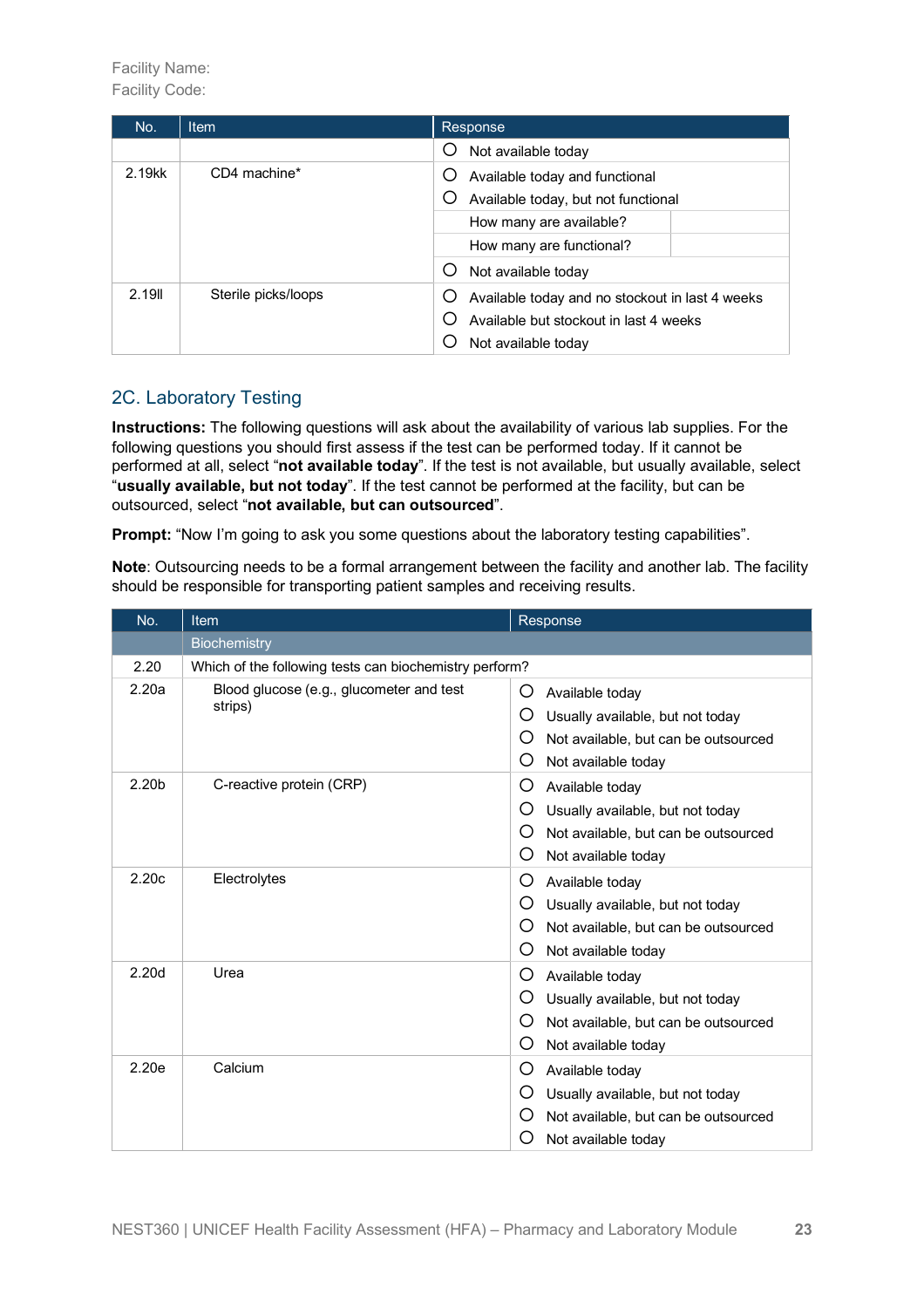Facility Name:
Facility Code:

| No. | Item | Response | |
|---|---|---|---|
| | | ○ Not available today | |
| 2.19kk | CD4 machine* | ○ Available today and functional<br>○ Available today, but not functional | |
| | | How many are available? | |
| | | How many are functional? | |
| | | ○ Not available today | |
| 2.19ll | Sterile picks/loops | ○ Available today and no stockout in last 4 weeks<br>○ Available but stockout in last 4 weeks<br>○ Not available today | |

## 2C. Laboratory Testing

**Instructions:** The following questions will ask about the availability of various lab supplies. For the following questions you should first assess if the test can be performed today. If it cannot be performed at all, select "**not available today**". If the test is not available, but usually available, select "**usually available, but not today**". If the test cannot be performed at the facility, but can be outsourced, select "**not available, but can outsourced**".

**Prompt:** "Now I'm going to ask you some questions about the laboratory testing capabilities".

**Note**: Outsourcing needs to be a formal arrangement between the facility and another lab. The facility should be responsible for transporting patient samples and receiving results.

| No. | Item | Response |
|---|---|---|
| | Biochemistry | |
| 2.20 | Which of the following tests can biochemistry perform? | |
| 2.20a | Blood glucose (e.g., glucometer and test strips) | ○ Available today<br>○ Usually available, but not today<br>○ Not available, but can be outsourced<br>○ Not available today |
| 2.20b | C-reactive protein (CRP) | ○ Available today<br>○ Usually available, but not today<br>○ Not available, but can be outsourced<br>○ Not available today |
| 2.20c | Electrolytes | ○ Available today<br>○ Usually available, but not today<br>○ Not available, but can be outsourced<br>○ Not available today |
| 2.20d | Urea | ○ Available today<br>○ Usually available, but not today<br>○ Not available, but can be outsourced<br>○ Not available today |
| 2.20e | Calcium | ○ Available today<br>○ Usually available, but not today<br>○ Not available, but can be outsourced<br>○ Not available today |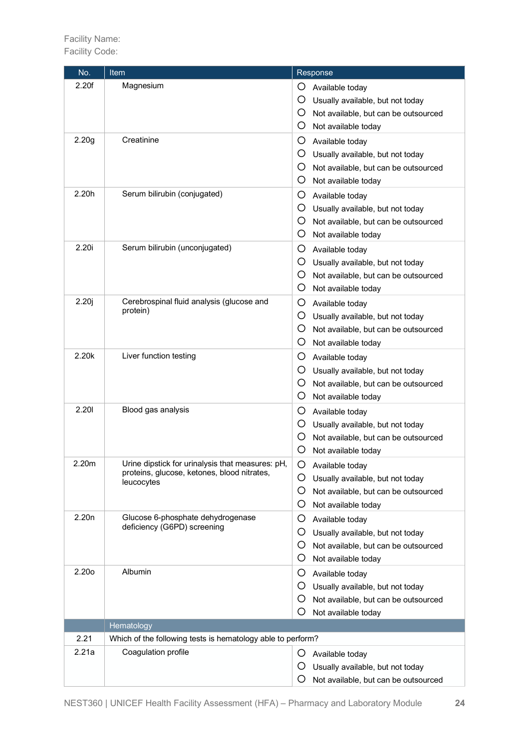Facility Name:
Facility Code:

| No. | Item | Response |
|---|---|---|
| 2.20f | Magnesium | ○ Available today<br>○ Usually available, but not today<br>○ Not available, but can be outsourced<br>○ Not available today |
| 2.20g | Creatinine | ○ Available today<br>○ Usually available, but not today<br>○ Not available, but can be outsourced<br>○ Not available today |
| 2.20h | Serum bilirubin (conjugated) | ○ Available today<br>○ Usually available, but not today<br>○ Not available, but can be outsourced<br>○ Not available today |
| 2.20i | Serum bilirubin (unconjugated) | ○ Available today<br>○ Usually available, but not today<br>○ Not available, but can be outsourced<br>○ Not available today |
| 2.20j | Cerebrospinal fluid analysis (glucose and protein) | ○ Available today<br>○ Usually available, but not today<br>○ Not available, but can be outsourced<br>○ Not available today |
| 2.20k | Liver function testing | ○ Available today<br>○ Usually available, but not today<br>○ Not available, but can be outsourced<br>○ Not available today |
| 2.20l | Blood gas analysis | ○ Available today<br>○ Usually available, but not today<br>○ Not available, but can be outsourced<br>○ Not available today |
| 2.20m | Urine dipstick for urinalysis that measures: pH, proteins, glucose, ketones, blood nitrates, leucocytes | ○ Available today<br>○ Usually available, but not today<br>○ Not available, but can be outsourced<br>○ Not available today |
| 2.20n | Glucose 6-phosphate dehydrogenase deficiency (G6PD) screening | ○ Available today<br>○ Usually available, but not today<br>○ Not available, but can be outsourced<br>○ Not available today |
| 2.20o | Albumin | ○ Available today<br>○ Usually available, but not today<br>○ Not available, but can be outsourced<br>○ Not available today |
| | **Hematology** | |
| 2.21 | Which of the following tests is hematology able to perform? | |
| 2.21a | Coagulation profile | ○ Available today<br>○ Usually available, but not today<br>○ Not available, but can be outsourced |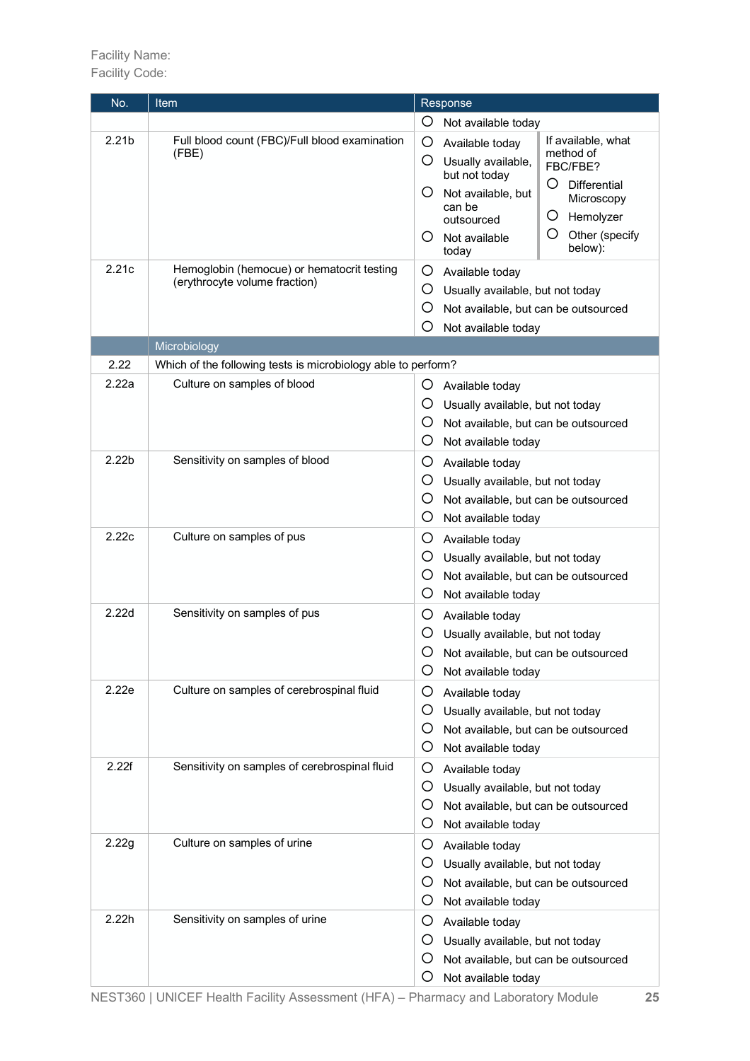Facility Name:
Facility Code:

| No. | Item | Response | |
|---|---|---|---|
| | | ○ Not available today | |
| 2.21b | Full blood count (FBC)/Full blood examination (FBE) | ○ Available today<br>○ Usually available, but not today<br>○ Not available, but can be outsourced<br>○ Not available today | If available, what method of FBC/FBE?<br>○ Differential Microscopy<br>○ Hemolyzer<br>○ Other (specify below): |
| 2.21c | Hemoglobin (hemocue) or hematocrit testing (erythrocyte volume fraction) | ○ Available today<br>○ Usually available, but not today<br>○ Not available, but can be outsourced<br>○ Not available today | |
| | Microbiology | | |
| 2.22 | Which of the following tests is microbiology able to perform? | | |
| 2.22a | Culture on samples of blood | ○ Available today<br>○ Usually available, but not today<br>○ Not available, but can be outsourced<br>○ Not available today | |
| 2.22b | Sensitivity on samples of blood | ○ Available today<br>○ Usually available, but not today<br>○ Not available, but can be outsourced<br>○ Not available today | |
| 2.22c | Culture on samples of pus | ○ Available today<br>○ Usually available, but not today<br>○ Not available, but can be outsourced<br>○ Not available today | |
| 2.22d | Sensitivity on samples of pus | ○ Available today<br>○ Usually available, but not today<br>○ Not available, but can be outsourced<br>○ Not available today | |
| 2.22e | Culture on samples of cerebrospinal fluid | ○ Available today<br>○ Usually available, but not today<br>○ Not available, but can be outsourced<br>○ Not available today | |
| 2.22f | Sensitivity on samples of cerebrospinal fluid | ○ Available today<br>○ Usually available, but not today<br>○ Not available, but can be outsourced<br>○ Not available today | |
| 2.22g | Culture on samples of urine | ○ Available today<br>○ Usually available, but not today<br>○ Not available, but can be outsourced<br>○ Not available today | |
| 2.22h | Sensitivity on samples of urine | ○ Available today<br>○ Usually available, but not today<br>○ Not available, but can be outsourced<br>○ Not available today | |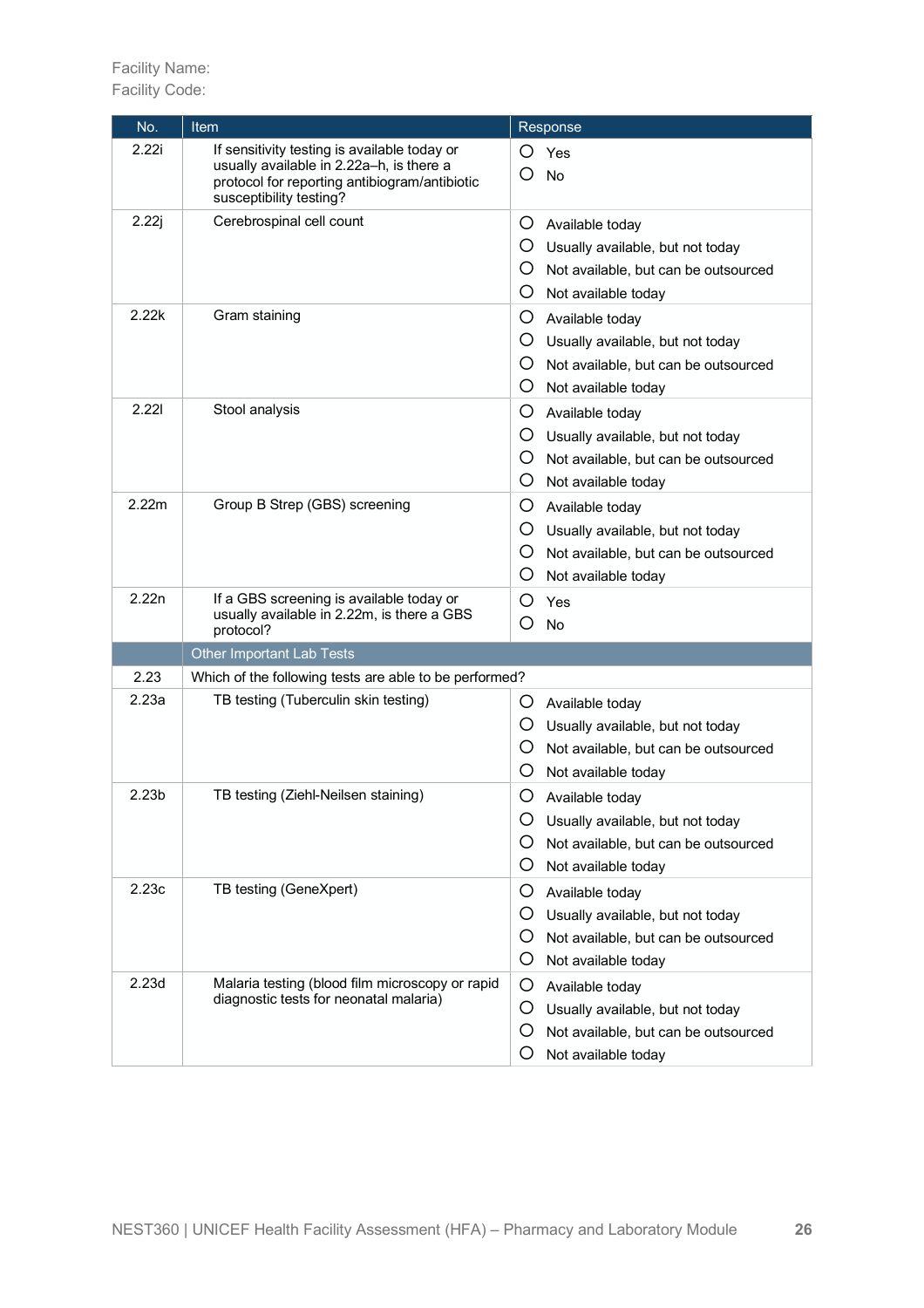Facility Name:
Facility Code:

| No. | Item | Response |
|---|---|---|
| 2.22i | If sensitivity testing is available today or usually available in 2.22a–h, is there a protocol for reporting antibiogram/antibiotic susceptibility testing? | ○ Yes<br>○ No |
| 2.22j | Cerebrospinal cell count | ○ Available today<br>○ Usually available, but not today<br>○ Not available, but can be outsourced<br>○ Not available today |
| 2.22k | Gram staining | ○ Available today<br>○ Usually available, but not today<br>○ Not available, but can be outsourced<br>○ Not available today |
| 2.22l | Stool analysis | ○ Available today<br>○ Usually available, but not today<br>○ Not available, but can be outsourced<br>○ Not available today |
| 2.22m | Group B Strep (GBS) screening | ○ Available today<br>○ Usually available, but not today<br>○ Not available, but can be outsourced<br>○ Not available today |
| 2.22n | If a GBS screening is available today or usually available in 2.22m, is there a GBS protocol? | ○ Yes<br>○ No |
| | **Other Important Lab Tests** | |
| 2.23 | Which of the following tests are able to be performed? | |
| 2.23a | TB testing (Tuberculin skin testing) | ○ Available today<br>○ Usually available, but not today<br>○ Not available, but can be outsourced<br>○ Not available today |
| 2.23b | TB testing (Ziehl-Neilsen staining) | ○ Available today<br>○ Usually available, but not today<br>○ Not available, but can be outsourced<br>○ Not available today |
| 2.23c | TB testing (GeneXpert) | ○ Available today<br>○ Usually available, but not today<br>○ Not available, but can be outsourced<br>○ Not available today |
| 2.23d | Malaria testing (blood film microscopy or rapid diagnostic tests for neonatal malaria) | ○ Available today<br>○ Usually available, but not today<br>○ Not available, but can be outsourced<br>○ Not available today |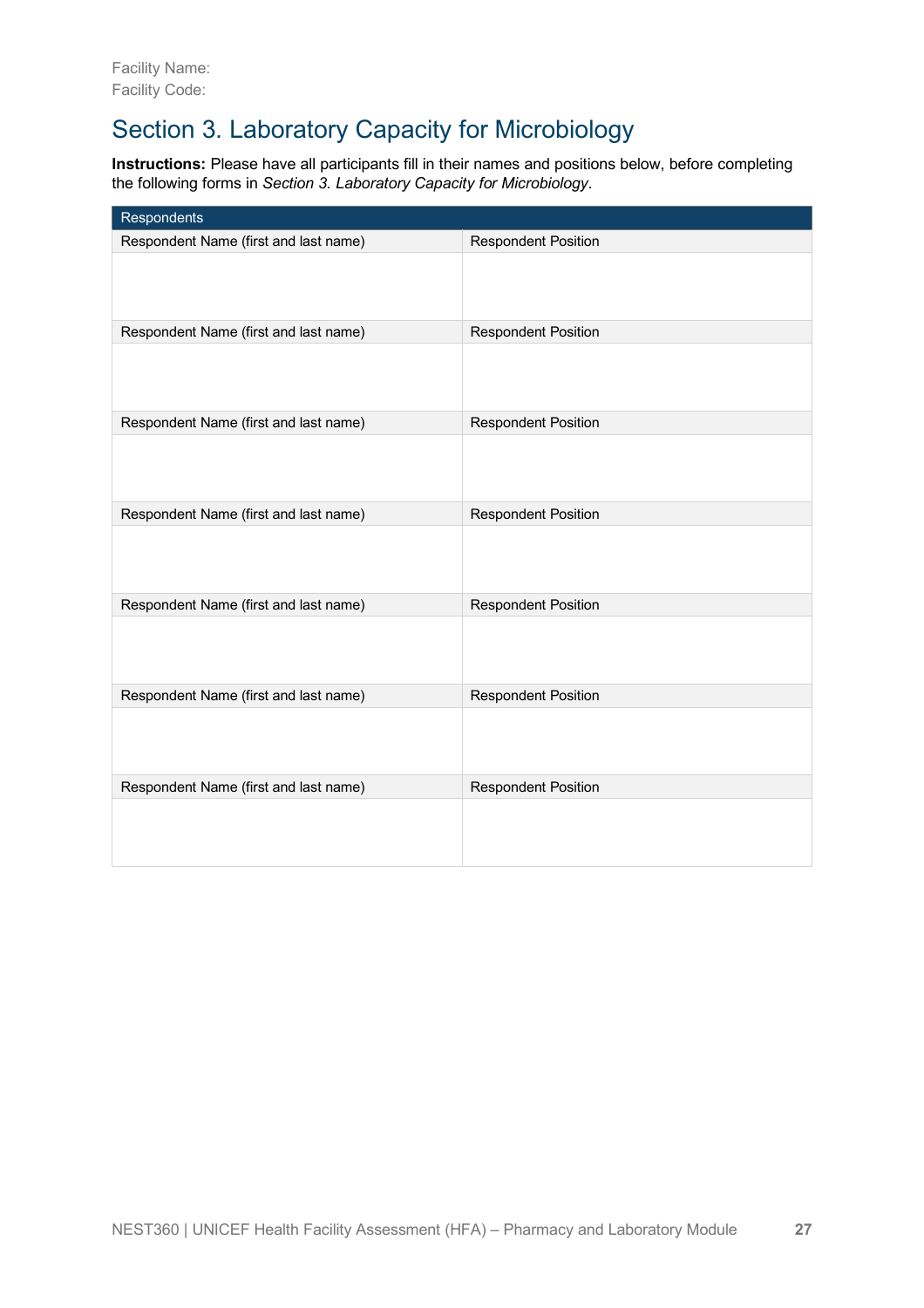Facility Name:
Facility Code:

# Section 3. Laboratory Capacity for Microbiology

**Instructions:** Please have all participants fill in their names and positions below, before completing the following forms in *Section 3. Laboratory Capacity for Microbiology*.

| Respondents | |
|---|---|
| Respondent Name (first and last name) | Respondent Position |
| | |
| Respondent Name (first and last name) | Respondent Position |
| | |
| Respondent Name (first and last name) | Respondent Position |
| | |
| Respondent Name (first and last name) | Respondent Position |
| | |
| Respondent Name (first and last name) | Respondent Position |
| | |
| Respondent Name (first and last name) | Respondent Position |
| | |
| Respondent Name (first and last name) | Respondent Position |
| | |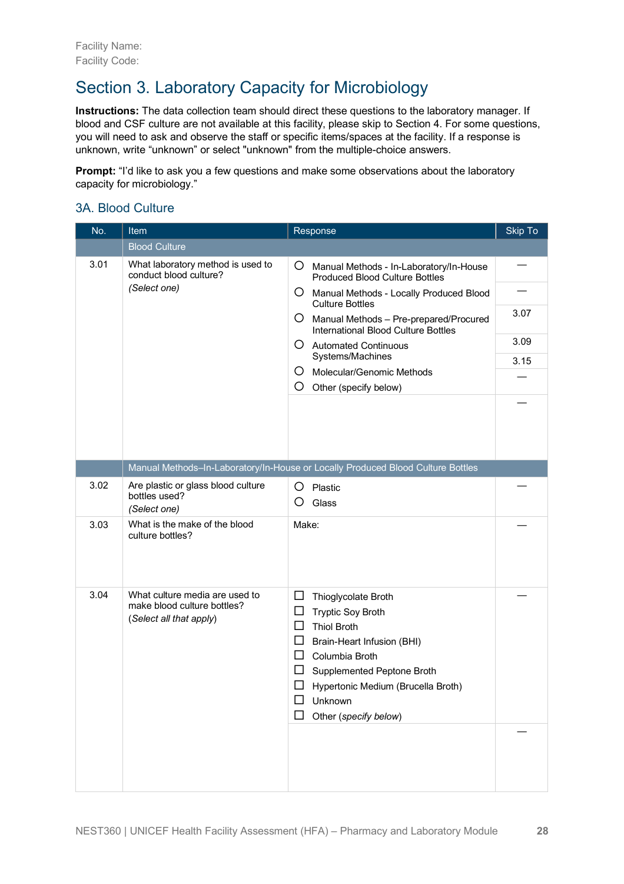Facility Name:
Facility Code:

# Section 3. Laboratory Capacity for Microbiology

**Instructions:** The data collection team should direct these questions to the laboratory manager. If blood and CSF culture are not available at this facility, please skip to Section 4. For some questions, you will need to ask and observe the staff or specific items/spaces at the facility. If a response is unknown, write “unknown” or select "unknown" from the multiple-choice answers.

**Prompt:** “I’d like to ask you a few questions and make some observations about the laboratory capacity for microbiology.”

## 3A. Blood Culture

| No. | Item | Response | Skip To |
|---|---|---|---|
| | Blood Culture | | |
| 3.01 | What laboratory method is used to conduct blood culture? *(Select one)* | ○ Manual Methods - In-Laboratory/In-House Produced Blood Culture Bottles | — |
| | | ○ Manual Methods - Locally Produced Blood Culture Bottles | — |
| | | ○ Manual Methods – Pre-prepared/Procured International Blood Culture Bottles | 3.07 |
| | | ○ Automated Continuous Systems/Machines | 3.09 |
| | | ○ Molecular/Genomic Methods | 3.15 |
| | | ○ Other (specify below) | — |
| | | | — |
| | Manual Methods–In-Laboratory/In-House or Locally Produced Blood Culture Bottles | | |
| 3.02 | Are plastic or glass blood culture bottles used? *(Select one)* | ○ Plastic<br>○ Glass | — |
| 3.03 | What is the make of the blood culture bottles? | Make: | — |
| 3.04 | What culture media are used to make blood culture bottles? *(Select all that apply)* | ☐ Thioglycolate Broth<br>☐ Tryptic Soy Broth<br>☐ Thiol Broth<br>☐ Brain-Heart Infusion (BHI)<br>☐ Columbia Broth<br>☐ Supplemented Peptone Broth<br>☐ Hypertonic Medium (Brucella Broth)<br>☐ Unknown<br>☐ Other (*specify below*) | — |
| | | | — |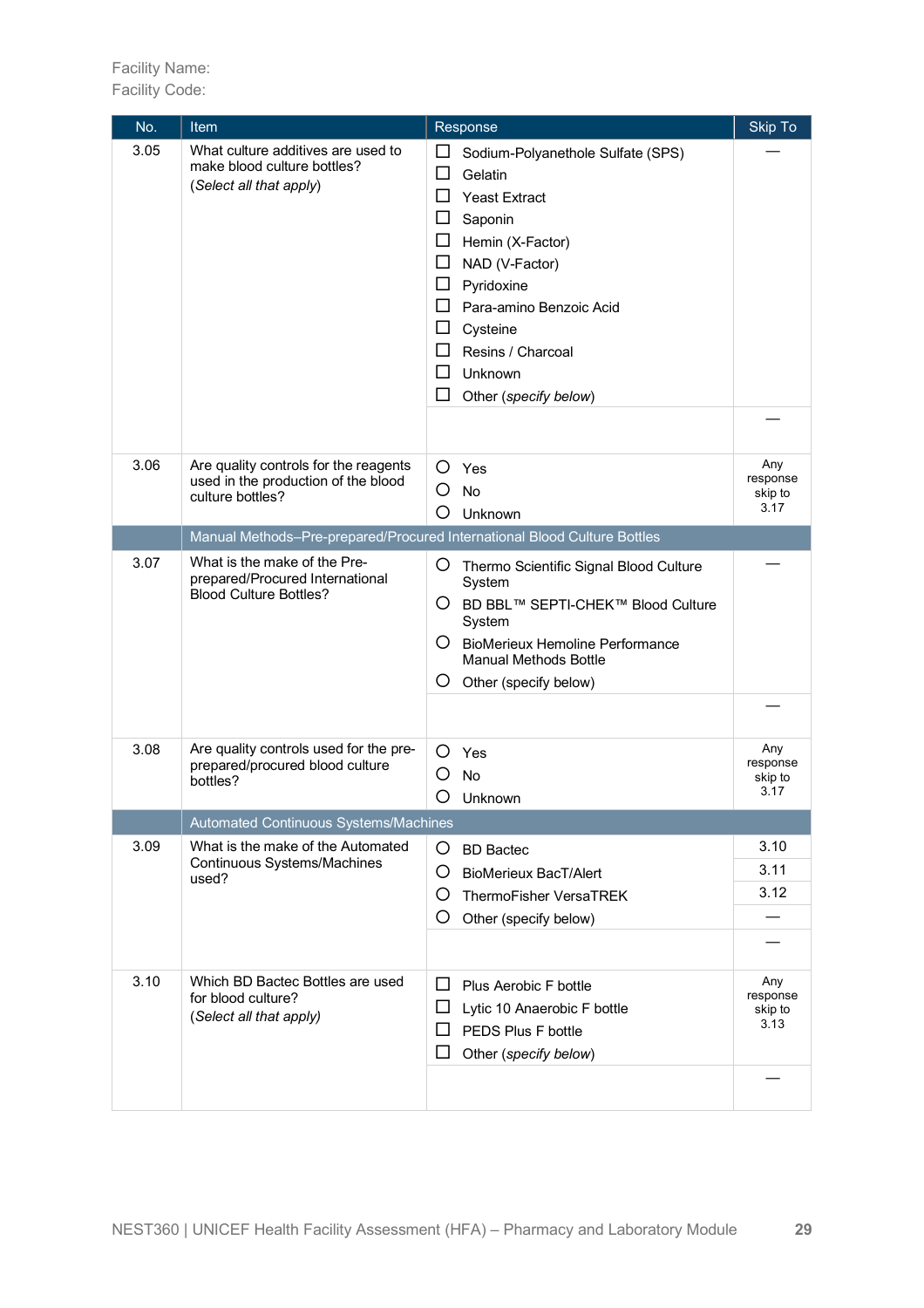Facility Name:
Facility Code:

| No. | Item | Response | Skip To |
|---|---|---|---|
| 3.05 | What culture additives are used to make blood culture bottles? (*Select all that apply*) | ☐ Sodium-Polyanethole Sulfate (SPS)<br>☐ Gelatin<br>☐ Yeast Extract<br>☐ Saponin<br>☐ Hemin (X-Factor)<br>☐ NAD (V-Factor)<br>☐ Pyridoxine<br>☐ Para-amino Benzoic Acid<br>☐ Cysteine<br>☐ Resins / Charcoal<br>☐ Unknown<br>☐ Other (*specify below*) | — |
| | | | — |
| 3.06 | Are quality controls for the reagents used in the production of the blood culture bottles? | ○ Yes<br>○ No<br>○ Unknown | Any response skip to 3.17 |
| | Manual Methods–Pre-prepared/Procured International Blood Culture Bottles | | |
| 3.07 | What is the make of the Pre-prepared/Procured International Blood Culture Bottles? | ○ Thermo Scientific Signal Blood Culture System<br>○ BD BBL™ SEPTI-CHEK™ Blood Culture System<br>○ BioMerieux Hemoline Performance Manual Methods Bottle<br>○ Other (specify below) | — |
| | | | — |
| 3.08 | Are quality controls used for the pre-prepared/procured blood culture bottles? | ○ Yes<br>○ No<br>○ Unknown | Any response skip to 3.17 |
| | Automated Continuous Systems/Machines | | |
| 3.09 | What is the make of the Automated Continuous Systems/Machines used? | ○ BD Bactec | 3.10 |
| | | ○ BioMerieux BacT/Alert | 3.11 |
| | | ○ ThermoFisher VersaTREK | 3.12 |
| | | ○ Other (specify below) | — |
| | | | — |
| 3.10 | Which BD Bactec Bottles are used for blood culture? (*Select all that apply*) | ☐ Plus Aerobic F bottle<br>☐ Lytic 10 Anaerobic F bottle<br>☐ PEDS Plus F bottle<br>☐ Other (*specify below*) | Any response skip to 3.13 |
| | | | — |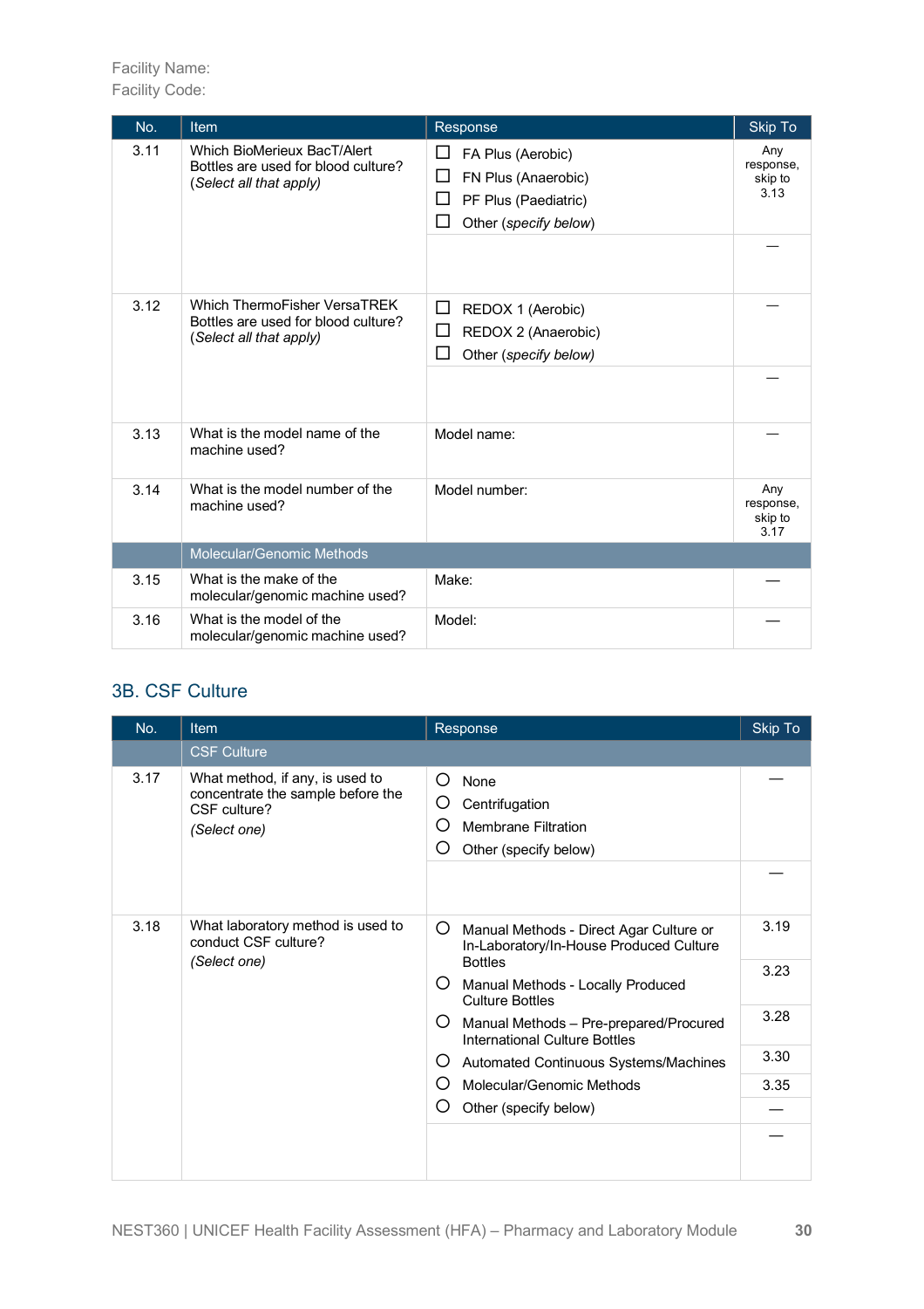Facility Name:
Facility Code:

| No. | Item | Response | Skip To |
|---|---|---|---|
| 3.11 | Which BioMerieux BacT/Alert Bottles are used for blood culture? (*Select all that apply*) | ☐ FA Plus (Aerobic)<br>☐ FN Plus (Anaerobic)<br>☐ PF Plus (Paediatric)<br>☐ Other (*specify below*) | Any response, skip to 3.13 |
| | | | — |
| 3.12 | Which ThermoFisher VersaTREK Bottles are used for blood culture? (*Select all that apply*) | ☐ REDOX 1 (Aerobic)<br>☐ REDOX 2 (Anaerobic)<br>☐ Other (*specify below*) | — |
| | | | — |
| 3.13 | What is the model name of the machine used? | Model name: | — |
| 3.14 | What is the model number of the machine used? | Model number: | Any response, skip to 3.17 |
| | Molecular/Genomic Methods | | |
| 3.15 | What is the make of the molecular/genomic machine used? | Make: | — |
| 3.16 | What is the model of the molecular/genomic machine used? | Model: | — |

## 3B. CSF Culture

| No. | Item | Response | Skip To |
|---|---|---|---|
| | CSF Culture | | |
| 3.17 | What method, if any, is used to concentrate the sample before the CSF culture? (*Select one*) | ○ None<br>○ Centrifugation<br>○ Membrane Filtration<br>○ Other (specify below) | — |
| | | | — |
| 3.18 | What laboratory method is used to conduct CSF culture? (*Select one*) | ○ Manual Methods - Direct Agar Culture or In-Laboratory/In-House Produced Culture Bottles | 3.19 |
| | | ○ Manual Methods - Locally Produced Culture Bottles | 3.23 |
| | | ○ Manual Methods – Pre-prepared/Procured International Culture Bottles | 3.28 |
| | | ○ Automated Continuous Systems/Machines | 3.30 |
| | | ○ Molecular/Genomic Methods | 3.35 |
| | | ○ Other (specify below) | — |
| | | | — |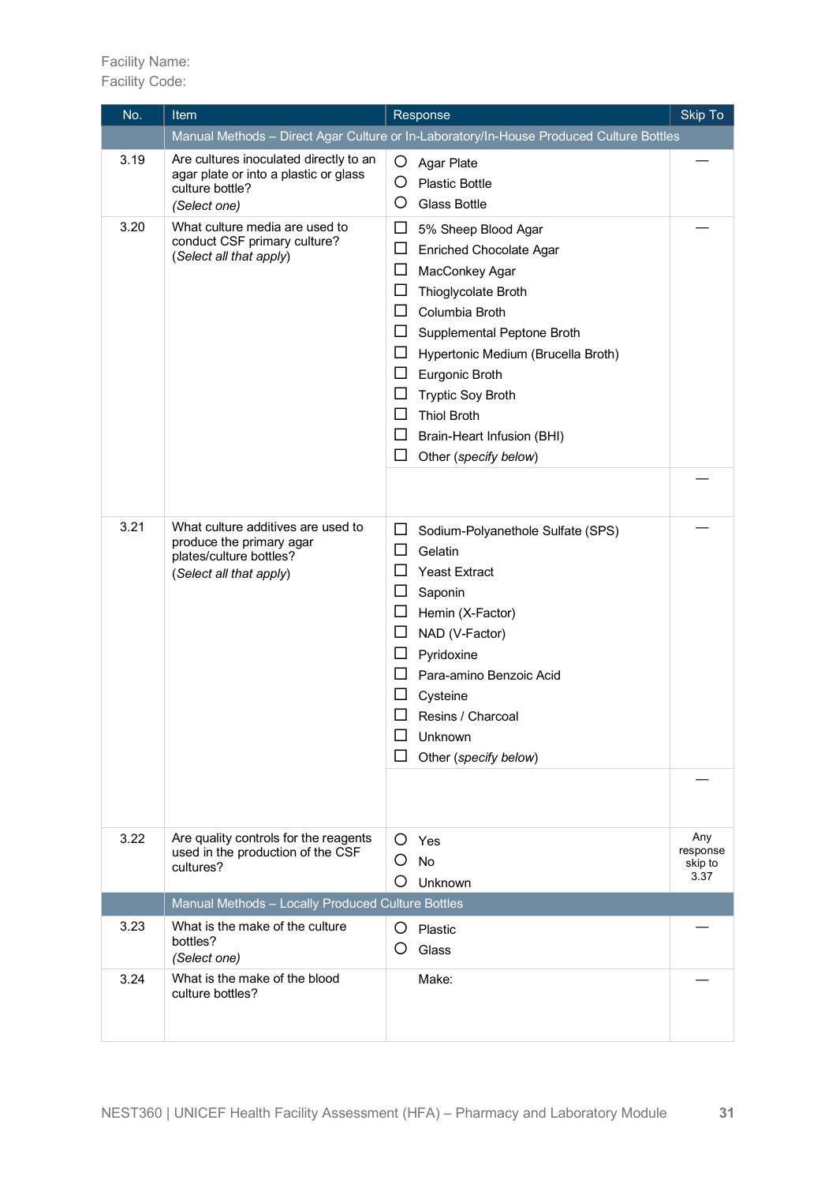Facility Name:
Facility Code:

| No. | Item | Response | Skip To |
|---|---|---|---|
| | Manual Methods – Direct Agar Culture or In-Laboratory/In-House Produced Culture Bottles | | |
| 3.19 | Are cultures inoculated directly to an agar plate or into a plastic or glass culture bottle? *(Select one)* | ○ Agar Plate<br>○ Plastic Bottle<br>○ Glass Bottle | — |
| 3.20 | What culture media are used to conduct CSF primary culture? (*Select all that apply*) | ☐ 5% Sheep Blood Agar<br>☐ Enriched Chocolate Agar<br>☐ MacConkey Agar<br>☐ Thioglycolate Broth<br>☐ Columbia Broth<br>☐ Supplemental Peptone Broth<br>☐ Hypertonic Medium (Brucella Broth)<br>☐ Eurgonic Broth<br>☐ Tryptic Soy Broth<br>☐ Thiol Broth<br>☐ Brain-Heart Infusion (BHI)<br>☐ Other (*specify below*) | — |
| | | | — |
| 3.21 | What culture additives are used to produce the primary agar plates/culture bottles? (*Select all that apply*) | ☐ Sodium-Polyanethole Sulfate (SPS)<br>☐ Gelatin<br>☐ Yeast Extract<br>☐ Saponin<br>☐ Hemin (X-Factor)<br>☐ NAD (V-Factor)<br>☐ Pyridoxine<br>☐ Para-amino Benzoic Acid<br>☐ Cysteine<br>☐ Resins / Charcoal<br>☐ Unknown<br>☐ Other (*specify below*) | — |
| | | | — |
| 3.22 | Are quality controls for the reagents used in the production of the CSF cultures? | ○ Yes<br>○ No<br>○ Unknown | Any response skip to 3.37 |
| | Manual Methods – Locally Produced Culture Bottles | | |
| 3.23 | What is the make of the culture bottles? *(Select one)* | ○ Plastic<br>○ Glass | — |
| 3.24 | What is the make of the blood culture bottles? | Make: | — |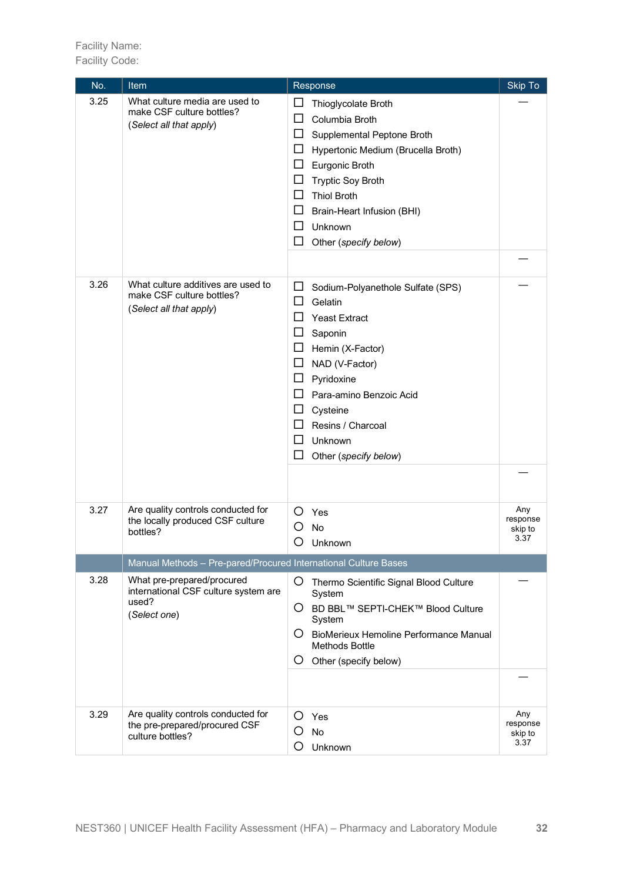Facility Name:
Facility Code:

| No. | Item | Response | Skip To |
|---|---|---|---|
| 3.25 | What culture media are used to make CSF culture bottles? (*Select all that apply*) | ☐ Thioglycolate Broth<br>☐ Columbia Broth<br>☐ Supplemental Peptone Broth<br>☐ Hypertonic Medium (Brucella Broth)<br>☐ Eurgonic Broth<br>☐ Tryptic Soy Broth<br>☐ Thiol Broth<br>☐ Brain-Heart Infusion (BHI)<br>☐ Unknown<br>☐ Other (*specify below*) | — |
| | | | — |
| 3.26 | What culture additives are used to make CSF culture bottles? (*Select all that apply*) | ☐ Sodium-Polyanethole Sulfate (SPS)<br>☐ Gelatin<br>☐ Yeast Extract<br>☐ Saponin<br>☐ Hemin (X-Factor)<br>☐ NAD (V-Factor)<br>☐ Pyridoxine<br>☐ Para-amino Benzoic Acid<br>☐ Cysteine<br>☐ Resins / Charcoal<br>☐ Unknown<br>☐ Other (*specify below*) | — |
| | | | — |
| 3.27 | Are quality controls conducted for the locally produced CSF culture bottles? | ○ Yes<br>○ No<br>○ Unknown | Any response skip to 3.37 |
| | Manual Methods – Pre-pared/Procured International Culture Bases | | |
| 3.28 | What pre-prepared/procured international CSF culture system are used? (*Select one*) | ○ Thermo Scientific Signal Blood Culture System<br>○ BD BBL™ SEPTI-CHEK™ Blood Culture System<br>○ BioMerieux Hemoline Performance Manual Methods Bottle<br>○ Other (specify below) | — |
| | | | — |
| 3.29 | Are quality controls conducted for the pre-prepared/procured CSF culture bottles? | ○ Yes<br>○ No<br>○ Unknown | Any response skip to 3.37 |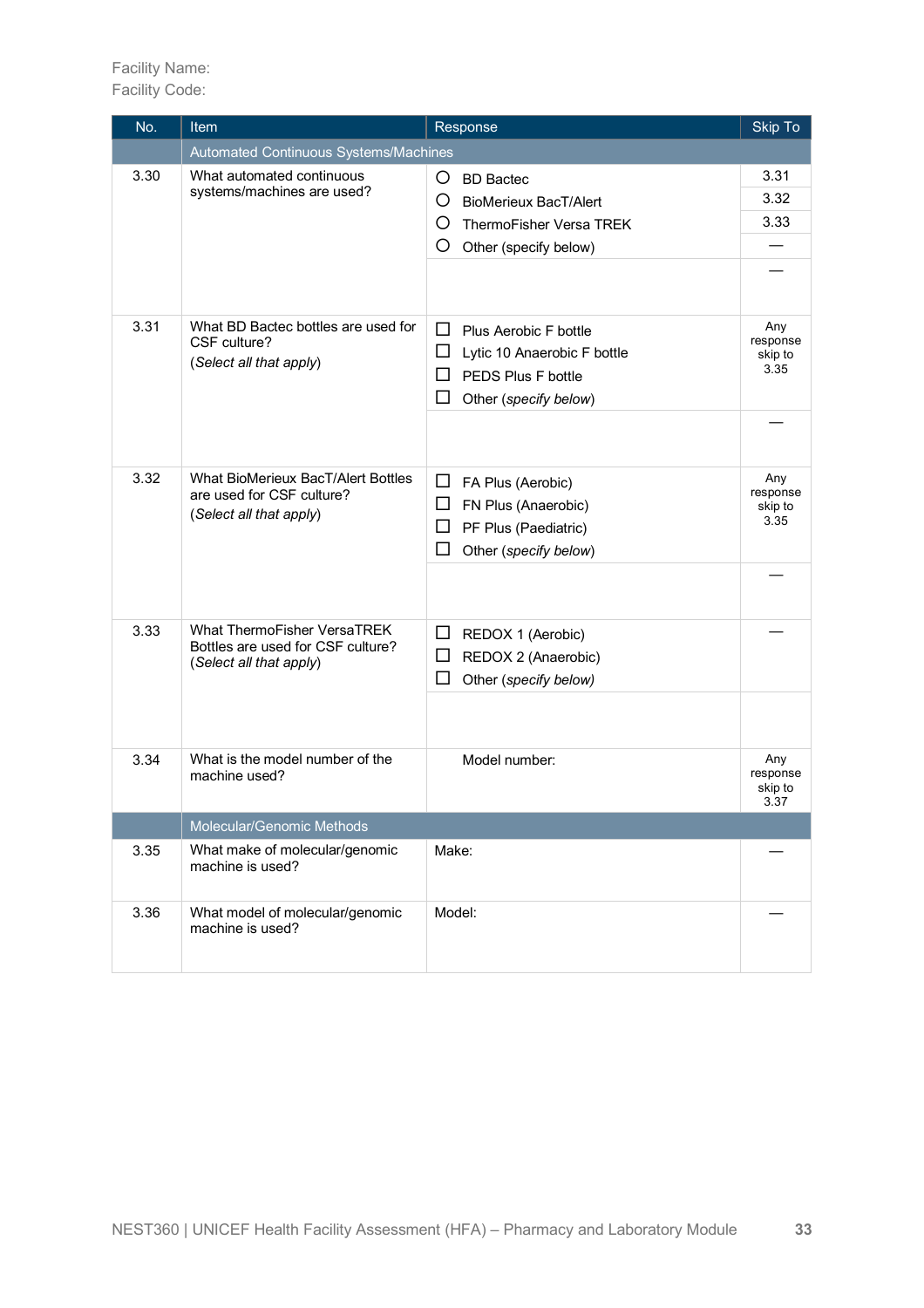Facility Name:
Facility Code:

| No. | Item | Response | Skip To |
|---|---|---|---|
| | Automated Continuous Systems/Machines | | |
| 3.30 | What automated continuous systems/machines are used? | ○ BD Bactec | 3.31 |
| | | ○ BioMerieux BacT/Alert | 3.32 |
| | | ○ ThermoFisher Versa TREK | 3.33 |
| | | ○ Other (specify below) | — |
| | | | — |
| 3.31 | What BD Bactec bottles are used for CSF culture?<br>(*Select all that apply*) | ☐ Plus Aerobic F bottle<br>☐ Lytic 10 Anaerobic F bottle<br>☐ PEDS Plus F bottle<br>☐ Other (*specify below*) | Any response skip to 3.35 |
| | | | — |
| 3.32 | What BioMerieux BacT/Alert Bottles are used for CSF culture?<br>(*Select all that apply*) | ☐ FA Plus (Aerobic)<br>☐ FN Plus (Anaerobic)<br>☐ PF Plus (Paediatric)<br>☐ Other (*specify below*) | Any response skip to 3.35 |
| | | | — |
| 3.33 | What ThermoFisher VersaTREK Bottles are used for CSF culture?<br>(*Select all that apply*) | ☐ REDOX 1 (Aerobic)<br>☐ REDOX 2 (Anaerobic)<br>☐ Other (*specify below*) | — |
| | | | |
| 3.34 | What is the model number of the machine used? | Model number: | Any response skip to 3.37 |
| | Molecular/Genomic Methods | | |
| 3.35 | What make of molecular/genomic machine is used? | Make: | — |
| 3.36 | What model of molecular/genomic machine is used? | Model: | — |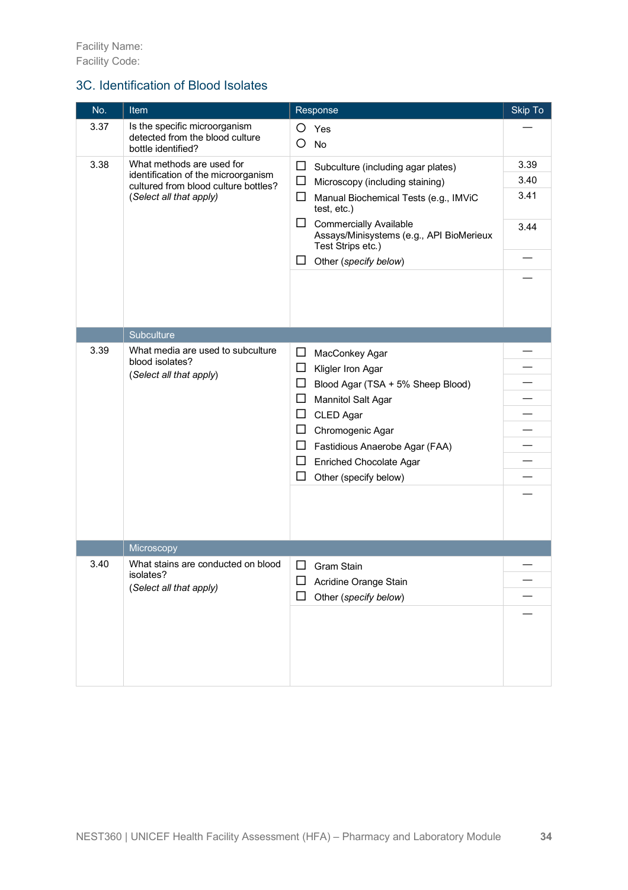Facility Name:
Facility Code:

## 3C. Identification of Blood Isolates

| No. | Item | Response | Skip To |
|---|---|---|---|
| 3.37 | Is the specific microorganism detected from the blood culture bottle identified? | ○ Yes<br>○ No | — |
| 3.38 | What methods are used for identification of the microorganism cultured from blood culture bottles?<br>(*Select all that apply*) | ☐ Subculture (including agar plates) | 3.39 |
| | | ☐ Microscopy (including staining) | 3.40 |
| | | ☐ Manual Biochemical Tests (e.g., IMViC test, etc.) | 3.41 |
| | | ☐ Commercially Available Assays/Minisystems (e.g., API BioMerieux Test Strips etc.) | 3.44 |
| | | ☐ Other (*specify below*) | — |
| | | | — |
| | **Subculture** | | |
| 3.39 | What media are used to subculture blood isolates?<br>(*Select all that apply*) | ☐ MacConkey Agar | — |
| | | ☐ Kligler Iron Agar | — |
| | | ☐ Blood Agar (TSA + 5% Sheep Blood) | — |
| | | ☐ Mannitol Salt Agar | — |
| | | ☐ CLED Agar | — |
| | | ☐ Chromogenic Agar | — |
| | | ☐ Fastidious Anaerobe Agar (FAA) | — |
| | | ☐ Enriched Chocolate Agar | — |
| | | ☐ Other (specify below) | — |
| | | | — |
| | **Microscopy** | | |
| 3.40 | What stains are conducted on blood isolates?<br>(*Select all that apply*) | ☐ Gram Stain | — |
| | | ☐ Acridine Orange Stain | — |
| | | ☐ Other (*specify below*) | — |
| | | | — |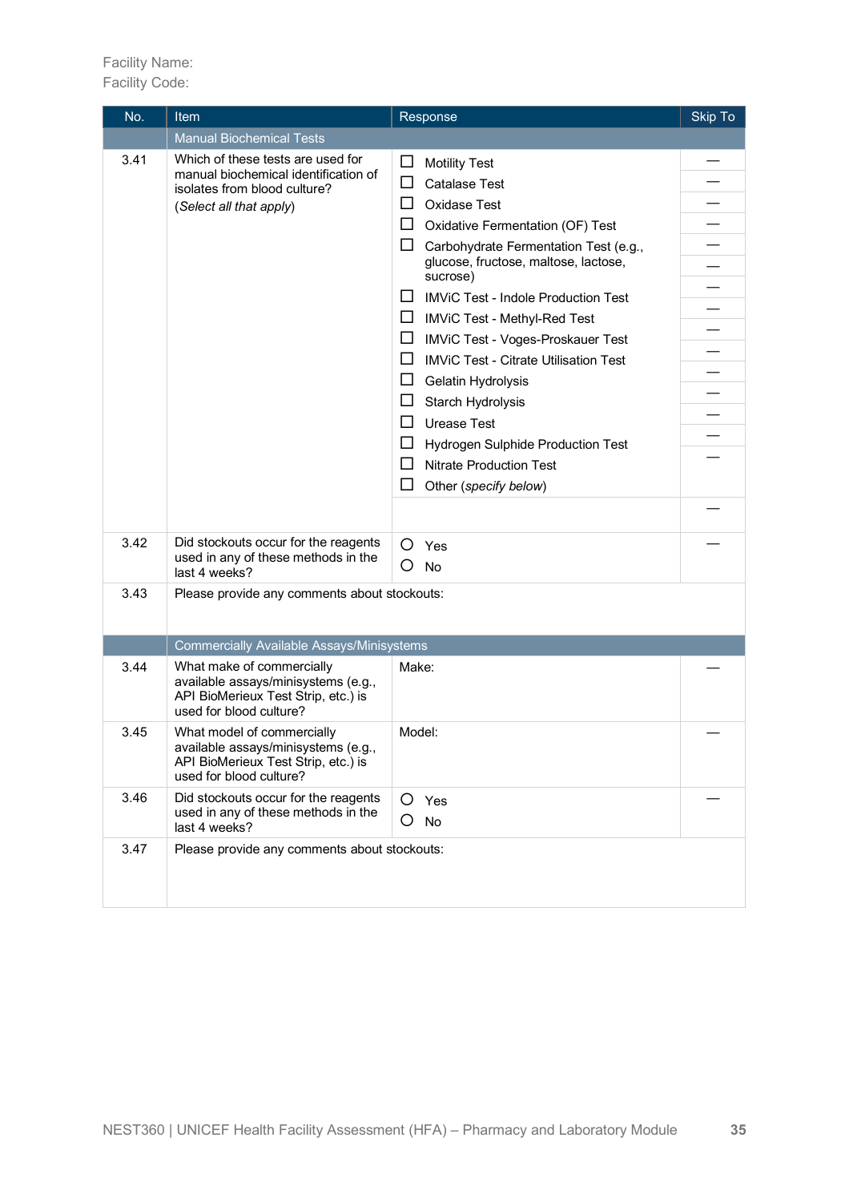Facility Name:
Facility Code:

| No. | Item | Response | Skip To |
|---|---|---|---|
| | Manual Biochemical Tests | | |
| 3.41 | Which of these tests are used for manual biochemical identification of isolates from blood culture?<br>(*Select all that apply*) | ☐ Motility Test | — |
| | | ☐ Catalase Test | — |
| | | ☐ Oxidase Test | — |
| | | ☐ Oxidative Fermentation (OF) Test | — |
| | | ☐ Carbohydrate Fermentation Test (e.g., glucose, fructose, maltose, lactose, sucrose) | — |
| | | ☐ IMViC Test - Indole Production Test | — |
| | | ☐ IMViC Test - Methyl-Red Test | — |
| | | ☐ IMViC Test - Voges-Proskauer Test | — |
| | | ☐ IMViC Test - Citrate Utilisation Test | — |
| | | ☐ Gelatin Hydrolysis | — |
| | | ☐ Starch Hydrolysis | — |
| | | ☐ Urease Test | — |
| | | ☐ Hydrogen Sulphide Production Test | — |
| | | ☐ Nitrate Production Test | — |
| | | ☐ Other (*specify below*) | — |
| | | | — |
| 3.42 | Did stockouts occur for the reagents used in any of these methods in the last 4 weeks? | ○ Yes<br>○ No | — |
| 3.43 | Please provide any comments about stockouts: | | |
| | Commercially Available Assays/Minisystems | | |
| 3.44 | What make of commercially available assays/minisystems (e.g., API BioMerieux Test Strip, etc.) is used for blood culture? | Make: | — |
| 3.45 | What model of commercially available assays/minisystems (e.g., API BioMerieux Test Strip, etc.) is used for blood culture? | Model: | — |
| 3.46 | Did stockouts occur for the reagents used in any of these methods in the last 4 weeks? | ○ Yes<br>○ No | — |
| 3.47 | Please provide any comments about stockouts: | | |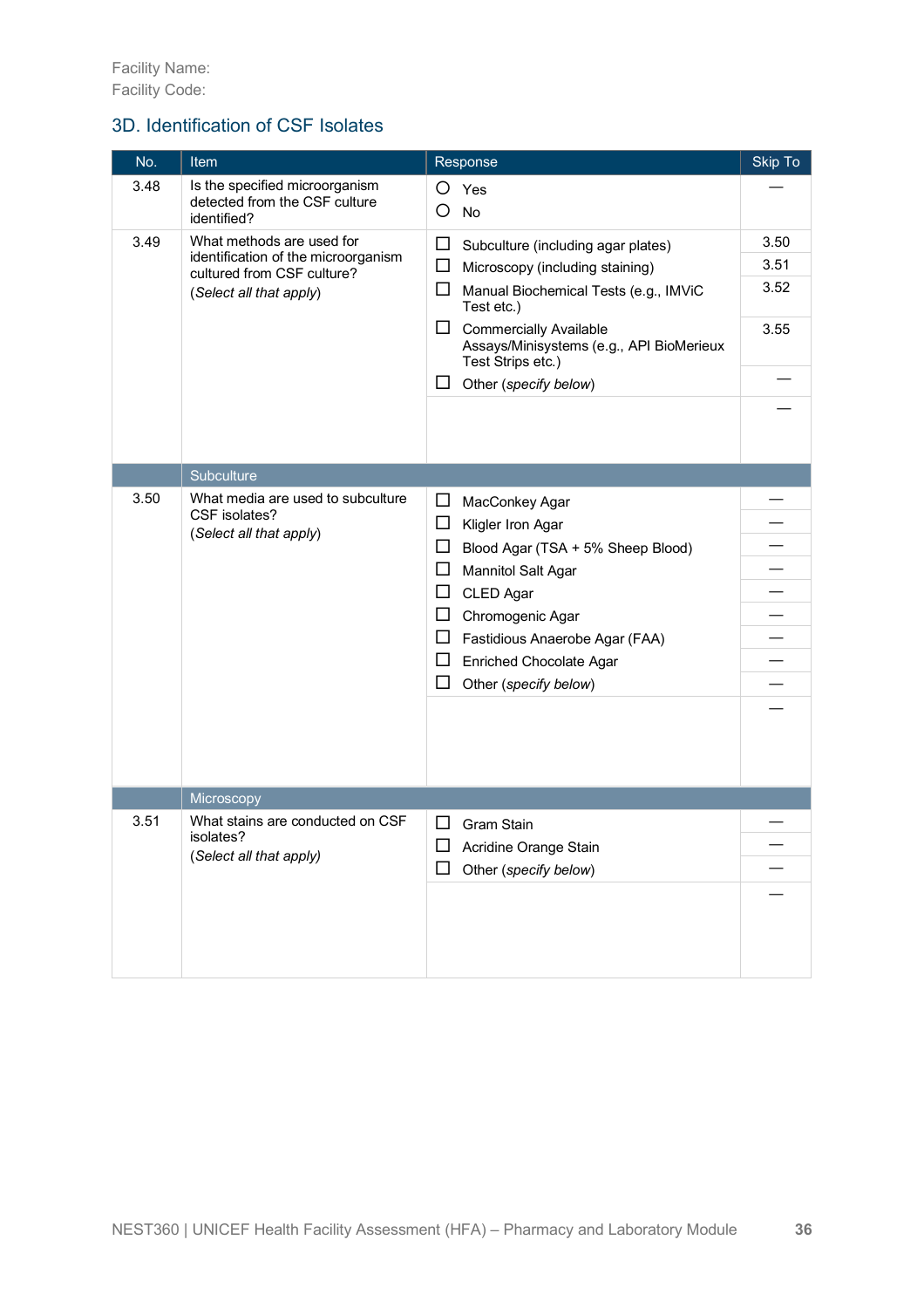Facility Name:
Facility Code:

## 3D. Identification of CSF Isolates

| No. | Item | Response | Skip To |
|---|---|---|---|
| 3.48 | Is the specified microorganism detected from the CSF culture identified? | ○ Yes<br>○ No | — |
| 3.49 | What methods are used for identification of the microorganism cultured from CSF culture?<br>(*Select all that apply*) | ☐ Subculture (including agar plates) | 3.50 |
| | | ☐ Microscopy (including staining) | 3.51 |
| | | ☐ Manual Biochemical Tests (e.g., IMViC Test etc.) | 3.52 |
| | | ☐ Commercially Available Assays/Minisystems (e.g., API BioMerieux Test Strips etc.) | 3.55 |
| | | ☐ Other (*specify below*) | — |
| | | | — |
| | **Subculture** | | |
| 3.50 | What media are used to subculture CSF isolates?<br>(*Select all that apply*) | ☐ MacConkey Agar | — |
| | | ☐ Kligler Iron Agar | — |
| | | ☐ Blood Agar (TSA + 5% Sheep Blood) | — |
| | | ☐ Mannitol Salt Agar | — |
| | | ☐ CLED Agar | — |
| | | ☐ Chromogenic Agar | — |
| | | ☐ Fastidious Anaerobe Agar (FAA) | — |
| | | ☐ Enriched Chocolate Agar | — |
| | | ☐ Other (*specify below*) | — |
| | | | — |
| | **Microscopy** | | |
| 3.51 | What stains are conducted on CSF isolates?<br>(*Select all that apply*) | ☐ Gram Stain | — |
| | | ☐ Acridine Orange Stain | — |
| | | ☐ Other (*specify below*) | — |
| | | | — |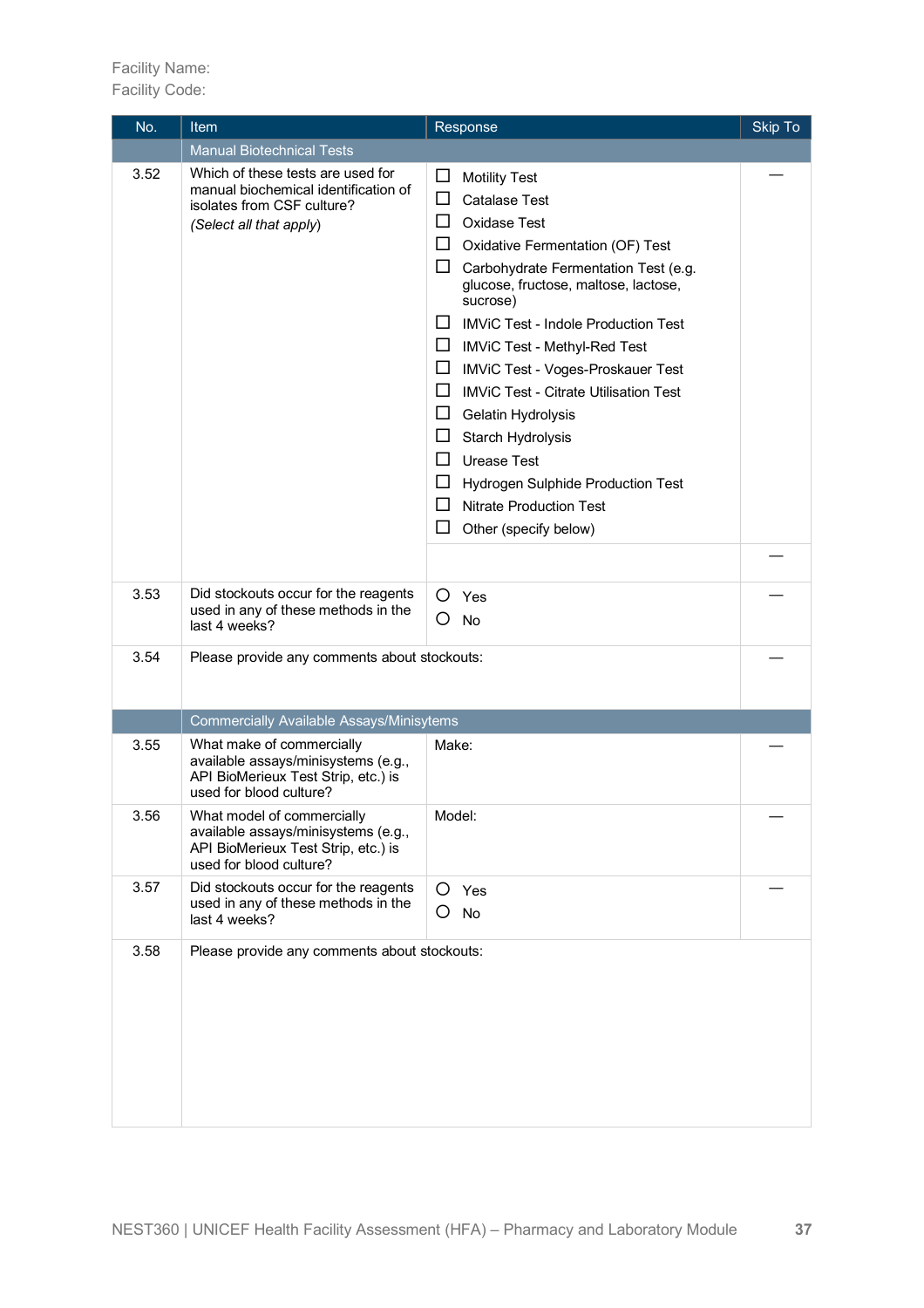Facility Name:
Facility Code:

| No. | Item | Response | Skip To |
|---|---|---|---|
| | Manual Biotechnical Tests | | |
| 3.52 | Which of these tests are used for manual biochemical identification of isolates from CSF culture?<br>*(Select all that apply)* | ☐ Motility Test<br>☐ Catalase Test<br>☐ Oxidase Test<br>☐ Oxidative Fermentation (OF) Test<br>☐ Carbohydrate Fermentation Test (e.g. glucose, fructose, maltose, lactose, sucrose)<br>☐ IMViC Test - Indole Production Test<br>☐ IMViC Test - Methyl-Red Test<br>☐ IMViC Test - Voges-Proskauer Test<br>☐ IMViC Test - Citrate Utilisation Test<br>☐ Gelatin Hydrolysis<br>☐ Starch Hydrolysis<br>☐ Urease Test<br>☐ Hydrogen Sulphide Production Test<br>☐ Nitrate Production Test<br>☐ Other (specify below) | — |
| | | | — |
| 3.53 | Did stockouts occur for the reagents used in any of these methods in the last 4 weeks? | ○ Yes<br>○ No | — |
| 3.54 | Please provide any comments about stockouts: | | — |
| | Commercially Available Assays/Minisytems | | |
| 3.55 | What make of commercially available assays/minisystems (e.g., API BioMerieux Test Strip, etc.) is used for blood culture? | Make: | — |
| 3.56 | What model of commercially available assays/minisystems (e.g., API BioMerieux Test Strip, etc.) is used for blood culture? | Model: | — |
| 3.57 | Did stockouts occur for the reagents used in any of these methods in the last 4 weeks? | ○ Yes<br>○ No | — |
| 3.58 | Please provide any comments about stockouts: | | |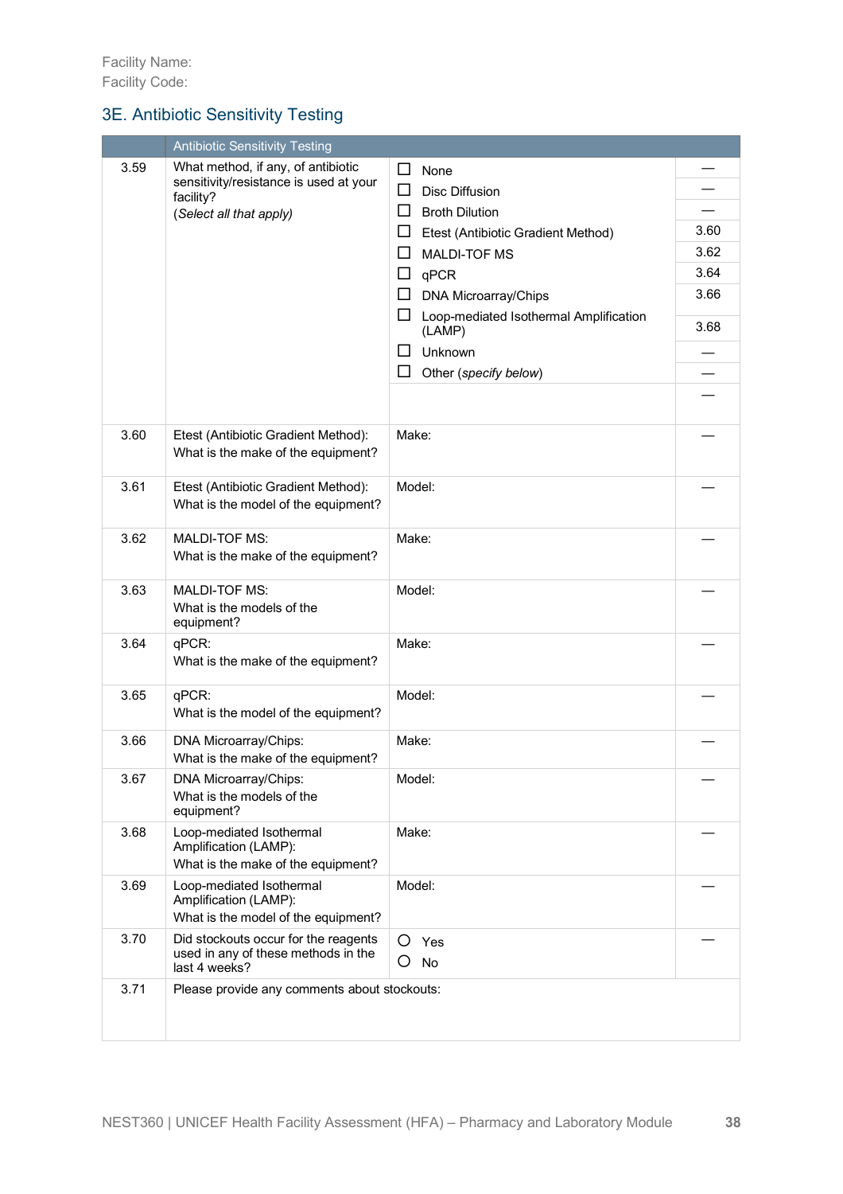Facility Name:
Facility Code:

## 3E. Antibiotic Sensitivity Testing

| | Antibiotic Sensitivity Testing | | |
|---|---|---|---|
| 3.59 | What method, if any, of antibiotic sensitivity/resistance is used at your facility?<br>(*Select all that apply*) | ☐ None | — |
| | | ☐ Disc Diffusion | — |
| | | ☐ Broth Dilution | — |
| | | ☐ Etest (Antibiotic Gradient Method) | 3.60 |
| | | ☐ MALDI-TOF MS | 3.62 |
| | | ☐ qPCR | 3.64 |
| | | ☐ DNA Microarray/Chips | 3.66 |
| | | ☐ Loop-mediated Isothermal Amplification (LAMP) | 3.68 |
| | | ☐ Unknown | — |
| | | ☐ Other (*specify below*) | — |
| | | | — |
| 3.60 | Etest (Antibiotic Gradient Method):<br>What is the make of the equipment? | Make: | — |
| 3.61 | Etest (Antibiotic Gradient Method):<br>What is the model of the equipment? | Model: | — |
| 3.62 | MALDI-TOF MS:<br>What is the make of the equipment? | Make: | — |
| 3.63 | MALDI-TOF MS:<br>What is the models of the equipment? | Model: | — |
| 3.64 | qPCR:<br>What is the make of the equipment? | Make: | — |
| 3.65 | qPCR:<br>What is the model of the equipment? | Model: | — |
| 3.66 | DNA Microarray/Chips:<br>What is the make of the equipment? | Make: | — |
| 3.67 | DNA Microarray/Chips:<br>What is the models of the equipment? | Model: | — |
| 3.68 | Loop-mediated Isothermal Amplification (LAMP):<br>What is the make of the equipment? | Make: | — |
| 3.69 | Loop-mediated Isothermal Amplification (LAMP):<br>What is the model of the equipment? | Model: | — |
| 3.70 | Did stockouts occur for the reagents used in any of these methods in the last 4 weeks? | ○ Yes<br>○ No | — |
| 3.71 | Please provide any comments about stockouts: | | |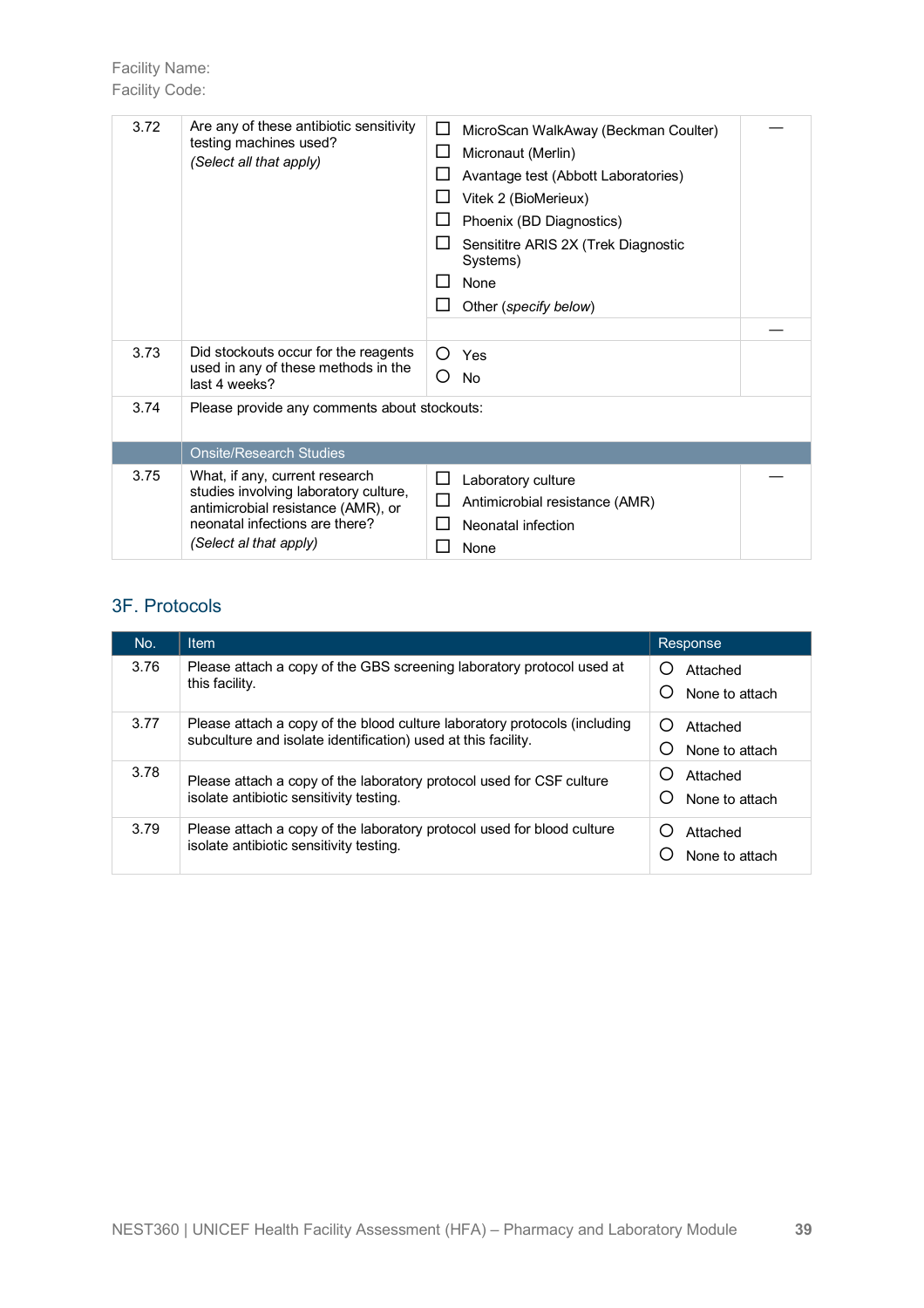Facility Name:
Facility Code:

| | | | |
|---|---|---|---|
| 3.72 | Are any of these antibiotic sensitivity testing machines used?<br>*(Select all that apply)* | ☐ MicroScan WalkAway (Beckman Coulter)<br>☐ Micronaut (Merlin)<br>☐ Avantage test (Abbott Laboratories)<br>☐ Vitek 2 (BioMerieux)<br>☐ Phoenix (BD Diagnostics)<br>☐ Sensititre ARIS 2X (Trek Diagnostic Systems)<br>☐ None<br>☐ Other (*specify below*) | — |
| | | | — |
| 3.73 | Did stockouts occur for the reagents used in any of these methods in the last 4 weeks? | ○ Yes<br>○ No | |
| 3.74 | Please provide any comments about stockouts: | | |
| | **Onsite/Research Studies** | | |
| 3.75 | What, if any, current research studies involving laboratory culture, antimicrobial resistance (AMR), or neonatal infections are there?<br>*(Select al that apply)* | ☐ Laboratory culture<br>☐ Antimicrobial resistance (AMR)<br>☐ Neonatal infection<br>☐ None | — |

## 3F. Protocols

| No. | Item | Response |
|---|---|---|
| 3.76 | Please attach a copy of the GBS screening laboratory protocol used at this facility. | ○ Attached<br>○ None to attach |
| 3.77 | Please attach a copy of the blood culture laboratory protocols (including subculture and isolate identification) used at this facility. | ○ Attached<br>○ None to attach |
| 3.78 | Please attach a copy of the laboratory protocol used for CSF culture isolate antibiotic sensitivity testing. | ○ Attached<br>○ None to attach |
| 3.79 | Please attach a copy of the laboratory protocol used for blood culture isolate antibiotic sensitivity testing. | ○ Attached<br>○ None to attach |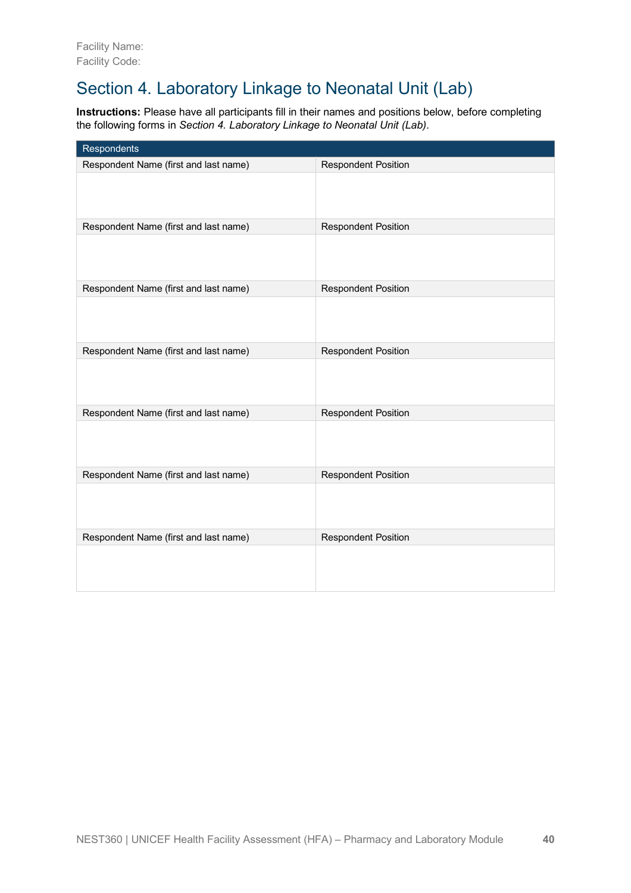Facility Name:
Facility Code:

# Section 4. Laboratory Linkage to Neonatal Unit (Lab)

**Instructions:** Please have all participants fill in their names and positions below, before completing the following forms in *Section 4. Laboratory Linkage to Neonatal Unit (Lab)*.

| Respondents | |
|---|---|
| Respondent Name (first and last name) | Respondent Position |
| | |
| Respondent Name (first and last name) | Respondent Position |
| | |
| Respondent Name (first and last name) | Respondent Position |
| | |
| Respondent Name (first and last name) | Respondent Position |
| | |
| Respondent Name (first and last name) | Respondent Position |
| | |
| Respondent Name (first and last name) | Respondent Position |
| | |
| Respondent Name (first and last name) | Respondent Position |
| | |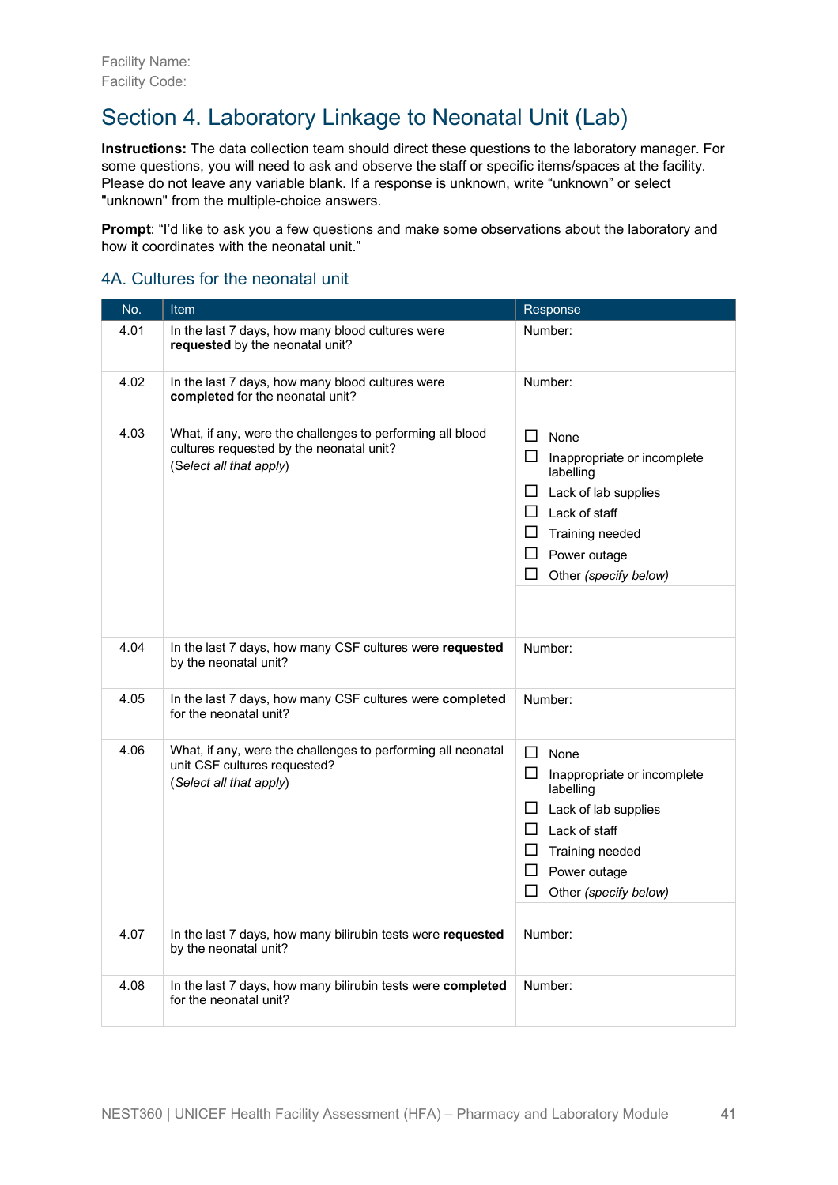Facility Name:
Facility Code:

# Section 4. Laboratory Linkage to Neonatal Unit (Lab)

**Instructions:** The data collection team should direct these questions to the laboratory manager. For some questions, you will need to ask and observe the staff or specific items/spaces at the facility. Please do not leave any variable blank. If a response is unknown, write "unknown" or select "unknown" from the multiple-choice answers.

**Prompt**: "I'd like to ask you a few questions and make some observations about the laboratory and how it coordinates with the neonatal unit."

## 4A. Cultures for the neonatal unit

| No. | Item | Response |
|---|---|---|
| 4.01 | In the last 7 days, how many blood cultures were **requested** by the neonatal unit? | Number: |
| 4.02 | In the last 7 days, how many blood cultures were **completed** for the neonatal unit? | Number: |
| 4.03 | What, if any, were the challenges to performing all blood cultures requested by the neonatal unit? (*Select all that apply*) | ☐ None<br>☐ Inappropriate or incomplete labelling<br>☐ Lack of lab supplies<br>☐ Lack of staff<br>☐ Training needed<br>☐ Power outage<br>☐ Other *(specify below)* |
| | | |
| 4.04 | In the last 7 days, how many CSF cultures were **requested** by the neonatal unit? | Number: |
| 4.05 | In the last 7 days, how many CSF cultures were **completed** for the neonatal unit? | Number: |
| 4.06 | What, if any, were the challenges to performing all neonatal unit CSF cultures requested? (*Select all that apply*) | ☐ None<br>☐ Inappropriate or incomplete labelling<br>☐ Lack of lab supplies<br>☐ Lack of staff<br>☐ Training needed<br>☐ Power outage<br>☐ Other *(specify below)* |
| | | |
| 4.07 | In the last 7 days, how many bilirubin tests were **requested** by the neonatal unit? | Number: |
| 4.08 | In the last 7 days, how many bilirubin tests were **completed** for the neonatal unit? | Number: |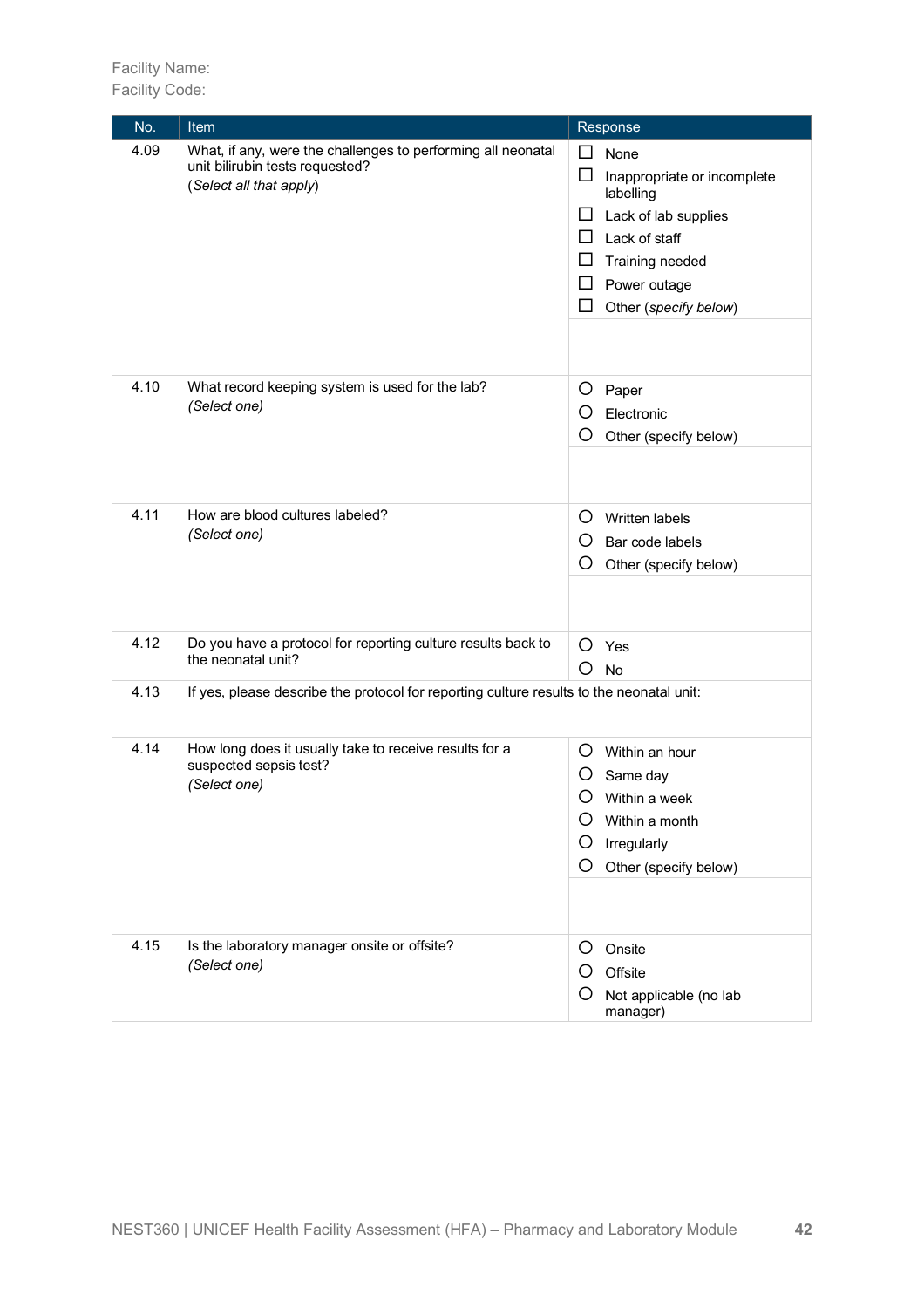Facility Name:
Facility Code:

| No. | Item | Response |
|---|---|---|
| 4.09 | What, if any, were the challenges to performing all neonatal unit bilirubin tests requested?<br>(*Select all that apply*) | ☐ None<br>☐ Inappropriate or incomplete labelling<br>☐ Lack of lab supplies<br>☐ Lack of staff<br>☐ Training needed<br>☐ Power outage<br>☐ Other (*specify below*) |
| | | |
| 4.10 | What record keeping system is used for the lab?<br>*(Select one)* | ○ Paper<br>○ Electronic<br>○ Other (specify below) |
| | | |
| 4.11 | How are blood cultures labeled?<br>*(Select one)* | ○ Written labels<br>○ Bar code labels<br>○ Other (specify below) |
| | | |
| 4.12 | Do you have a protocol for reporting culture results back to the neonatal unit? | ○ Yes<br>○ No |
| 4.13 | If yes, please describe the protocol for reporting culture results to the neonatal unit: | |
| 4.14 | How long does it usually take to receive results for a suspected sepsis test?<br>*(Select one)* | ○ Within an hour<br>○ Same day<br>○ Within a week<br>○ Within a month<br>○ Irregularly<br>○ Other (specify below) |
| | | |
| 4.15 | Is the laboratory manager onsite or offsite?<br>*(Select one)* | ○ Onsite<br>○ Offsite<br>○ Not applicable (no lab manager) |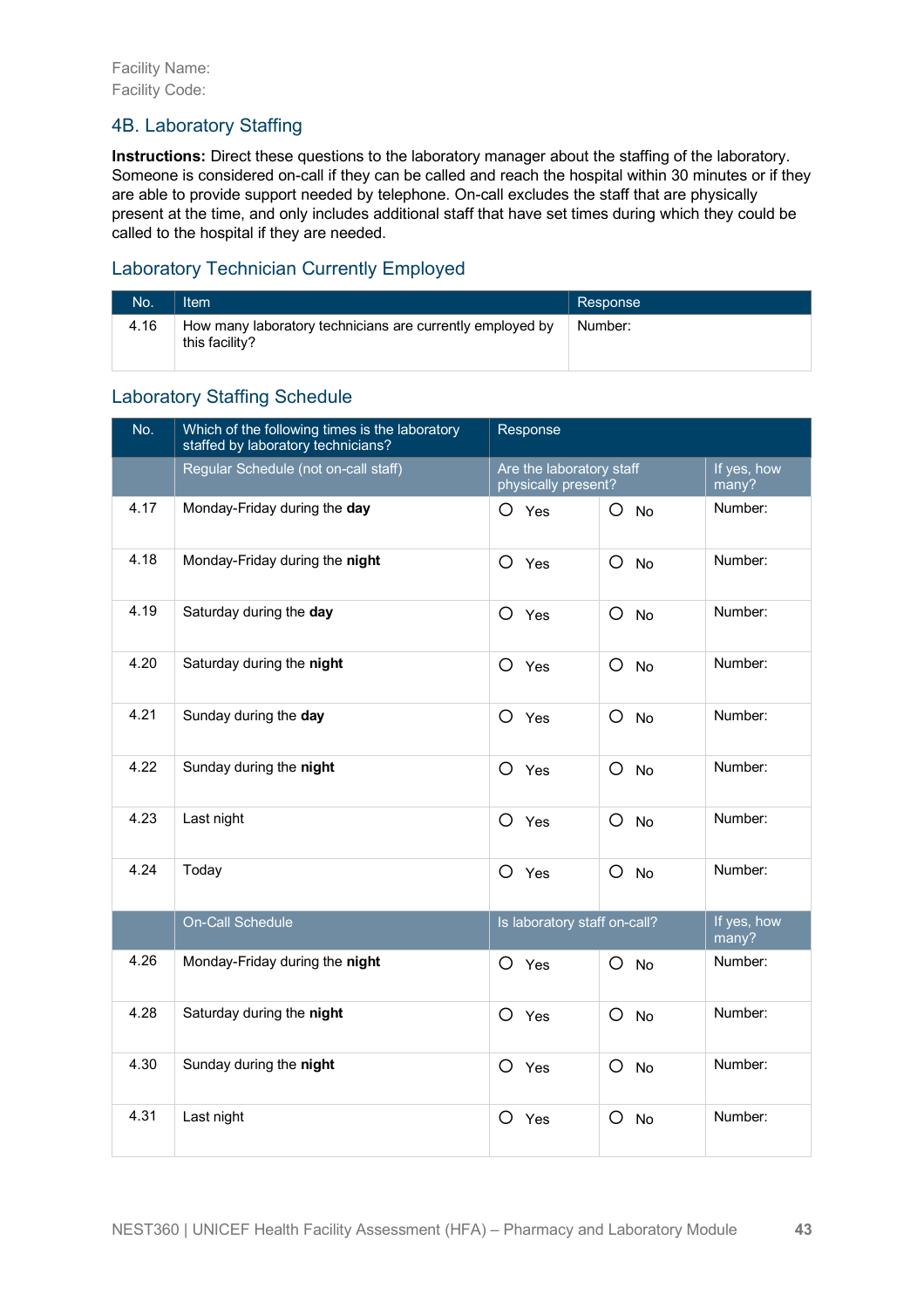Facility Name:
Facility Code:

## 4B. Laboratory Staffing

**Instructions:** Direct these questions to the laboratory manager about the staffing of the laboratory. Someone is considered on-call if they can be called and reach the hospital within 30 minutes or if they are able to provide support needed by telephone. On-call excludes the staff that are physically present at the time, and only includes additional staff that have set times during which they could be called to the hospital if they are needed.

### Laboratory Technician Currently Employed

| No. | Item | Response |
|---|---|---|
| 4.16 | How many laboratory technicians are currently employed by this facility? | Number: |

### Laboratory Staffing Schedule

| No. | Which of the following times is the laboratory staffed by laboratory technicians? | Response | | |
|---|---|---|---|---|
| | Regular Schedule (not on-call staff) | Are the laboratory staff physically present? | | If yes, how many? |
| 4.17 | Monday-Friday during the **day** | ○ Yes | ○ No | Number: |
| 4.18 | Monday-Friday during the **night** | ○ Yes | ○ No | Number: |
| 4.19 | Saturday during the **day** | ○ Yes | ○ No | Number: |
| 4.20 | Saturday during the **night** | ○ Yes | ○ No | Number: |
| 4.21 | Sunday during the **day** | ○ Yes | ○ No | Number: |
| 4.22 | Sunday during the **night** | ○ Yes | ○ No | Number: |
| 4.23 | Last night | ○ Yes | ○ No | Number: |
| 4.24 | Today | ○ Yes | ○ No | Number: |
| | On-Call Schedule | Is laboratory staff on-call? | | If yes, how many? |
| 4.26 | Monday-Friday during the **night** | ○ Yes | ○ No | Number: |
| 4.28 | Saturday during the **night** | ○ Yes | ○ No | Number: |
| 4.30 | Sunday during the **night** | ○ Yes | ○ No | Number: |
| 4.31 | Last night | ○ Yes | ○ No | Number: |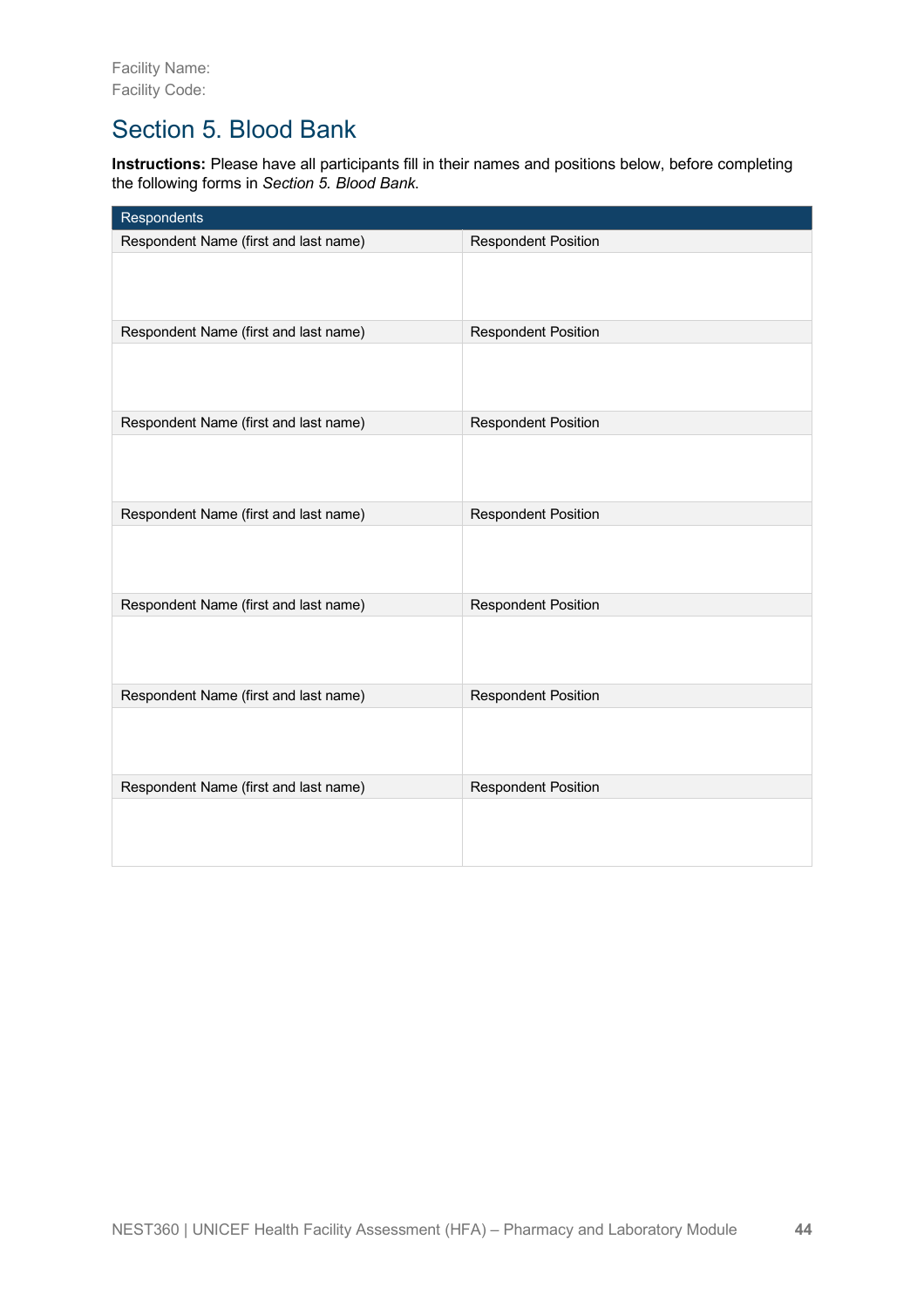Facility Name:
Facility Code:

## Section 5. Blood Bank

**Instructions:** Please have all participants fill in their names and positions below, before completing the following forms in *Section 5. Blood Bank*.

| Respondents | |
|---|---|
| Respondent Name (first and last name) | Respondent Position |
| | |
| Respondent Name (first and last name) | Respondent Position |
| | |
| Respondent Name (first and last name) | Respondent Position |
| | |
| Respondent Name (first and last name) | Respondent Position |
| | |
| Respondent Name (first and last name) | Respondent Position |
| | |
| Respondent Name (first and last name) | Respondent Position |
| | |
| Respondent Name (first and last name) | Respondent Position |
| | |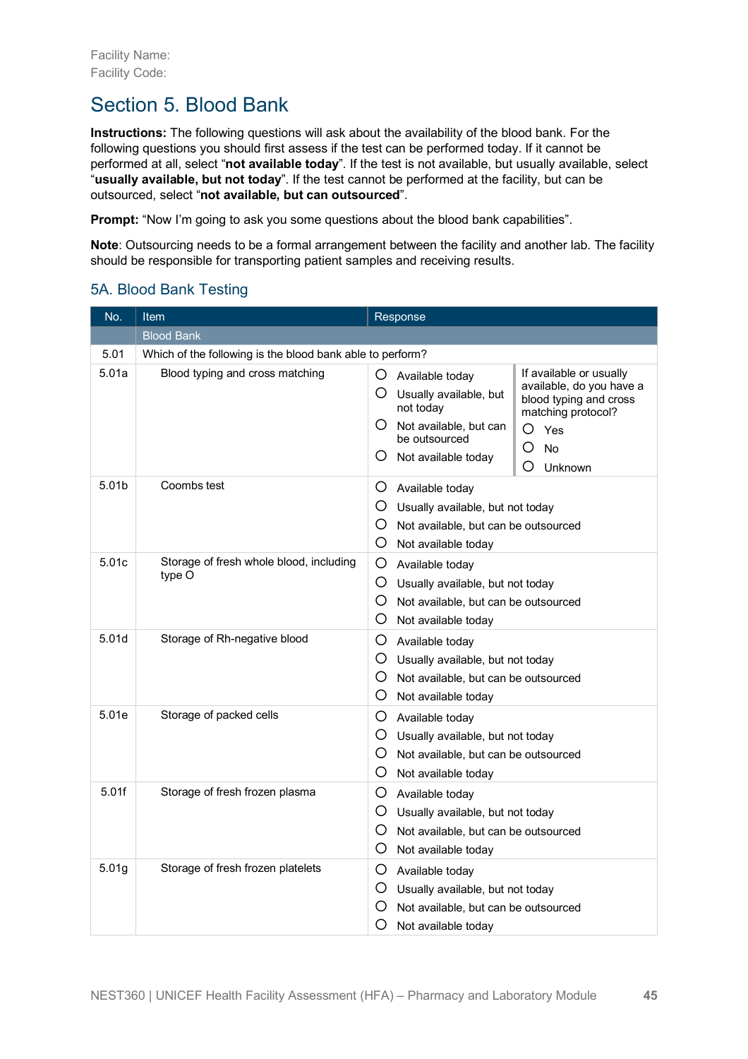Facility Name:
Facility Code:

# Section 5. Blood Bank

**Instructions:** The following questions will ask about the availability of the blood bank. For the following questions you should first assess if the test can be performed today. If it cannot be performed at all, select "**not available today**". If the test is not available, but usually available, select "**usually available, but not today**". If the test cannot be performed at the facility, but can be outsourced, select "**not available, but can outsourced**".

**Prompt:** "Now I'm going to ask you some questions about the blood bank capabilities".

**Note**: Outsourcing needs to be a formal arrangement between the facility and another lab. The facility should be responsible for transporting patient samples and receiving results.

## 5A. Blood Bank Testing

| No. | Item | Response | |
|---|---|---|---|
| | Blood Bank | | |
| 5.01 | Which of the following is the blood bank able to perform? | | |
| 5.01a | Blood typing and cross matching | ○ Available today<br>○ Usually available, but not today<br>○ Not available, but can be outsourced<br>○ Not available today | If available or usually available, do you have a blood typing and cross matching protocol?<br>○ Yes<br>○ No<br>○ Unknown |
| 5.01b | Coombs test | ○ Available today<br>○ Usually available, but not today<br>○ Not available, but can be outsourced<br>○ Not available today | |
| 5.01c | Storage of fresh whole blood, including type O | ○ Available today<br>○ Usually available, but not today<br>○ Not available, but can be outsourced<br>○ Not available today | |
| 5.01d | Storage of Rh-negative blood | ○ Available today<br>○ Usually available, but not today<br>○ Not available, but can be outsourced<br>○ Not available today | |
| 5.01e | Storage of packed cells | ○ Available today<br>○ Usually available, but not today<br>○ Not available, but can be outsourced<br>○ Not available today | |
| 5.01f | Storage of fresh frozen plasma | ○ Available today<br>○ Usually available, but not today<br>○ Not available, but can be outsourced<br>○ Not available today | |
| 5.01g | Storage of fresh frozen platelets | ○ Available today<br>○ Usually available, but not today<br>○ Not available, but can be outsourced<br>○ Not available today | |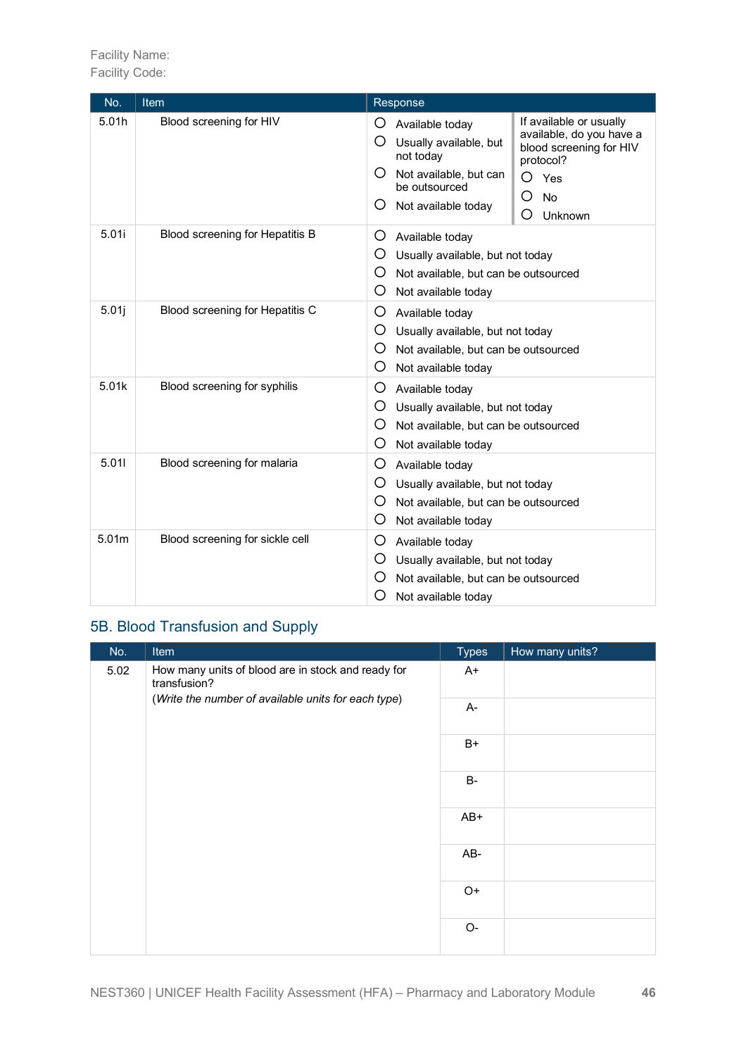Facility Name:
Facility Code:

| No. | Item | Response | |
|---|---|---|---|
| 5.01h | Blood screening for HIV | ○ Available today<br>○ Usually available, but not today<br>○ Not available, but can be outsourced<br>○ Not available today | If available or usually available, do you have a blood screening for HIV protocol?<br>○ Yes<br>○ No<br>○ Unknown |
| 5.01i | Blood screening for Hepatitis B | ○ Available today<br>○ Usually available, but not today<br>○ Not available, but can be outsourced<br>○ Not available today | |
| 5.01j | Blood screening for Hepatitis C | ○ Available today<br>○ Usually available, but not today<br>○ Not available, but can be outsourced<br>○ Not available today | |
| 5.01k | Blood screening for syphilis | ○ Available today<br>○ Usually available, but not today<br>○ Not available, but can be outsourced<br>○ Not available today | |
| 5.01l | Blood screening for malaria | ○ Available today<br>○ Usually available, but not today<br>○ Not available, but can be outsourced<br>○ Not available today | |
| 5.01m | Blood screening for sickle cell | ○ Available today<br>○ Usually available, but not today<br>○ Not available, but can be outsourced<br>○ Not available today | |

## 5B. Blood Transfusion and Supply

| No. | Item | Types | How many units? |
|---|---|---|---|
| 5.02 | How many units of blood are in stock and ready for transfusion?<br>(*Write the number of available units for each type*) | A+ | |
| | | A- | |
| | | B+ | |
| | | B- | |
| | | AB+ | |
| | | AB- | |
| | | O+ | |
| | | O- | |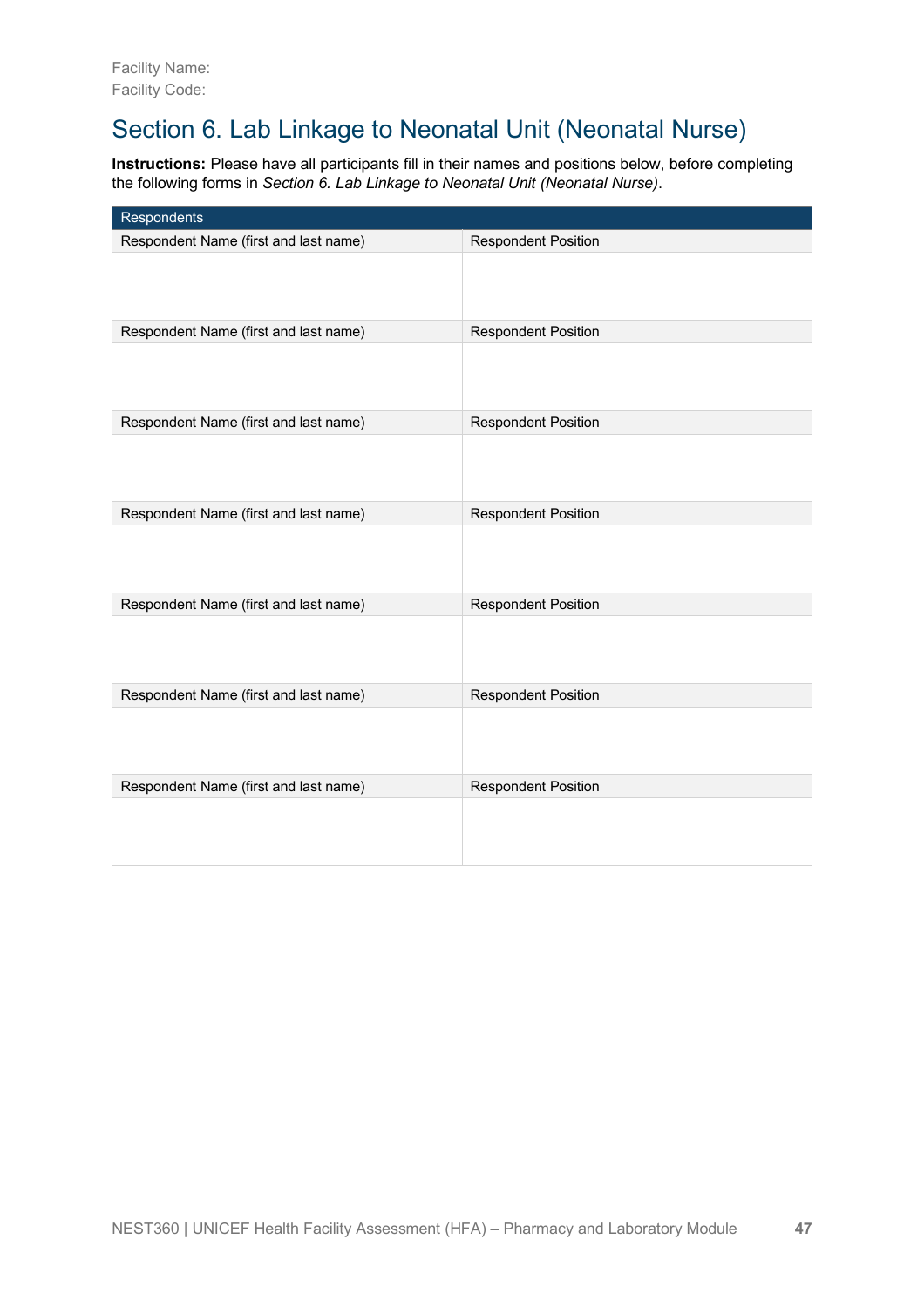Facility Name:
Facility Code:

# Section 6. Lab Linkage to Neonatal Unit (Neonatal Nurse)

**Instructions:** Please have all participants fill in their names and positions below, before completing the following forms in *Section 6. Lab Linkage to Neonatal Unit (Neonatal Nurse)*.

| Respondents | |
|---|---|
| Respondent Name (first and last name) | Respondent Position |
| | |
| Respondent Name (first and last name) | Respondent Position |
| | |
| Respondent Name (first and last name) | Respondent Position |
| | |
| Respondent Name (first and last name) | Respondent Position |
| | |
| Respondent Name (first and last name) | Respondent Position |
| | |
| Respondent Name (first and last name) | Respondent Position |
| | |
| Respondent Name (first and last name) | Respondent Position |
| | |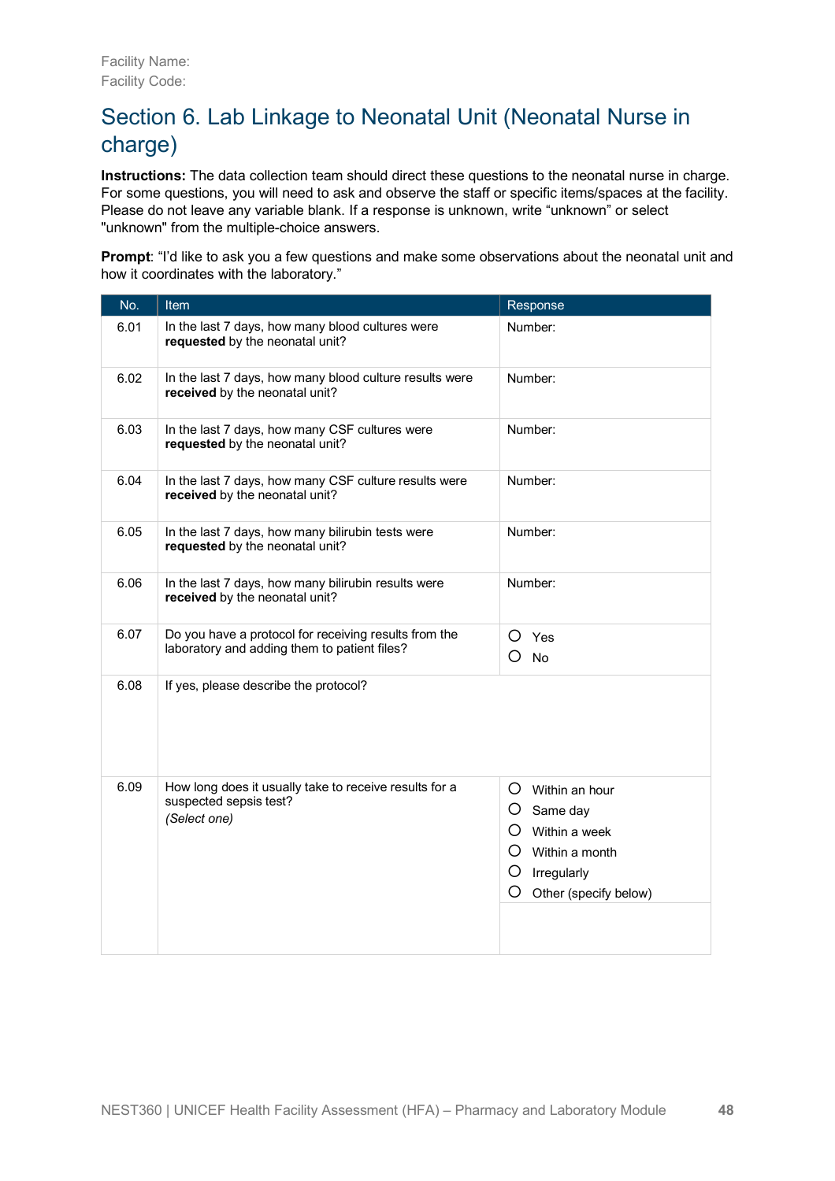Facility Name:
Facility Code:

## Section 6. Lab Linkage to Neonatal Unit (Neonatal Nurse in charge)

**Instructions:** The data collection team should direct these questions to the neonatal nurse in charge. For some questions, you will need to ask and observe the staff or specific items/spaces at the facility. Please do not leave any variable blank. If a response is unknown, write "unknown" or select "unknown" from the multiple-choice answers.

**Prompt**: "I'd like to ask you a few questions and make some observations about the neonatal unit and how it coordinates with the laboratory."

| No. | Item | Response |
|---|---|---|
| 6.01 | In the last 7 days, how many blood cultures were **requested** by the neonatal unit? | Number: |
| 6.02 | In the last 7 days, how many blood culture results were **received** by the neonatal unit? | Number: |
| 6.03 | In the last 7 days, how many CSF cultures were **requested** by the neonatal unit? | Number: |
| 6.04 | In the last 7 days, how many CSF culture results were **received** by the neonatal unit? | Number: |
| 6.05 | In the last 7 days, how many bilirubin tests were **requested** by the neonatal unit? | Number: |
| 6.06 | In the last 7 days, how many bilirubin results were **received** by the neonatal unit? | Number: |
| 6.07 | Do you have a protocol for receiving results from the laboratory and adding them to patient files? | ○ Yes<br>○ No |
| 6.08 | If yes, please describe the protocol? | |
| 6.09 | How long does it usually take to receive results for a suspected sepsis test?<br>*(Select one)* | ○ Within an hour<br>○ Same day<br>○ Within a week<br>○ Within a month<br>○ Irregularly<br>○ Other (specify below) |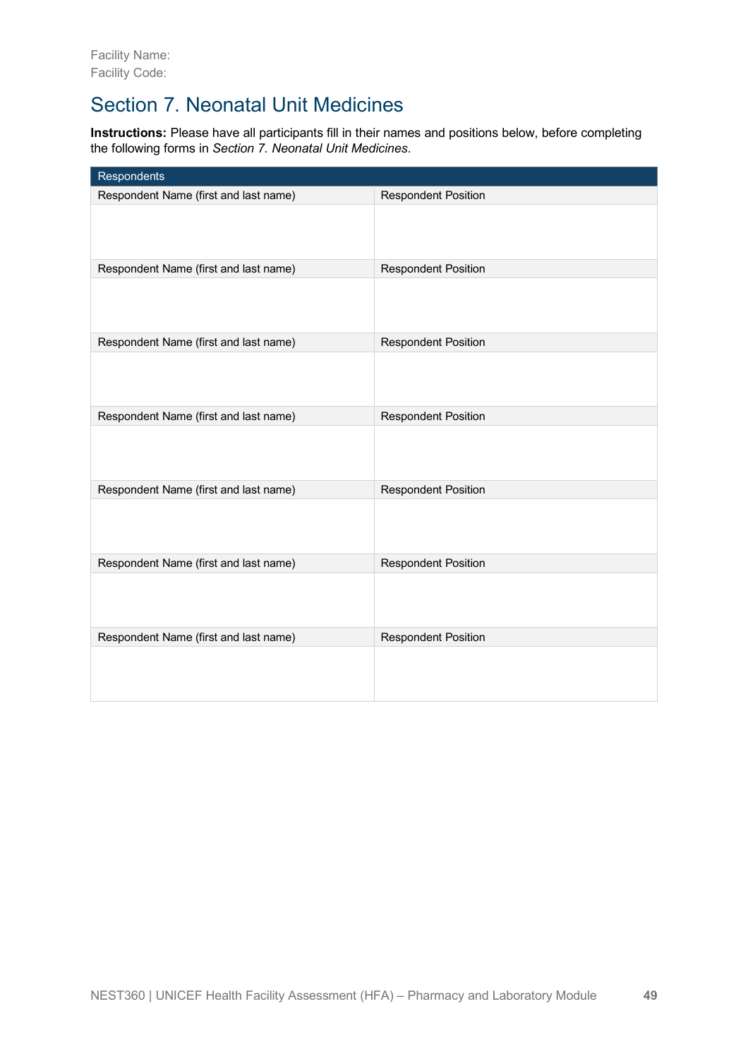Facility Name:
Facility Code:

## Section 7. Neonatal Unit Medicines

**Instructions:** Please have all participants fill in their names and positions below, before completing the following forms in *Section 7. Neonatal Unit Medicines*.

| Respondents | |
|---|---|
| Respondent Name (first and last name) | Respondent Position |
| | |
| Respondent Name (first and last name) | Respondent Position |
| | |
| Respondent Name (first and last name) | Respondent Position |
| | |
| Respondent Name (first and last name) | Respondent Position |
| | |
| Respondent Name (first and last name) | Respondent Position |
| | |
| Respondent Name (first and last name) | Respondent Position |
| | |
| Respondent Name (first and last name) | Respondent Position |
| | |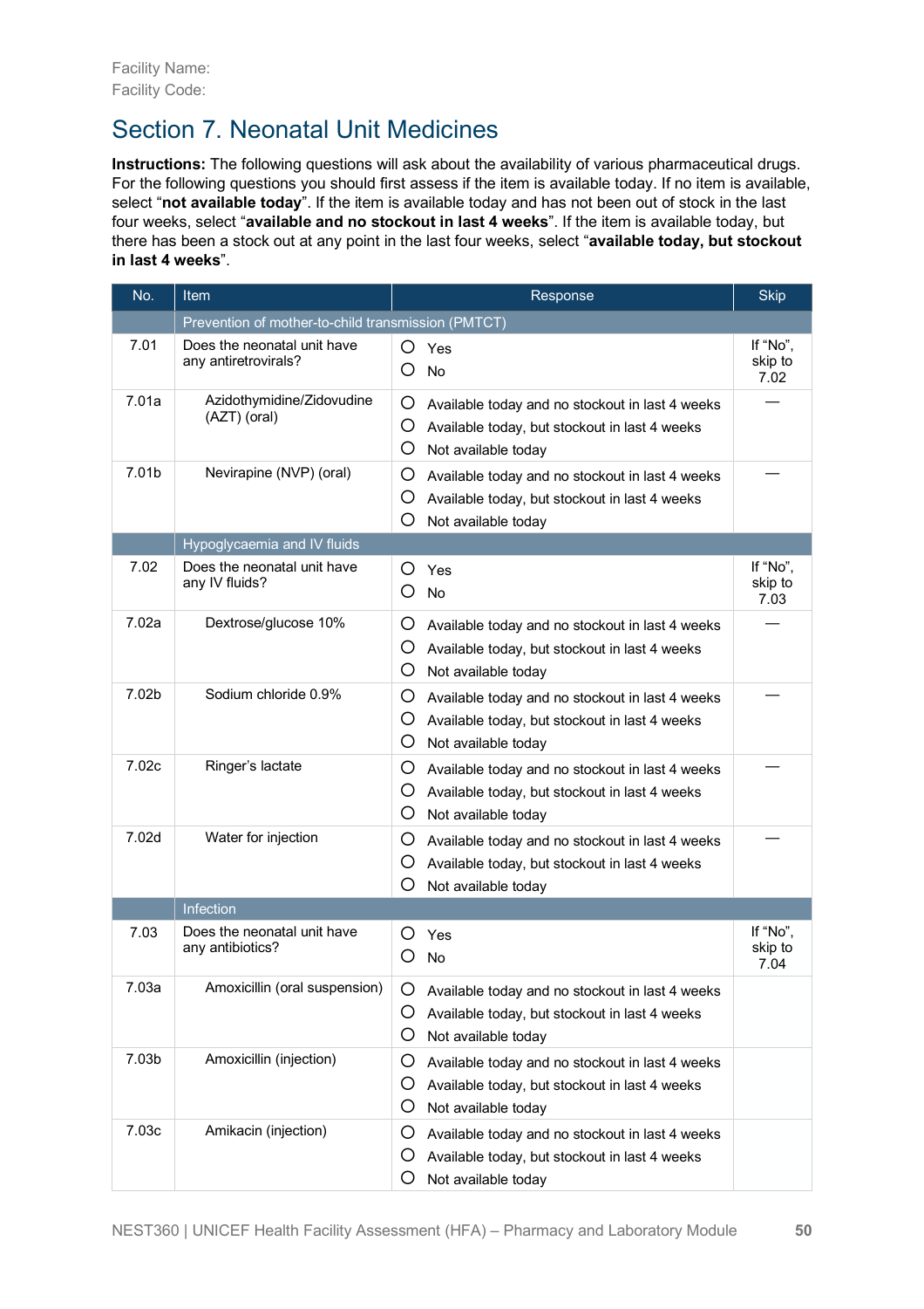Facility Name:
Facility Code:

# Section 7. Neonatal Unit Medicines

**Instructions:** The following questions will ask about the availability of various pharmaceutical drugs. For the following questions you should first assess if the item is available today. If no item is available, select "**not available today**". If the item is available today and has not been out of stock in the last four weeks, select "**available and no stockout in last 4 weeks**". If the item is available today, but there has been a stock out at any point in the last four weeks, select "**available today, but stockout in last 4 weeks**".

| No. | Item | Response | Skip |
|---|---|---|---|
| | Prevention of mother-to-child transmission (PMTCT) | | |
| 7.01 | Does the neonatal unit have any antiretrovirals? | ○ Yes<br>○ No | If "No", skip to 7.02 |
| 7.01a | Azidothymidine/Zidovudine (AZT) (oral) | ○ Available today and no stockout in last 4 weeks<br>○ Available today, but stockout in last 4 weeks<br>○ Not available today | — |
| 7.01b | Nevirapine (NVP) (oral) | ○ Available today and no stockout in last 4 weeks<br>○ Available today, but stockout in last 4 weeks<br>○ Not available today | — |
| | Hypoglycaemia and IV fluids | | |
| 7.02 | Does the neonatal unit have any IV fluids? | ○ Yes<br>○ No | If "No", skip to 7.03 |
| 7.02a | Dextrose/glucose 10% | ○ Available today and no stockout in last 4 weeks<br>○ Available today, but stockout in last 4 weeks<br>○ Not available today | — |
| 7.02b | Sodium chloride 0.9% | ○ Available today and no stockout in last 4 weeks<br>○ Available today, but stockout in last 4 weeks<br>○ Not available today | — |
| 7.02c | Ringer's lactate | ○ Available today and no stockout in last 4 weeks<br>○ Available today, but stockout in last 4 weeks<br>○ Not available today | — |
| 7.02d | Water for injection | ○ Available today and no stockout in last 4 weeks<br>○ Available today, but stockout in last 4 weeks<br>○ Not available today | — |
| | Infection | | |
| 7.03 | Does the neonatal unit have any antibiotics? | ○ Yes<br>○ No | If "No", skip to 7.04 |
| 7.03a | Amoxicillin (oral suspension) | ○ Available today and no stockout in last 4 weeks<br>○ Available today, but stockout in last 4 weeks<br>○ Not available today | |
| 7.03b | Amoxicillin (injection) | ○ Available today and no stockout in last 4 weeks<br>○ Available today, but stockout in last 4 weeks<br>○ Not available today | |
| 7.03c | Amikacin (injection) | ○ Available today and no stockout in last 4 weeks<br>○ Available today, but stockout in last 4 weeks<br>○ Not available today | |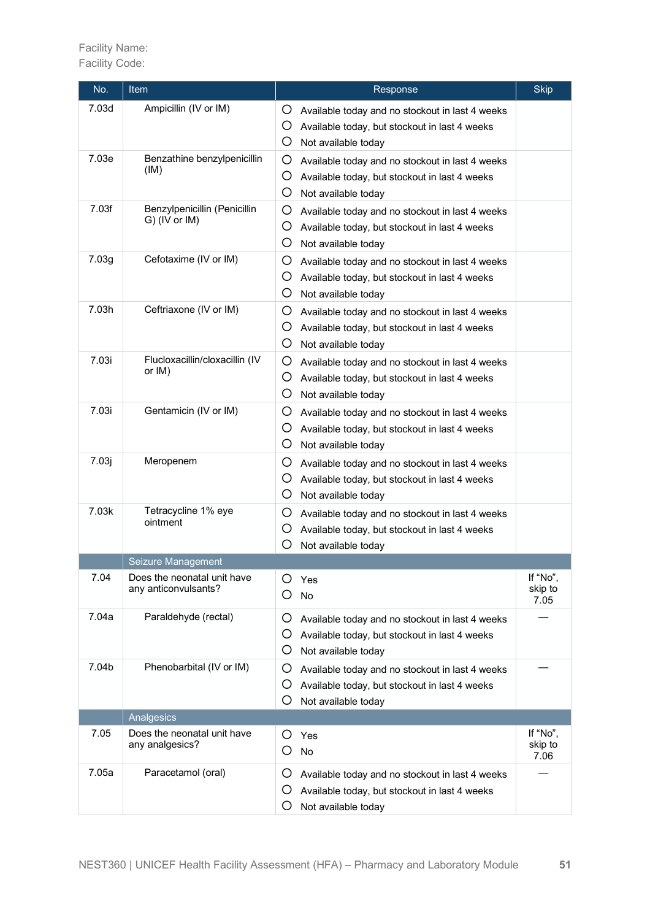Facility Name:
Facility Code:

| No. | Item | Response | Skip |
|---|---|---|---|
| 7.03d | Ampicillin (IV or IM) | ○ Available today and no stockout in last 4 weeks<br>○ Available today, but stockout in last 4 weeks<br>○ Not available today | |
| 7.03e | Benzathine benzylpenicillin (IM) | ○ Available today and no stockout in last 4 weeks<br>○ Available today, but stockout in last 4 weeks<br>○ Not available today | |
| 7.03f | Benzylpenicillin (Penicillin G) (IV or IM) | ○ Available today and no stockout in last 4 weeks<br>○ Available today, but stockout in last 4 weeks<br>○ Not available today | |
| 7.03g | Cefotaxime (IV or IM) | ○ Available today and no stockout in last 4 weeks<br>○ Available today, but stockout in last 4 weeks<br>○ Not available today | |
| 7.03h | Ceftriaxone (IV or IM) | ○ Available today and no stockout in last 4 weeks<br>○ Available today, but stockout in last 4 weeks<br>○ Not available today | |
| 7.03i | Flucloxacillin/cloxacillin (IV or IM) | ○ Available today and no stockout in last 4 weeks<br>○ Available today, but stockout in last 4 weeks<br>○ Not available today | |
| 7.03i | Gentamicin (IV or IM) | ○ Available today and no stockout in last 4 weeks<br>○ Available today, but stockout in last 4 weeks<br>○ Not available today | |
| 7.03j | Meropenem | ○ Available today and no stockout in last 4 weeks<br>○ Available today, but stockout in last 4 weeks<br>○ Not available today | |
| 7.03k | Tetracycline 1% eye ointment | ○ Available today and no stockout in last 4 weeks<br>○ Available today, but stockout in last 4 weeks<br>○ Not available today | |
| | **Seizure Management** | | |
| 7.04 | Does the neonatal unit have any anticonvulsants? | ○ Yes<br>○ No | If "No", skip to 7.05 |
| 7.04a | Paraldehyde (rectal) | ○ Available today and no stockout in last 4 weeks<br>○ Available today, but stockout in last 4 weeks<br>○ Not available today | — |
| 7.04b | Phenobarbital (IV or IM) | ○ Available today and no stockout in last 4 weeks<br>○ Available today, but stockout in last 4 weeks<br>○ Not available today | — |
| | **Analgesics** | | |
| 7.05 | Does the neonatal unit have any analgesics? | ○ Yes<br>○ No | If "No", skip to 7.06 |
| 7.05a | Paracetamol (oral) | ○ Available today and no stockout in last 4 weeks<br>○ Available today, but stockout in last 4 weeks<br>○ Not available today | — |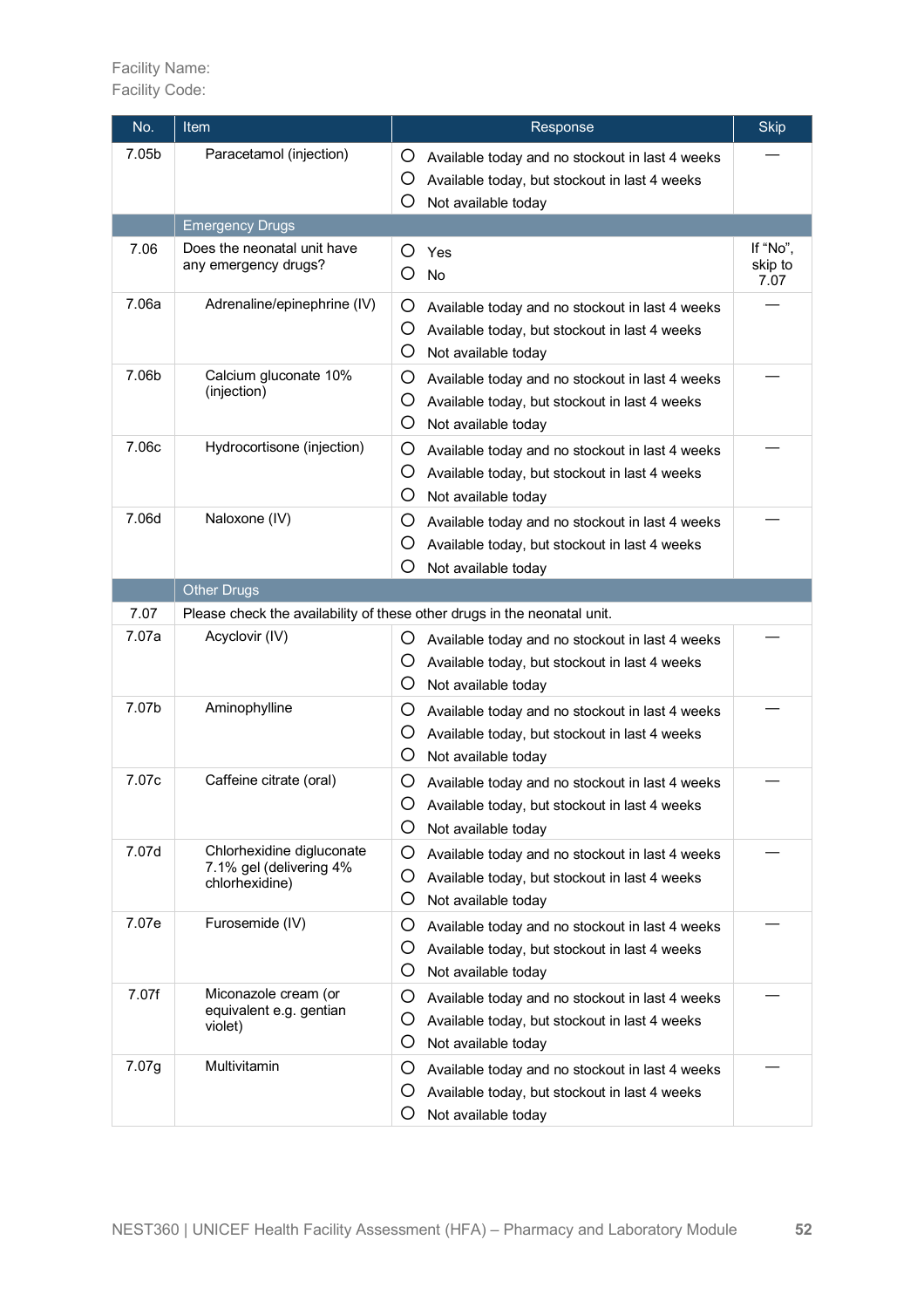Facility Name:
Facility Code:

| No. | Item | Response | Skip |
|---|---|---|---|
| 7.05b | Paracetamol (injection) | ○ Available today and no stockout in last 4 weeks<br>○ Available today, but stockout in last 4 weeks<br>○ Not available today | — |
| | **Emergency Drugs** | | |
| 7.06 | Does the neonatal unit have any emergency drugs? | ○ Yes<br>○ No | If "No", skip to 7.07 |
| 7.06a | Adrenaline/epinephrine (IV) | ○ Available today and no stockout in last 4 weeks<br>○ Available today, but stockout in last 4 weeks<br>○ Not available today | — |
| 7.06b | Calcium gluconate 10% (injection) | ○ Available today and no stockout in last 4 weeks<br>○ Available today, but stockout in last 4 weeks<br>○ Not available today | — |
| 7.06c | Hydrocortisone (injection) | ○ Available today and no stockout in last 4 weeks<br>○ Available today, but stockout in last 4 weeks<br>○ Not available today | — |
| 7.06d | Naloxone (IV) | ○ Available today and no stockout in last 4 weeks<br>○ Available today, but stockout in last 4 weeks<br>○ Not available today | — |
| | **Other Drugs** | | |
| 7.07 | Please check the availability of these other drugs in the neonatal unit. | | |
| 7.07a | Acyclovir (IV) | ○ Available today and no stockout in last 4 weeks<br>○ Available today, but stockout in last 4 weeks<br>○ Not available today | — |
| 7.07b | Aminophylline | ○ Available today and no stockout in last 4 weeks<br>○ Available today, but stockout in last 4 weeks<br>○ Not available today | — |
| 7.07c | Caffeine citrate (oral) | ○ Available today and no stockout in last 4 weeks<br>○ Available today, but stockout in last 4 weeks<br>○ Not available today | — |
| 7.07d | Chlorhexidine digluconate 7.1% gel (delivering 4% chlorhexidine) | ○ Available today and no stockout in last 4 weeks<br>○ Available today, but stockout in last 4 weeks<br>○ Not available today | — |
| 7.07e | Furosemide (IV) | ○ Available today and no stockout in last 4 weeks<br>○ Available today, but stockout in last 4 weeks<br>○ Not available today | — |
| 7.07f | Miconazole cream (or equivalent e.g. gentian violet) | ○ Available today and no stockout in last 4 weeks<br>○ Available today, but stockout in last 4 weeks<br>○ Not available today | — |
| 7.07g | Multivitamin | ○ Available today and no stockout in last 4 weeks<br>○ Available today, but stockout in last 4 weeks<br>○ Not available today | — |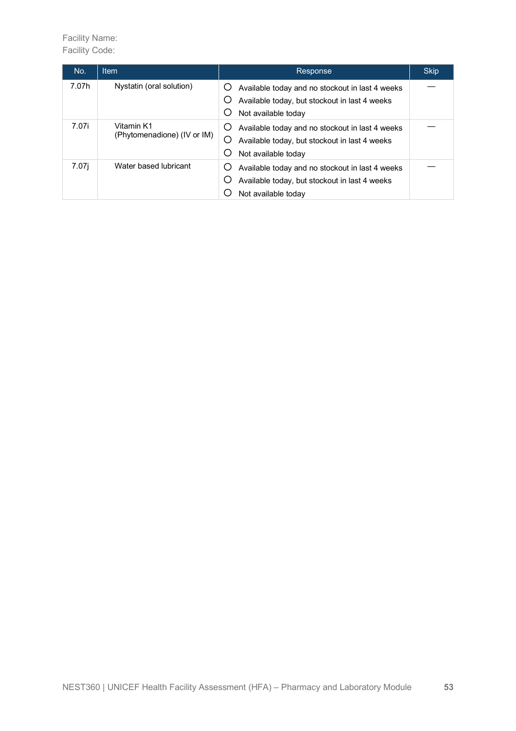Facility Name:
Facility Code:

| No. | Item | Response | Skip |
|---|---|---|---|
| 7.07h | Nystatin (oral solution) | ○ Available today and no stockout in last 4 weeks<br>○ Available today, but stockout in last 4 weeks<br>○ Not available today | — |
| 7.07i | Vitamin K1 (Phytomenadione) (IV or IM) | ○ Available today and no stockout in last 4 weeks<br>○ Available today, but stockout in last 4 weeks<br>○ Not available today | — |
| 7.07j | Water based lubricant | ○ Available today and no stockout in last 4 weeks<br>○ Available today, but stockout in last 4 weeks<br>○ Not available today | — |